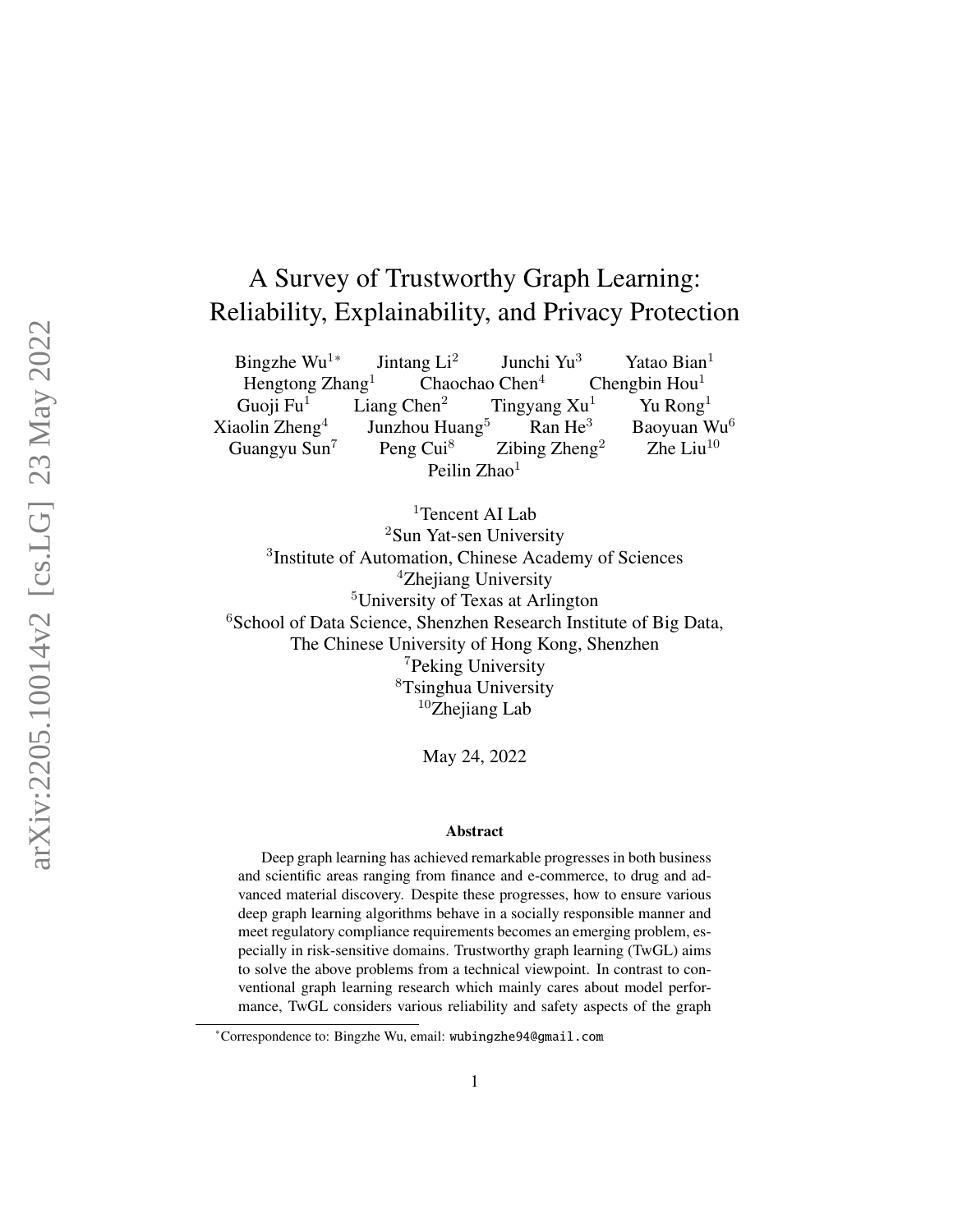# A Survey of Trustworthy Graph Learning: Reliability, Explainability, and Privacy Protection

Bingzhe Wu[1*] Jintang Li[2] Junchi Yu[3] Yatao Bian[1]
Hengtong Zhang[1] Chaochao Chen[4] Chengbin Hou[1]
Guoji Fu[1] Liang Chen[2] Tingyang Xu[1] Yu Rong[1]
Xiaolin Zheng[4] Junzhou Huang[5] Ran He[3] Baoyuan Wu[6]
Guangyu Sun[7] Peng Cui[8] Zibing Zheng[2] Zhe Liu[10]
Peilin Zhao[1]

[1]Tencent AI Lab
[2]Sun Yat-sen University
[3]Institute of Automation, Chinese Academy of Sciences
[4]Zhejiang University
[5]University of Texas at Arlington
[6]School of Data Science, Shenzhen Research Institute of Big Data, The Chinese University of Hong Kong, Shenzhen
[7]Peking University
[8]Tsinghua University
[10]Zhejiang Lab

May 24, 2022

**Abstract**

Deep graph learning has achieved remarkable progresses in both business and scientific areas ranging from finance and e-commerce, to drug and advanced material discovery. Despite these progresses, how to ensure various deep graph learning algorithms behave in a socially responsible manner and meet regulatory compliance requirements becomes an emerging problem, especially in risk-sensitive domains. Trustworthy graph learning (TwGL) aims to solve the above problems from a technical viewpoint. In contrast to conventional graph learning research which mainly cares about model performance, TwGL considers various reliability and safety aspects of the graph

[*]Correspondence to: Bingzhe Wu, email: wubingzhe94@gmail.com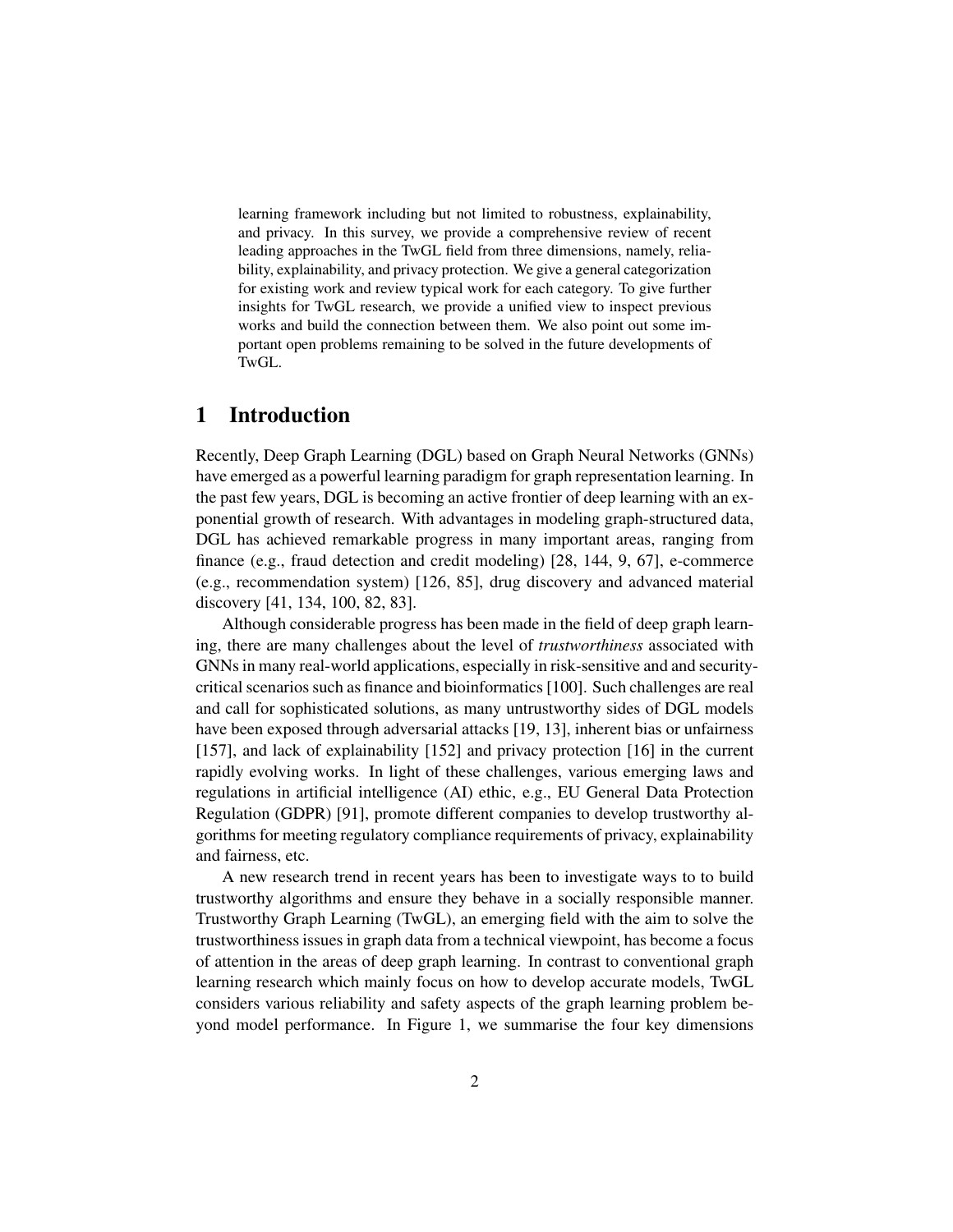learning framework including but not limited to robustness, explainability, and privacy. In this survey, we provide a comprehensive review of recent leading approaches in the TwGL field from three dimensions, namely, reliability, explainability, and privacy protection. We give a general categorization for existing work and review typical work for each category. To give further insights for TwGL research, we provide a unified view to inspect previous works and build the connection between them. We also point out some important open problems remaining to be solved in the future developments of TwGL.

# 1 Introduction

Recently, Deep Graph Learning (DGL) based on Graph Neural Networks (GNNs) have emerged as a powerful learning paradigm for graph representation learning. In the past few years, DGL is becoming an active frontier of deep learning with an exponential growth of research. With advantages in modeling graph-structured data, DGL has achieved remarkable progress in many important areas, ranging from finance (e.g., fraud detection and credit modeling) [28, 144, 9, 67], e-commerce (e.g., recommendation system) [126, 85], drug discovery and advanced material discovery [41, 134, 100, 82, 83].

Although considerable progress has been made in the field of deep graph learning, there are many challenges about the level of *trustworthiness* associated with GNNs in many real-world applications, especially in risk-sensitive and and security-critical scenarios such as finance and bioinformatics [100]. Such challenges are real and call for sophisticated solutions, as many untrustworthy sides of DGL models have been exposed through adversarial attacks [19, 13], inherent bias or unfairness [157], and lack of explainability [152] and privacy protection [16] in the current rapidly evolving works. In light of these challenges, various emerging laws and regulations in artificial intelligence (AI) ethic, e.g., EU General Data Protection Regulation (GDPR) [91], promote different companies to develop trustworthy algorithms for meeting regulatory compliance requirements of privacy, explainability and fairness, etc.

A new research trend in recent years has been to investigate ways to to build trustworthy algorithms and ensure they behave in a socially responsible manner. Trustworthy Graph Learning (TwGL), an emerging field with the aim to solve the trustworthiness issues in graph data from a technical viewpoint, has become a focus of attention in the areas of deep graph learning. In contrast to conventional graph learning research which mainly focus on how to develop accurate models, TwGL considers various reliability and safety aspects of the graph learning problem beyond model performance. In Figure 1, we summarise the four key dimensions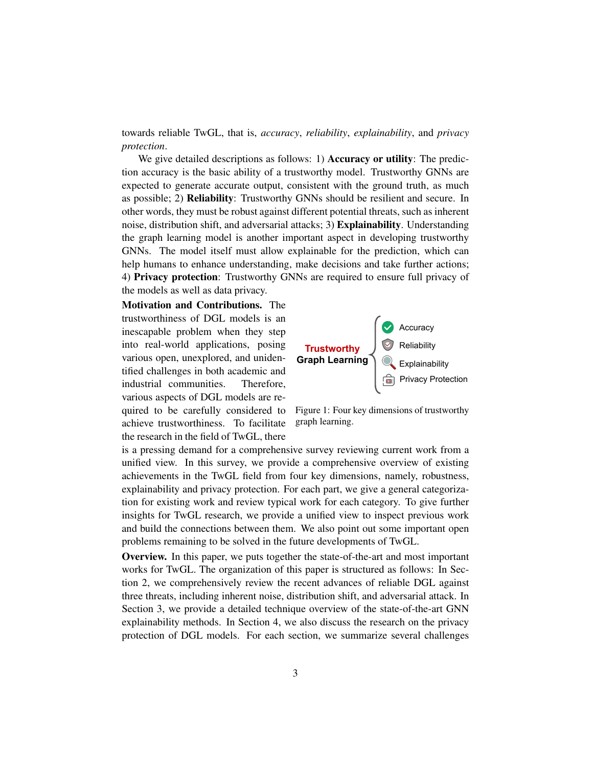towards reliable TwGL, that is, *accuracy*, *reliability*, *explainability*, and *privacy protection*.

We give detailed descriptions as follows: 1) **Accuracy or utility**: The prediction accuracy is the basic ability of a trustworthy model. Trustworthy GNNs are expected to generate accurate output, consistent with the ground truth, as much as possible; 2) **Reliability**: Trustworthy GNNs should be resilient and secure. In other words, they must be robust against different potential threats, such as inherent noise, distribution shift, and adversarial attacks; 3) **Explainability**. Understanding the graph learning model is another important aspect in developing trustworthy GNNs. The model itself must allow explainable for the prediction, which can help humans to enhance understanding, make decisions and take further actions; 4) **Privacy protection**: Trustworthy GNNs are required to ensure full privacy of the models as well as data privacy.

**Motivation and Contributions.** The trustworthiness of DGL models is an inescapable problem when they step into real-world applications, posing various open, unexplored, and unidentified challenges in both academic and industrial communities. Therefore, various aspects of DGL models are required to be carefully considered to achieve trustworthiness. To facilitate the research in the field of TwGL, there is a pressing demand for a comprehensive survey reviewing current work from a unified view. In this survey, we provide a comprehensive overview of existing achievements in the TwGL field from four key dimensions, namely, robustness, explainability and privacy protection. For each part, we give a general categorization for existing work and review typical work for each category. To give further insights for TwGL research, we provide a unified view to inspect previous work and build the connections between them. We also point out some important open problems remaining to be solved in the future developments of TwGL.

Trustworthy Graph Learning: Accuracy, Reliability, Explainability, Privacy Protection

Figure 1: Four key dimensions of trustworthy graph learning.

**Overview.** In this paper, we puts together the state-of-the-art and most important works for TwGL. The organization of this paper is structured as follows: In Section 2, we comprehensively review the recent advances of reliable DGL against three threats, including inherent noise, distribution shift, and adversarial attack. In Section 3, we provide a detailed technique overview of the state-of-the-art GNN explainability methods. In Section 4, we also discuss the research on the privacy protection of DGL models. For each section, we summarize several challenges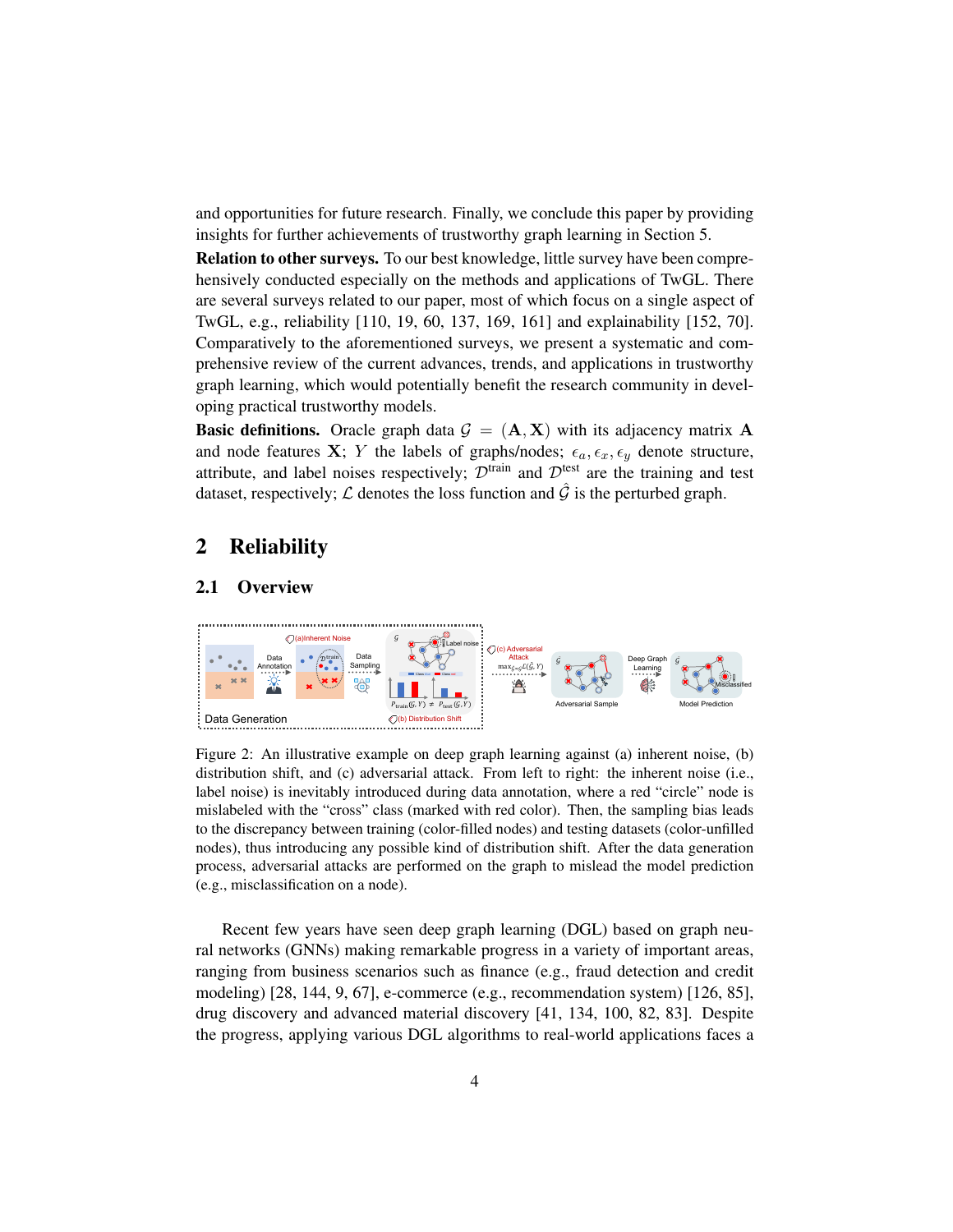and opportunities for future research. Finally, we conclude this paper by providing insights for further achievements of trustworthy graph learning in Section 5.

**Relation to other surveys.** To our best knowledge, little survey have been comprehensively conducted especially on the methods and applications of TwGL. There are several surveys related to our paper, most of which focus on a single aspect of TwGL, e.g., reliability [110, 19, 60, 137, 169, 161] and explainability [152, 70]. Comparatively to the aforementioned surveys, we present a systematic and comprehensive review of the current advances, trends, and applications in trustworthy graph learning, which would potentially benefit the research community in developing practical trustworthy models.

**Basic definitions.** Oracle graph data $\mathcal{G} = (\mathbf{A}, \mathbf{X})$ with its adjacency matrix $\mathbf{A}$ and node features $\mathbf{X}$; $Y$ the labels of graphs/nodes; $\epsilon_a, \epsilon_x, \epsilon_y$ denote structure, attribute, and label noises respectively; $\mathcal{D}^{\text{train}}$ and $\mathcal{D}^{\text{test}}$ are the training and test dataset, respectively; $\mathcal{L}$ denotes the loss function and $\hat{\mathcal{G}}$ is the perturbed graph.

## 2 Reliability

### 2.1 Overview

Figure 2: An illustrative example on deep graph learning against (a) inherent noise, (b) distribution shift, and (c) adversarial attack. From left to right: the inherent noise (i.e., label noise) is inevitably introduced during data annotation, where a red "circle" node is mislabeled with the "cross" class (marked with red color). Then, the sampling bias leads to the discrepancy between training (color-filled nodes) and testing datasets (color-unfilled nodes), thus introducing any possible kind of distribution shift. After the data generation process, adversarial attacks are performed on the graph to mislead the model prediction (e.g., misclassification on a node).

Recent few years have seen deep graph learning (DGL) based on graph neural networks (GNNs) making remarkable progress in a variety of important areas, ranging from business scenarios such as finance (e.g., fraud detection and credit modeling) [28, 144, 9, 67], e-commerce (e.g., recommendation system) [126, 85], drug discovery and advanced material discovery [41, 134, 100, 82, 83]. Despite the progress, applying various DGL algorithms to real-world applications faces a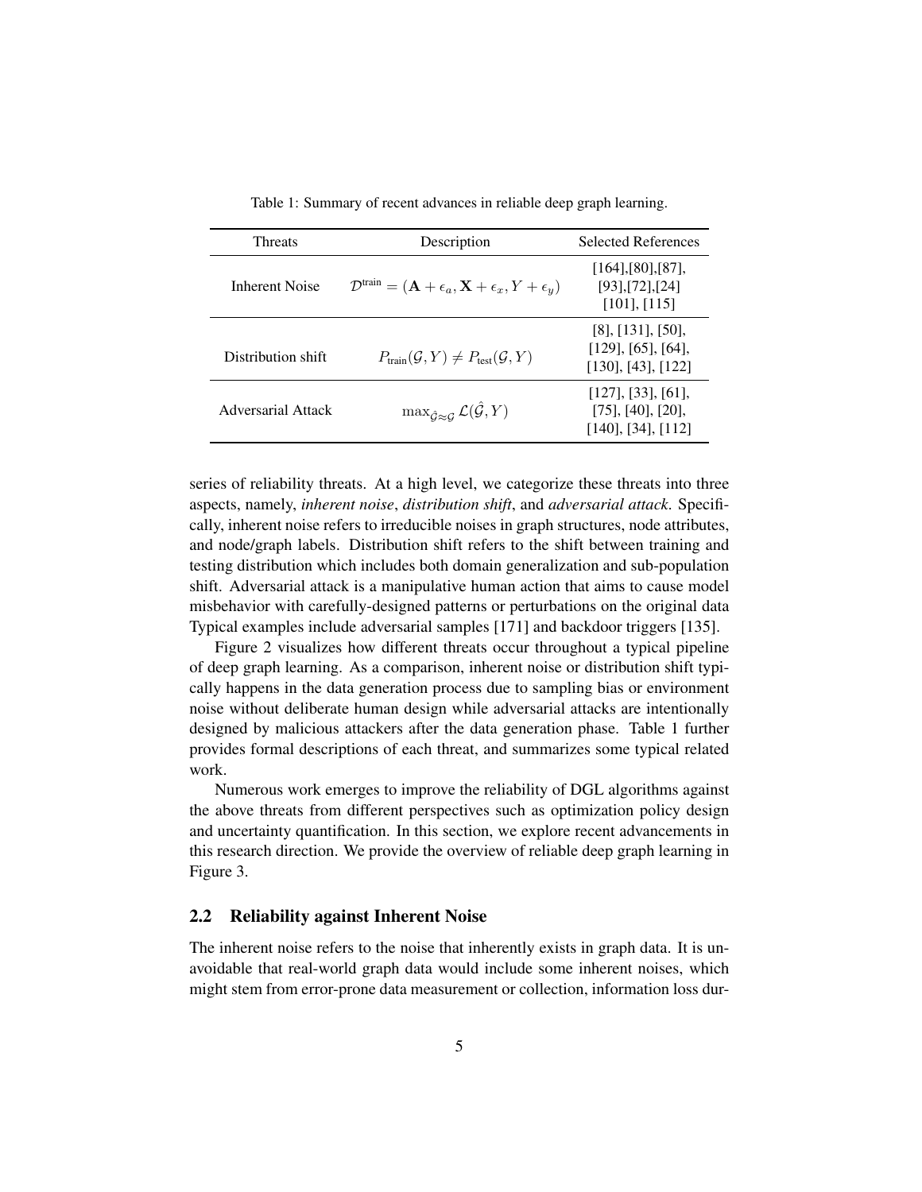Table 1: Summary of recent advances in reliable deep graph learning.

| Threats | Description | Selected References |
|---|---|---|
| Inherent Noise | $\mathcal{D}^{\text{train}} = (\mathbf{A} + \epsilon_a, \mathbf{X} + \epsilon_x, Y + \epsilon_y)$ | [164],[80],[87], [93],[72],[24] [101], [115] |
| Distribution shift | $P_{\text{train}}(\mathcal{G}, Y) \neq P_{\text{test}}(\mathcal{G}, Y)$ | [8], [131], [50], [129], [65], [64], [130], [43], [122] |
| Adversarial Attack | $\max_{\hat{\mathcal{G}} \approx \mathcal{G}} \mathcal{L}(\hat{\mathcal{G}}, Y)$ | [127], [33], [61], [75], [40], [20], [140], [34], [112] |

series of reliability threats. At a high level, we categorize these threats into three aspects, namely, *inherent noise*, *distribution shift*, and *adversarial attack*. Specifically, inherent noise refers to irreducible noises in graph structures, node attributes, and node/graph labels. Distribution shift refers to the shift between training and testing distribution which includes both domain generalization and sub-population shift. Adversarial attack is a manipulative human action that aims to cause model misbehavior with carefully-designed patterns or perturbations on the original data Typical examples include adversarial samples [171] and backdoor triggers [135].

Figure 2 visualizes how different threats occur throughout a typical pipeline of deep graph learning. As a comparison, inherent noise or distribution shift typically happens in the data generation process due to sampling bias or environment noise without deliberate human design while adversarial attacks are intentionally designed by malicious attackers after the data generation phase. Table 1 further provides formal descriptions of each threat, and summarizes some typical related work.

Numerous work emerges to improve the reliability of DGL algorithms against the above threats from different perspectives such as optimization policy design and uncertainty quantification. In this section, we explore recent advancements in this research direction. We provide the overview of reliable deep graph learning in Figure 3.

## 2.2 Reliability against Inherent Noise

The inherent noise refers to the noise that inherently exists in graph data. It is unavoidable that real-world graph data would include some inherent noises, which might stem from error-prone data measurement or collection, information loss dur-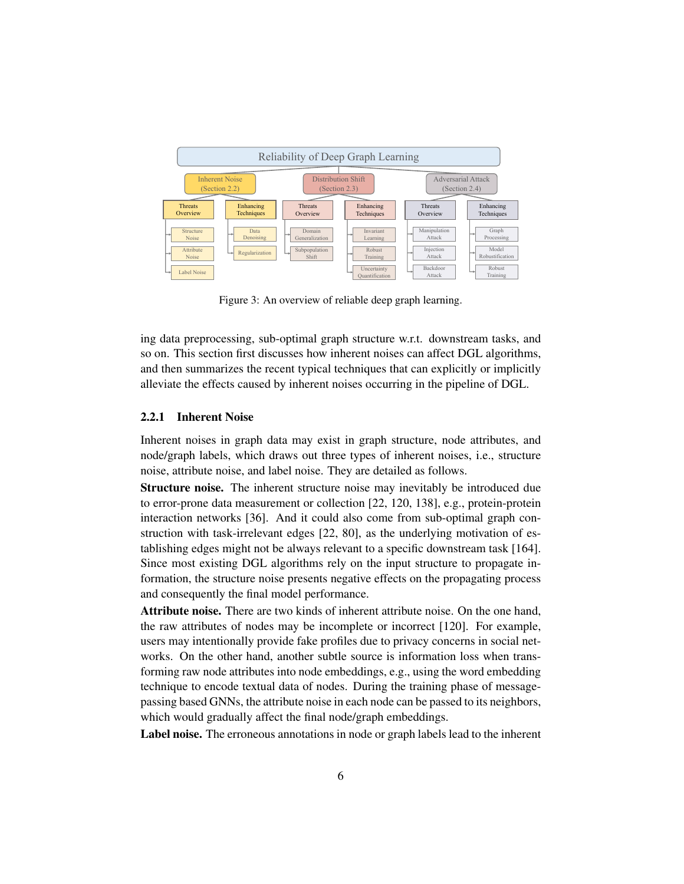Figure 3: An overview of reliable deep graph learning.

ing data preprocessing, sub-optimal graph structure w.r.t. downstream tasks, and so on. This section first discusses how inherent noises can affect DGL algorithms, and then summarizes the recent typical techniques that can explicitly or implicitly alleviate the effects caused by inherent noises occurring in the pipeline of DGL.

### 2.2.1 Inherent Noise

Inherent noises in graph data may exist in graph structure, node attributes, and node/graph labels, which draws out three types of inherent noises, i.e., structure noise, attribute noise, and label noise. They are detailed as follows.

**Structure noise.** The inherent structure noise may inevitably be introduced due to error-prone data measurement or collection [22, 120, 138], e.g., protein-protein interaction networks [36]. And it could also come from sub-optimal graph construction with task-irrelevant edges [22, 80], as the underlying motivation of establishing edges might not be always relevant to a specific downstream task [164]. Since most existing DGL algorithms rely on the input structure to propagate information, the structure noise presents negative effects on the propagating process and consequently the final model performance.

**Attribute noise.** There are two kinds of inherent attribute noise. On the one hand, the raw attributes of nodes may be incomplete or incorrect [120]. For example, users may intentionally provide fake profiles due to privacy concerns in social networks. On the other hand, another subtle source is information loss when transforming raw node attributes into node embeddings, e.g., using the word embedding technique to encode textual data of nodes. During the training phase of message-passing based GNNs, the attribute noise in each node can be passed to its neighbors, which would gradually affect the final node/graph embeddings.

**Label noise.** The erroneous annotations in node or graph labels lead to the inherent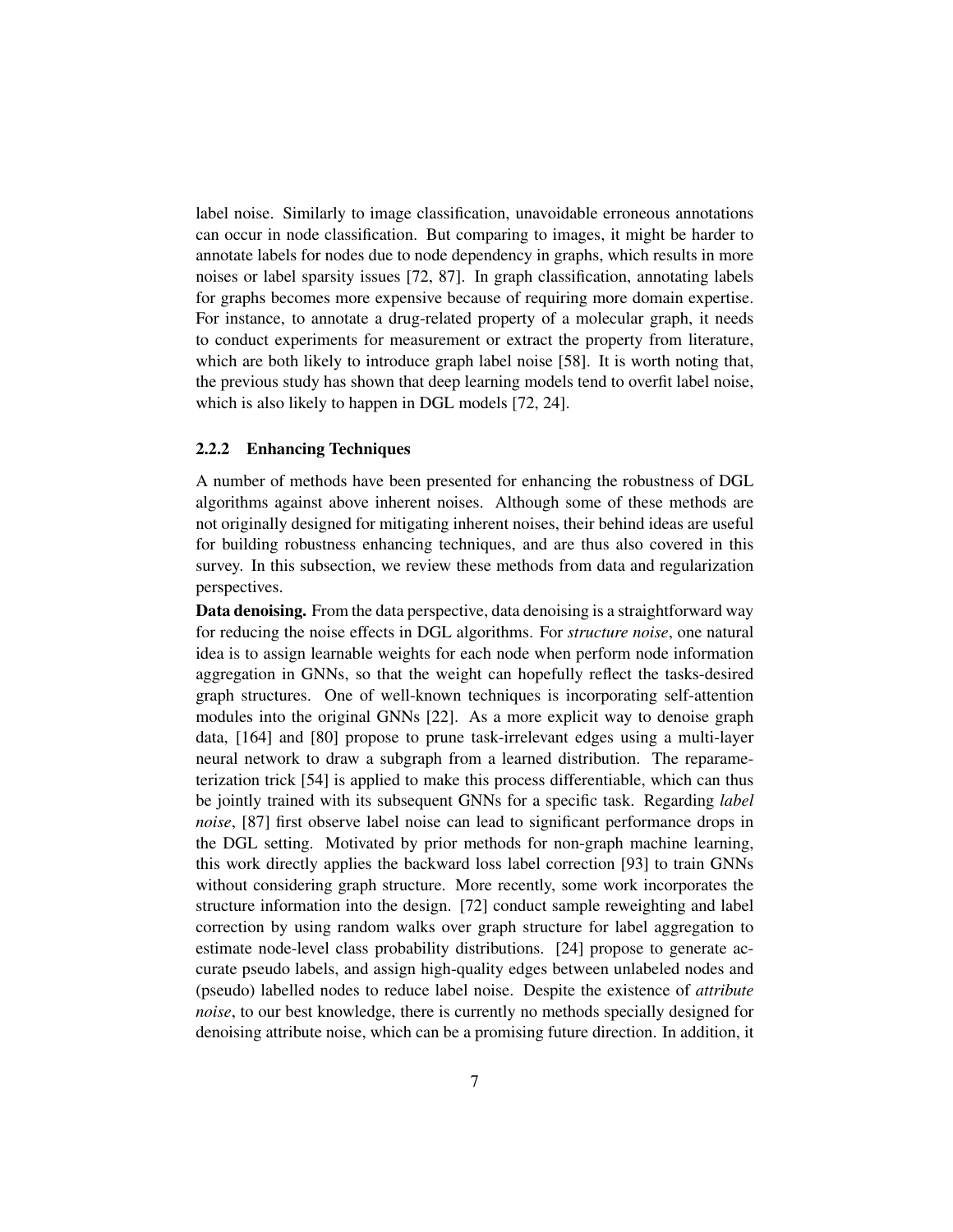label noise. Similarly to image classification, unavoidable erroneous annotations can occur in node classification. But comparing to images, it might be harder to annotate labels for nodes due to node dependency in graphs, which results in more noises or label sparsity issues [72, 87]. In graph classification, annotating labels for graphs becomes more expensive because of requiring more domain expertise. For instance, to annotate a drug-related property of a molecular graph, it needs to conduct experiments for measurement or extract the property from literature, which are both likely to introduce graph label noise [58]. It is worth noting that, the previous study has shown that deep learning models tend to overfit label noise, which is also likely to happen in DGL models [72, 24].

### 2.2.2 Enhancing Techniques

A number of methods have been presented for enhancing the robustness of DGL algorithms against above inherent noises. Although some of these methods are not originally designed for mitigating inherent noises, their behind ideas are useful for building robustness enhancing techniques, and are thus also covered in this survey. In this subsection, we review these methods from data and regularization perspectives.

**Data denoising.** From the data perspective, data denoising is a straightforward way for reducing the noise effects in DGL algorithms. For *structure noise*, one natural idea is to assign learnable weights for each node when perform node information aggregation in GNNs, so that the weight can hopefully reflect the tasks-desired graph structures. One of well-known techniques is incorporating self-attention modules into the original GNNs [22]. As a more explicit way to denoise graph data, [164] and [80] propose to prune task-irrelevant edges using a multi-layer neural network to draw a subgraph from a learned distribution. The reparameterization trick [54] is applied to make this process differentiable, which can thus be jointly trained with its subsequent GNNs for a specific task. Regarding *label noise*, [87] first observe label noise can lead to significant performance drops in the DGL setting. Motivated by prior methods for non-graph machine learning, this work directly applies the backward loss label correction [93] to train GNNs without considering graph structure. More recently, some work incorporates the structure information into the design. [72] conduct sample reweighting and label correction by using random walks over graph structure for label aggregation to estimate node-level class probability distributions. [24] propose to generate accurate pseudo labels, and assign high-quality edges between unlabeled nodes and (pseudo) labelled nodes to reduce label noise. Despite the existence of *attribute noise*, to our best knowledge, there is currently no methods specially designed for denoising attribute noise, which can be a promising future direction. In addition, it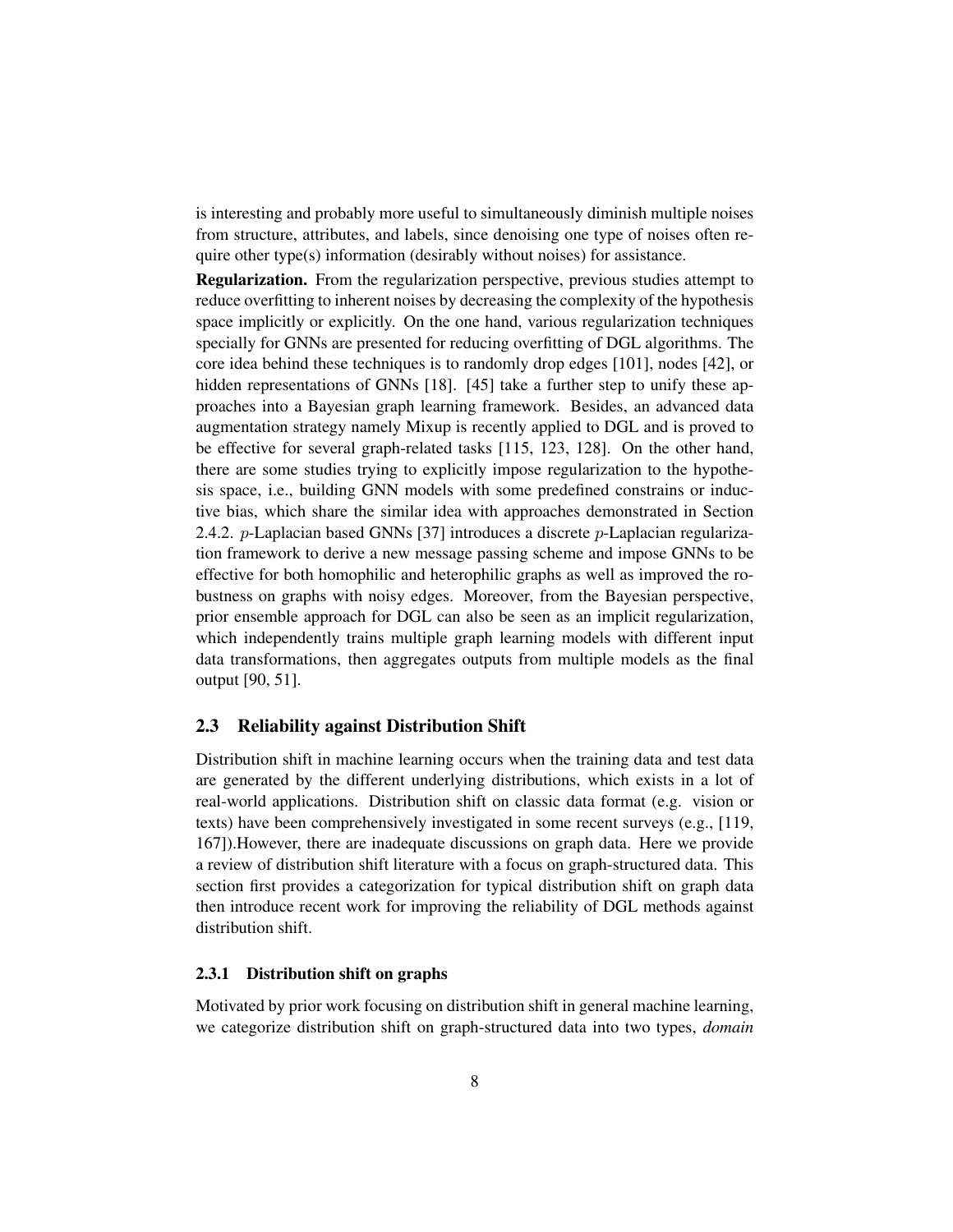is interesting and probably more useful to simultaneously diminish multiple noises from structure, attributes, and labels, since denoising one type of noises often require other type(s) information (desirably without noises) for assistance.

**Regularization.** From the regularization perspective, previous studies attempt to reduce overfitting to inherent noises by decreasing the complexity of the hypothesis space implicitly or explicitly. On the one hand, various regularization techniques specially for GNNs are presented for reducing overfitting of DGL algorithms. The core idea behind these techniques is to randomly drop edges [101], nodes [42], or hidden representations of GNNs [18]. [45] take a further step to unify these approaches into a Bayesian graph learning framework. Besides, an advanced data augmentation strategy namely Mixup is recently applied to DGL and is proved to be effective for several graph-related tasks [115, 123, 128]. On the other hand, there are some studies trying to explicitly impose regularization to the hypothesis space, i.e., building GNN models with some predefined constrains or inductive bias, which share the similar idea with approaches demonstrated in Section 2.4.2. $p$-Laplacian based GNNs [37] introduces a discrete $p$-Laplacian regularization framework to derive a new message passing scheme and impose GNNs to be effective for both homophilic and heterophilic graphs as well as improved the robustness on graphs with noisy edges. Moreover, from the Bayesian perspective, prior ensemble approach for DGL can also be seen as an implicit regularization, which independently trains multiple graph learning models with different input data transformations, then aggregates outputs from multiple models as the final output [90, 51].

## 2.3 Reliability against Distribution Shift

Distribution shift in machine learning occurs when the training data and test data are generated by the different underlying distributions, which exists in a lot of real-world applications. Distribution shift on classic data format (e.g. vision or texts) have been comprehensively investigated in some recent surveys (e.g., [119, 167]).However, there are inadequate discussions on graph data. Here we provide a review of distribution shift literature with a focus on graph-structured data. This section first provides a categorization for typical distribution shift on graph data then introduce recent work for improving the reliability of DGL methods against distribution shift.

### 2.3.1 Distribution shift on graphs

Motivated by prior work focusing on distribution shift in general machine learning, we categorize distribution shift on graph-structured data into two types, *domain*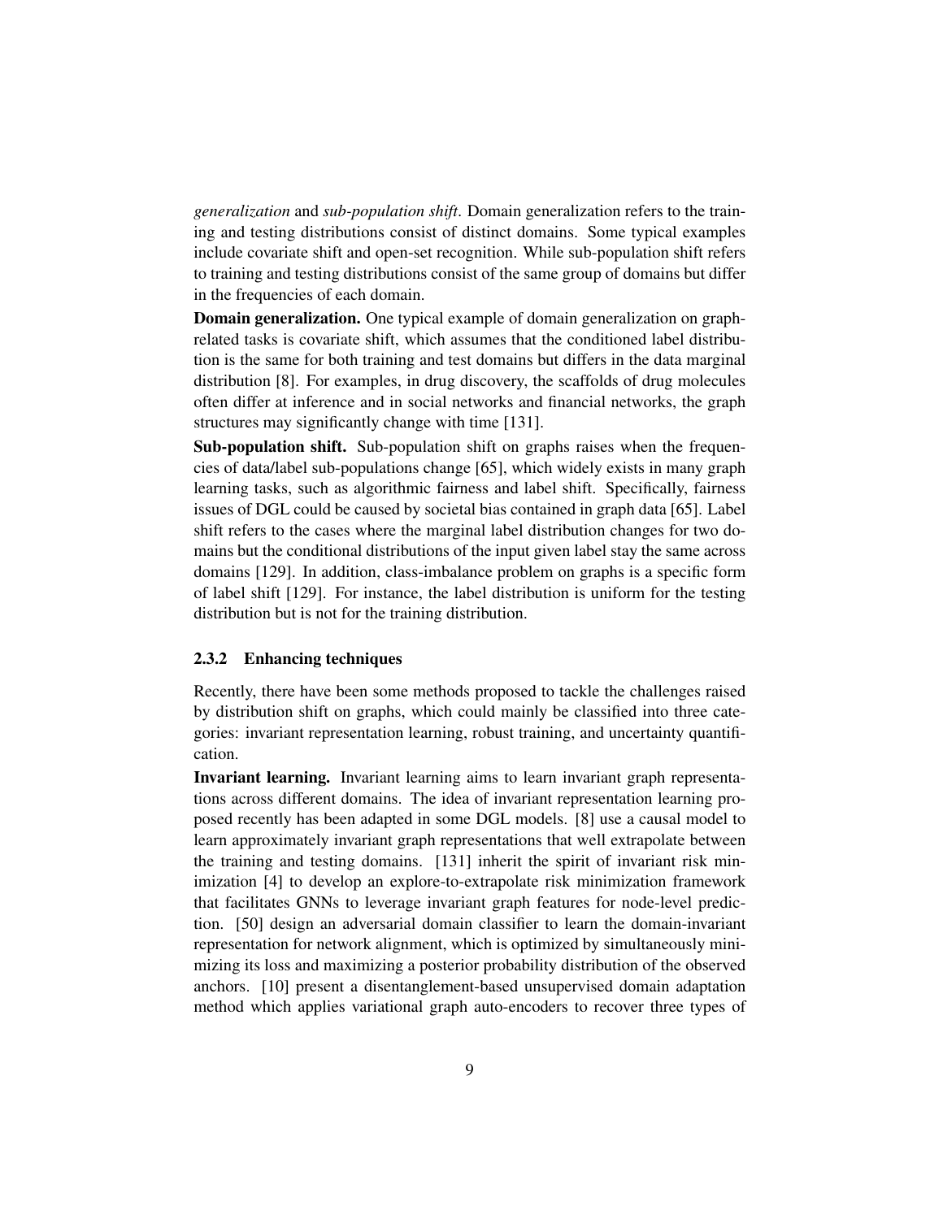*generalization* and *sub-population shift*. Domain generalization refers to the training and testing distributions consist of distinct domains. Some typical examples include covariate shift and open-set recognition. While sub-population shift refers to training and testing distributions consist of the same group of domains but differ in the frequencies of each domain.

**Domain generalization.** One typical example of domain generalization on graph-related tasks is covariate shift, which assumes that the conditioned label distribution is the same for both training and test domains but differs in the data marginal distribution [8]. For examples, in drug discovery, the scaffolds of drug molecules often differ at inference and in social networks and financial networks, the graph structures may significantly change with time [131].

**Sub-population shift.** Sub-population shift on graphs raises when the frequencies of data/label sub-populations change [65], which widely exists in many graph learning tasks, such as algorithmic fairness and label shift. Specifically, fairness issues of DGL could be caused by societal bias contained in graph data [65]. Label shift refers to the cases where the marginal label distribution changes for two domains but the conditional distributions of the input given label stay the same across domains [129]. In addition, class-imbalance problem on graphs is a specific form of label shift [129]. For instance, the label distribution is uniform for the testing distribution but is not for the training distribution.

### 2.3.2 Enhancing techniques

Recently, there have been some methods proposed to tackle the challenges raised by distribution shift on graphs, which could mainly be classified into three categories: invariant representation learning, robust training, and uncertainty quantification.

**Invariant learning.** Invariant learning aims to learn invariant graph representations across different domains. The idea of invariant representation learning proposed recently has been adapted in some DGL models. [8] use a causal model to learn approximately invariant graph representations that well extrapolate between the training and testing domains. [131] inherit the spirit of invariant risk minimization [4] to develop an explore-to-extrapolate risk minimization framework that facilitates GNNs to leverage invariant graph features for node-level prediction. [50] design an adversarial domain classifier to learn the domain-invariant representation for network alignment, which is optimized by simultaneously minimizing its loss and maximizing a posterior probability distribution of the observed anchors. [10] present a disentanglement-based unsupervised domain adaptation method which applies variational graph auto-encoders to recover three types of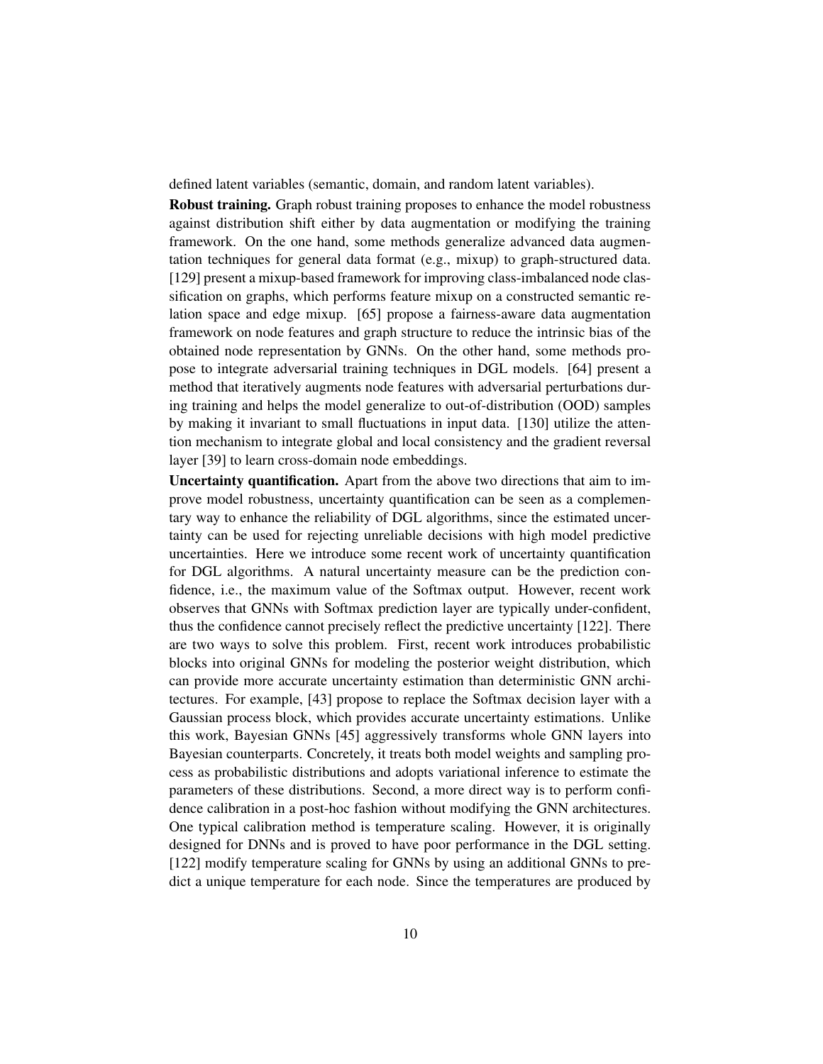defined latent variables (semantic, domain, and random latent variables).

**Robust training.** Graph robust training proposes to enhance the model robustness against distribution shift either by data augmentation or modifying the training framework. On the one hand, some methods generalize advanced data augmentation techniques for general data format (e.g., mixup) to graph-structured data. [129] present a mixup-based framework for improving class-imbalanced node classification on graphs, which performs feature mixup on a constructed semantic relation space and edge mixup. [65] propose a fairness-aware data augmentation framework on node features and graph structure to reduce the intrinsic bias of the obtained node representation by GNNs. On the other hand, some methods propose to integrate adversarial training techniques in DGL models. [64] present a method that iteratively augments node features with adversarial perturbations during training and helps the model generalize to out-of-distribution (OOD) samples by making it invariant to small fluctuations in input data. [130] utilize the attention mechanism to integrate global and local consistency and the gradient reversal layer [39] to learn cross-domain node embeddings.

**Uncertainty quantification.** Apart from the above two directions that aim to improve model robustness, uncertainty quantification can be seen as a complementary way to enhance the reliability of DGL algorithms, since the estimated uncertainty can be used for rejecting unreliable decisions with high model predictive uncertainties. Here we introduce some recent work of uncertainty quantification for DGL algorithms. A natural uncertainty measure can be the prediction confidence, i.e., the maximum value of the Softmax output. However, recent work observes that GNNs with Softmax prediction layer are typically under-confident, thus the confidence cannot precisely reflect the predictive uncertainty [122]. There are two ways to solve this problem. First, recent work introduces probabilistic blocks into original GNNs for modeling the posterior weight distribution, which can provide more accurate uncertainty estimation than deterministic GNN architectures. For example, [43] propose to replace the Softmax decision layer with a Gaussian process block, which provides accurate uncertainty estimations. Unlike this work, Bayesian GNNs [45] aggressively transforms whole GNN layers into Bayesian counterparts. Concretely, it treats both model weights and sampling process as probabilistic distributions and adopts variational inference to estimate the parameters of these distributions. Second, a more direct way is to perform confidence calibration in a post-hoc fashion without modifying the GNN architectures. One typical calibration method is temperature scaling. However, it is originally designed for DNNs and is proved to have poor performance in the DGL setting. [122] modify temperature scaling for GNNs by using an additional GNNs to predict a unique temperature for each node. Since the temperatures are produced by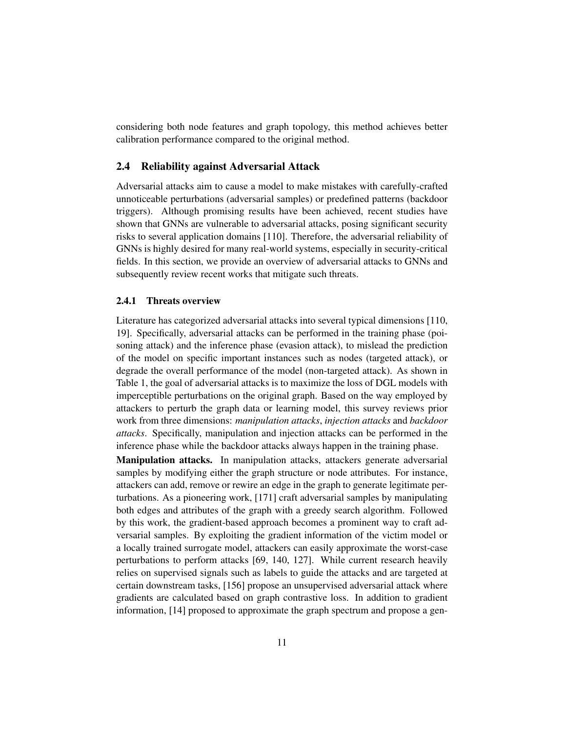considering both node features and graph topology, this method achieves better calibration performance compared to the original method.

## 2.4 Reliability against Adversarial Attack

Adversarial attacks aim to cause a model to make mistakes with carefully-crafted unnoticeable perturbations (adversarial samples) or predefined patterns (backdoor triggers). Although promising results have been achieved, recent studies have shown that GNNs are vulnerable to adversarial attacks, posing significant security risks to several application domains [110]. Therefore, the adversarial reliability of GNNs is highly desired for many real-world systems, especially in security-critical fields. In this section, we provide an overview of adversarial attacks to GNNs and subsequently review recent works that mitigate such threats.

### 2.4.1 Threats overview

Literature has categorized adversarial attacks into several typical dimensions [110, 19]. Specifically, adversarial attacks can be performed in the training phase (poisoning attack) and the inference phase (evasion attack), to mislead the prediction of the model on specific important instances such as nodes (targeted attack), or degrade the overall performance of the model (non-targeted attack). As shown in Table 1, the goal of adversarial attacks is to maximize the loss of DGL models with imperceptible perturbations on the original graph. Based on the way employed by attackers to perturb the graph data or learning model, this survey reviews prior work from three dimensions: *manipulation attacks*, *injection attacks* and *backdoor attacks*. Specifically, manipulation and injection attacks can be performed in the inference phase while the backdoor attacks always happen in the training phase.

**Manipulation attacks.** In manipulation attacks, attackers generate adversarial samples by modifying either the graph structure or node attributes. For instance, attackers can add, remove or rewire an edge in the graph to generate legitimate perturbations. As a pioneering work, [171] craft adversarial samples by manipulating both edges and attributes of the graph with a greedy search algorithm. Followed by this work, the gradient-based approach becomes a prominent way to craft adversarial samples. By exploiting the gradient information of the victim model or a locally trained surrogate model, attackers can easily approximate the worst-case perturbations to perform attacks [69, 140, 127]. While current research heavily relies on supervised signals such as labels to guide the attacks and are targeted at certain downstream tasks, [156] propose an unsupervised adversarial attack where gradients are calculated based on graph contrastive loss. In addition to gradient information, [14] proposed to approximate the graph spectrum and propose a gen-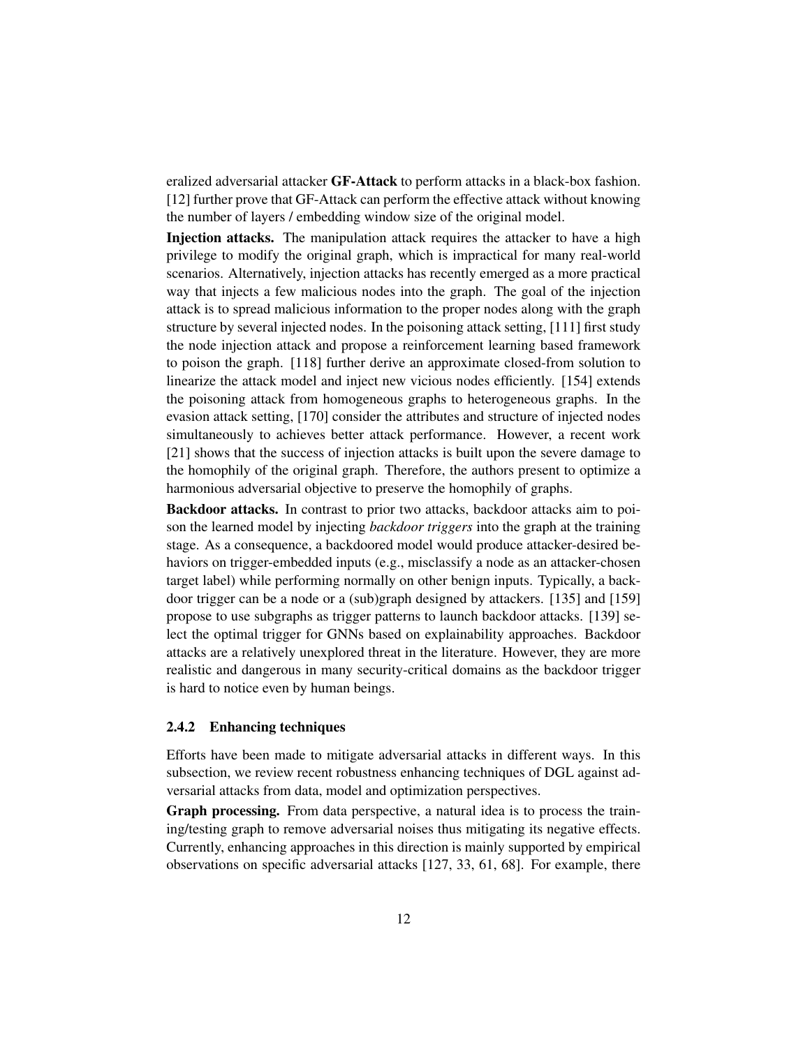eralized adversarial attacker **GF-Attack** to perform attacks in a black-box fashion. [12] further prove that GF-Attack can perform the effective attack without knowing the number of layers / embedding window size of the original model.

**Injection attacks.** The manipulation attack requires the attacker to have a high privilege to modify the original graph, which is impractical for many real-world scenarios. Alternatively, injection attacks has recently emerged as a more practical way that injects a few malicious nodes into the graph. The goal of the injection attack is to spread malicious information to the proper nodes along with the graph structure by several injected nodes. In the poisoning attack setting, [111] first study the node injection attack and propose a reinforcement learning based framework to poison the graph. [118] further derive an approximate closed-from solution to linearize the attack model and inject new vicious nodes efficiently. [154] extends the poisoning attack from homogeneous graphs to heterogeneous graphs. In the evasion attack setting, [170] consider the attributes and structure of injected nodes simultaneously to achieves better attack performance. However, a recent work [21] shows that the success of injection attacks is built upon the severe damage to the homophily of the original graph. Therefore, the authors present to optimize a harmonious adversarial objective to preserve the homophily of graphs.

**Backdoor attacks.** In contrast to prior two attacks, backdoor attacks aim to poison the learned model by injecting *backdoor triggers* into the graph at the training stage. As a consequence, a backdoored model would produce attacker-desired behaviors on trigger-embedded inputs (e.g., misclassify a node as an attacker-chosen target label) while performing normally on other benign inputs. Typically, a backdoor trigger can be a node or a (sub)graph designed by attackers. [135] and [159] propose to use subgraphs as trigger patterns to launch backdoor attacks. [139] select the optimal trigger for GNNs based on explainability approaches. Backdoor attacks are a relatively unexplored threat in the literature. However, they are more realistic and dangerous in many security-critical domains as the backdoor trigger is hard to notice even by human beings.

### 2.4.2 Enhancing techniques

Efforts have been made to mitigate adversarial attacks in different ways. In this subsection, we review recent robustness enhancing techniques of DGL against adversarial attacks from data, model and optimization perspectives.

**Graph processing.** From data perspective, a natural idea is to process the training/testing graph to remove adversarial noises thus mitigating its negative effects. Currently, enhancing approaches in this direction is mainly supported by empirical observations on specific adversarial attacks [127, 33, 61, 68]. For example, there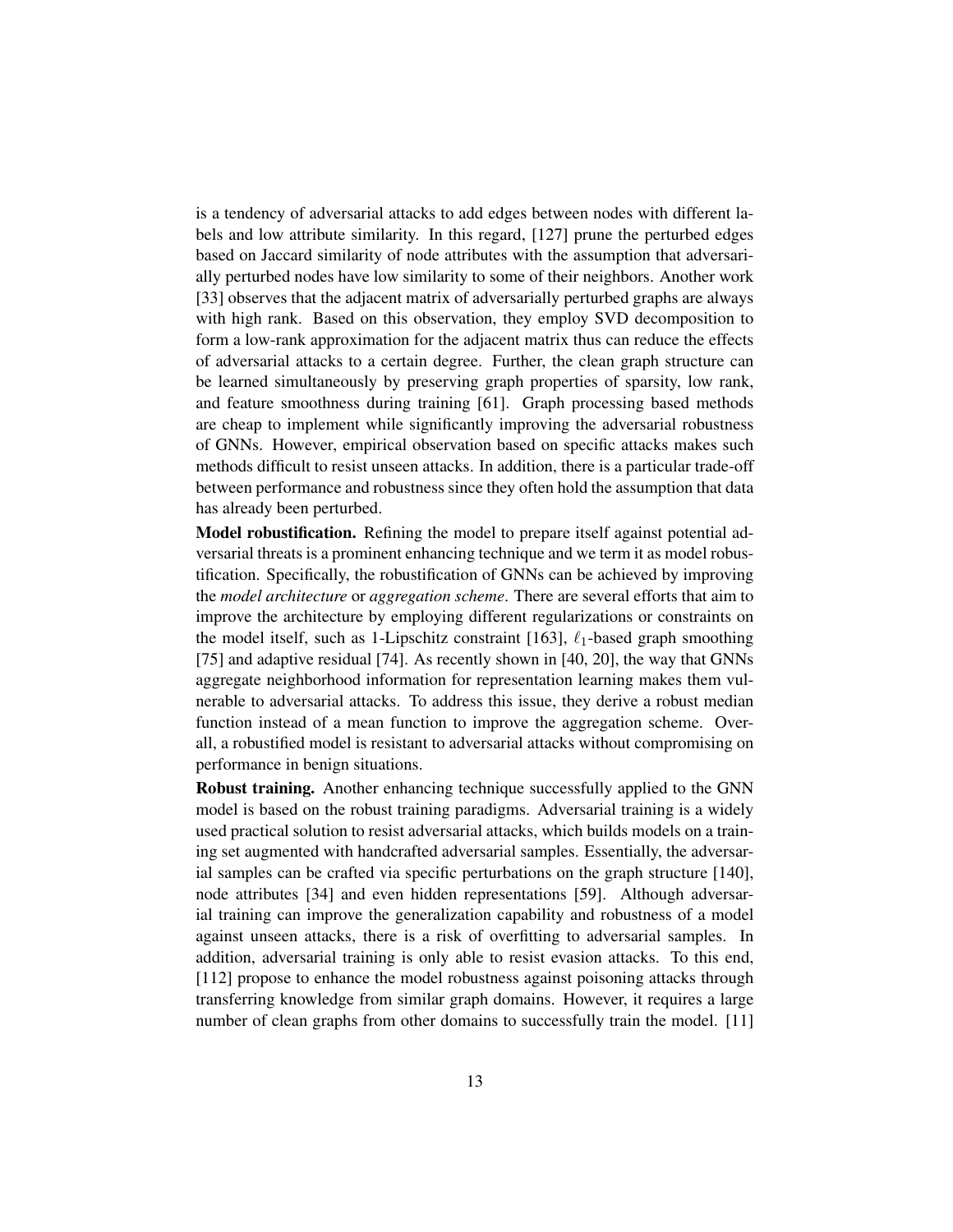is a tendency of adversarial attacks to add edges between nodes with different labels and low attribute similarity. In this regard, [127] prune the perturbed edges based on Jaccard similarity of node attributes with the assumption that adversarially perturbed nodes have low similarity to some of their neighbors. Another work [33] observes that the adjacent matrix of adversarially perturbed graphs are always with high rank. Based on this observation, they employ SVD decomposition to form a low-rank approximation for the adjacent matrix thus can reduce the effects of adversarial attacks to a certain degree. Further, the clean graph structure can be learned simultaneously by preserving graph properties of sparsity, low rank, and feature smoothness during training [61]. Graph processing based methods are cheap to implement while significantly improving the adversarial robustness of GNNs. However, empirical observation based on specific attacks makes such methods difficult to resist unseen attacks. In addition, there is a particular trade-off between performance and robustness since they often hold the assumption that data has already been perturbed.

**Model robustification.** Refining the model to prepare itself against potential adversarial threats is a prominent enhancing technique and we term it as model robustification. Specifically, the robustification of GNNs can be achieved by improving the *model architecture* or *aggregation scheme*. There are several efforts that aim to improve the architecture by employing different regularizations or constraints on the model itself, such as 1-Lipschitz constraint [163], $\ell_1$-based graph smoothing [75] and adaptive residual [74]. As recently shown in [40, 20], the way that GNNs aggregate neighborhood information for representation learning makes them vulnerable to adversarial attacks. To address this issue, they derive a robust median function instead of a mean function to improve the aggregation scheme. Overall, a robustified model is resistant to adversarial attacks without compromising on performance in benign situations.

**Robust training.** Another enhancing technique successfully applied to the GNN model is based on the robust training paradigms. Adversarial training is a widely used practical solution to resist adversarial attacks, which builds models on a training set augmented with handcrafted adversarial samples. Essentially, the adversarial samples can be crafted via specific perturbations on the graph structure [140], node attributes [34] and even hidden representations [59]. Although adversarial training can improve the generalization capability and robustness of a model against unseen attacks, there is a risk of overfitting to adversarial samples. In addition, adversarial training is only able to resist evasion attacks. To this end, [112] propose to enhance the model robustness against poisoning attacks through transferring knowledge from similar graph domains. However, it requires a large number of clean graphs from other domains to successfully train the model. [11]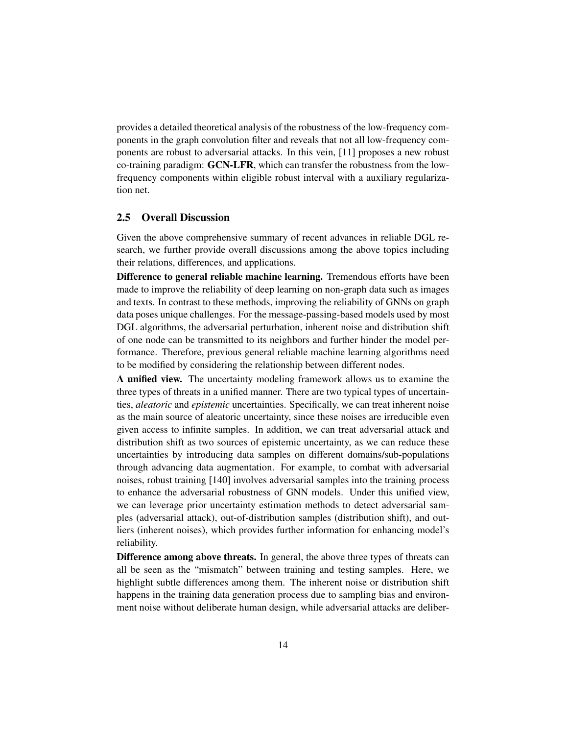provides a detailed theoretical analysis of the robustness of the low-frequency components in the graph convolution filter and reveals that not all low-frequency components are robust to adversarial attacks. In this vein, [11] proposes a new robust co-training paradigm: **GCN-LFR**, which can transfer the robustness from the low-frequency components within eligible robust interval with a auxiliary regularization net.

### 2.5 Overall Discussion

Given the above comprehensive summary of recent advances in reliable DGL research, we further provide overall discussions among the above topics including their relations, differences, and applications.

**Difference to general reliable machine learning.** Tremendous efforts have been made to improve the reliability of deep learning on non-graph data such as images and texts. In contrast to these methods, improving the reliability of GNNs on graph data poses unique challenges. For the message-passing-based models used by most DGL algorithms, the adversarial perturbation, inherent noise and distribution shift of one node can be transmitted to its neighbors and further hinder the model performance. Therefore, previous general reliable machine learning algorithms need to be modified by considering the relationship between different nodes.

**A unified view.** The uncertainty modeling framework allows us to examine the three types of threats in a unified manner. There are two typical types of uncertainties, *aleatoric* and *epistemic* uncertainties. Specifically, we can treat inherent noise as the main source of aleatoric uncertainty, since these noises are irreducible even given access to infinite samples. In addition, we can treat adversarial attack and distribution shift as two sources of epistemic uncertainty, as we can reduce these uncertainties by introducing data samples on different domains/sub-populations through advancing data augmentation. For example, to combat with adversarial noises, robust training [140] involves adversarial samples into the training process to enhance the adversarial robustness of GNN models. Under this unified view, we can leverage prior uncertainty estimation methods to detect adversarial samples (adversarial attack), out-of-distribution samples (distribution shift), and outliers (inherent noises), which provides further information for enhancing model's reliability.

**Difference among above threats.** In general, the above three types of threats can all be seen as the "mismatch" between training and testing samples. Here, we highlight subtle differences among them. The inherent noise or distribution shift happens in the training data generation process due to sampling bias and environment noise without deliberate human design, while adversarial attacks are deliber-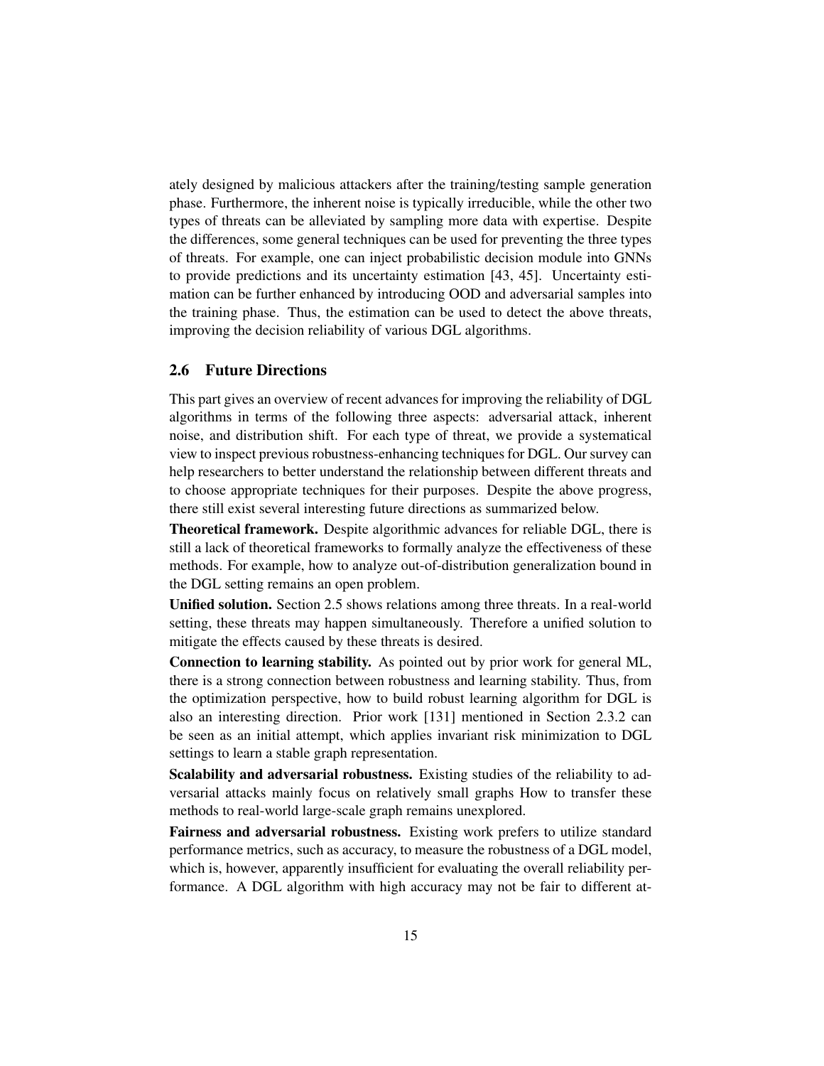ately designed by malicious attackers after the training/testing sample generation phase. Furthermore, the inherent noise is typically irreducible, while the other two types of threats can be alleviated by sampling more data with expertise. Despite the differences, some general techniques can be used for preventing the three types of threats. For example, one can inject probabilistic decision module into GNNs to provide predictions and its uncertainty estimation [43, 45]. Uncertainty estimation can be further enhanced by introducing OOD and adversarial samples into the training phase. Thus, the estimation can be used to detect the above threats, improving the decision reliability of various DGL algorithms.

### 2.6 Future Directions

This part gives an overview of recent advances for improving the reliability of DGL algorithms in terms of the following three aspects: adversarial attack, inherent noise, and distribution shift. For each type of threat, we provide a systematical view to inspect previous robustness-enhancing techniques for DGL. Our survey can help researchers to better understand the relationship between different threats and to choose appropriate techniques for their purposes. Despite the above progress, there still exist several interesting future directions as summarized below.

**Theoretical framework.** Despite algorithmic advances for reliable DGL, there is still a lack of theoretical frameworks to formally analyze the effectiveness of these methods. For example, how to analyze out-of-distribution generalization bound in the DGL setting remains an open problem.

**Unified solution.** Section 2.5 shows relations among three threats. In a real-world setting, these threats may happen simultaneously. Therefore a unified solution to mitigate the effects caused by these threats is desired.

**Connection to learning stability.** As pointed out by prior work for general ML, there is a strong connection between robustness and learning stability. Thus, from the optimization perspective, how to build robust learning algorithm for DGL is also an interesting direction. Prior work [131] mentioned in Section 2.3.2 can be seen as an initial attempt, which applies invariant risk minimization to DGL settings to learn a stable graph representation.

**Scalability and adversarial robustness.** Existing studies of the reliability to adversarial attacks mainly focus on relatively small graphs How to transfer these methods to real-world large-scale graph remains unexplored.

**Fairness and adversarial robustness.** Existing work prefers to utilize standard performance metrics, such as accuracy, to measure the robustness of a DGL model, which is, however, apparently insufficient for evaluating the overall reliability performance. A DGL algorithm with high accuracy may not be fair to different at-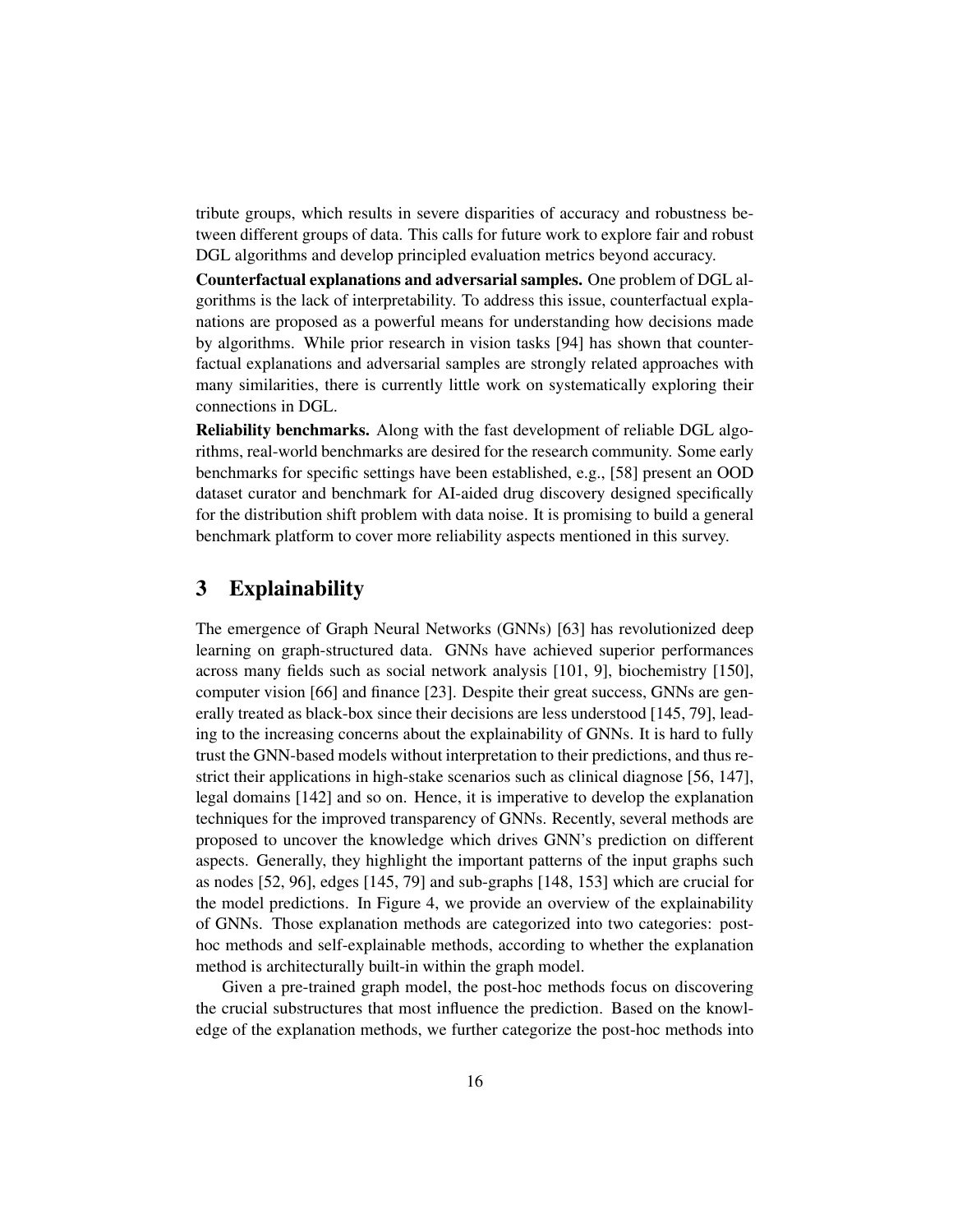tribute groups, which results in severe disparities of accuracy and robustness between different groups of data. This calls for future work to explore fair and robust DGL algorithms and develop principled evaluation metrics beyond accuracy.

**Counterfactual explanations and adversarial samples.** One problem of DGL algorithms is the lack of interpretability. To address this issue, counterfactual explanations are proposed as a powerful means for understanding how decisions made by algorithms. While prior research in vision tasks [94] has shown that counterfactual explanations and adversarial samples are strongly related approaches with many similarities, there is currently little work on systematically exploring their connections in DGL.

**Reliability benchmarks.** Along with the fast development of reliable DGL algorithms, real-world benchmarks are desired for the research community. Some early benchmarks for specific settings have been established, e.g., [58] present an OOD dataset curator and benchmark for AI-aided drug discovery designed specifically for the distribution shift problem with data noise. It is promising to build a general benchmark platform to cover more reliability aspects mentioned in this survey.

# 3 Explainability

The emergence of Graph Neural Networks (GNNs) [63] has revolutionized deep learning on graph-structured data. GNNs have achieved superior performances across many fields such as social network analysis [101, 9], biochemistry [150], computer vision [66] and finance [23]. Despite their great success, GNNs are generally treated as black-box since their decisions are less understood [145, 79], leading to the increasing concerns about the explainability of GNNs. It is hard to fully trust the GNN-based models without interpretation to their predictions, and thus restrict their applications in high-stake scenarios such as clinical diagnose [56, 147], legal domains [142] and so on. Hence, it is imperative to develop the explanation techniques for the improved transparency of GNNs. Recently, several methods are proposed to uncover the knowledge which drives GNN's prediction on different aspects. Generally, they highlight the important patterns of the input graphs such as nodes [52, 96], edges [145, 79] and sub-graphs [148, 153] which are crucial for the model predictions. In Figure 4, we provide an overview of the explainability of GNNs. Those explanation methods are categorized into two categories: post-hoc methods and self-explainable methods, according to whether the explanation method is architecturally built-in within the graph model.

Given a pre-trained graph model, the post-hoc methods focus on discovering the crucial substructures that most influence the prediction. Based on the knowledge of the explanation methods, we further categorize the post-hoc methods into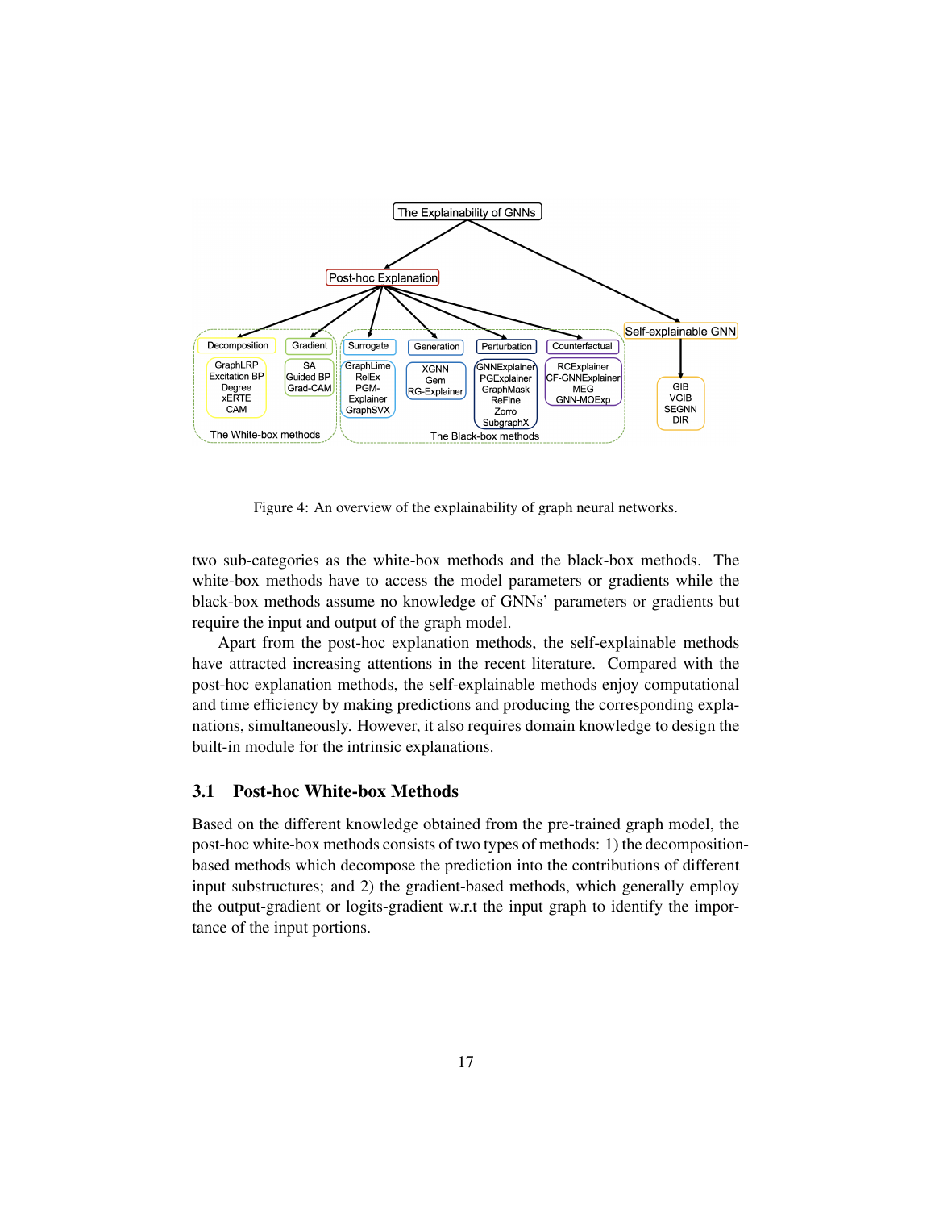Figure 4: An overview of the explainability of graph neural networks.

two sub-categories as the white-box methods and the black-box methods. The white-box methods have to access the model parameters or gradients while the black-box methods assume no knowledge of GNNs' parameters or gradients but require the input and output of the graph model.

Apart from the post-hoc explanation methods, the self-explainable methods have attracted increasing attentions in the recent literature. Compared with the post-hoc explanation methods, the self-explainable methods enjoy computational and time efficiency by making predictions and producing the corresponding explanations, simultaneously. However, it also requires domain knowledge to design the built-in module for the intrinsic explanations.

### 3.1 Post-hoc White-box Methods

Based on the different knowledge obtained from the pre-trained graph model, the post-hoc white-box methods consists of two types of methods: 1) the decomposition-based methods which decompose the prediction into the contributions of different input substructures; and 2) the gradient-based methods, which generally employ the output-gradient or logits-gradient w.r.t the input graph to identify the importance of the input portions.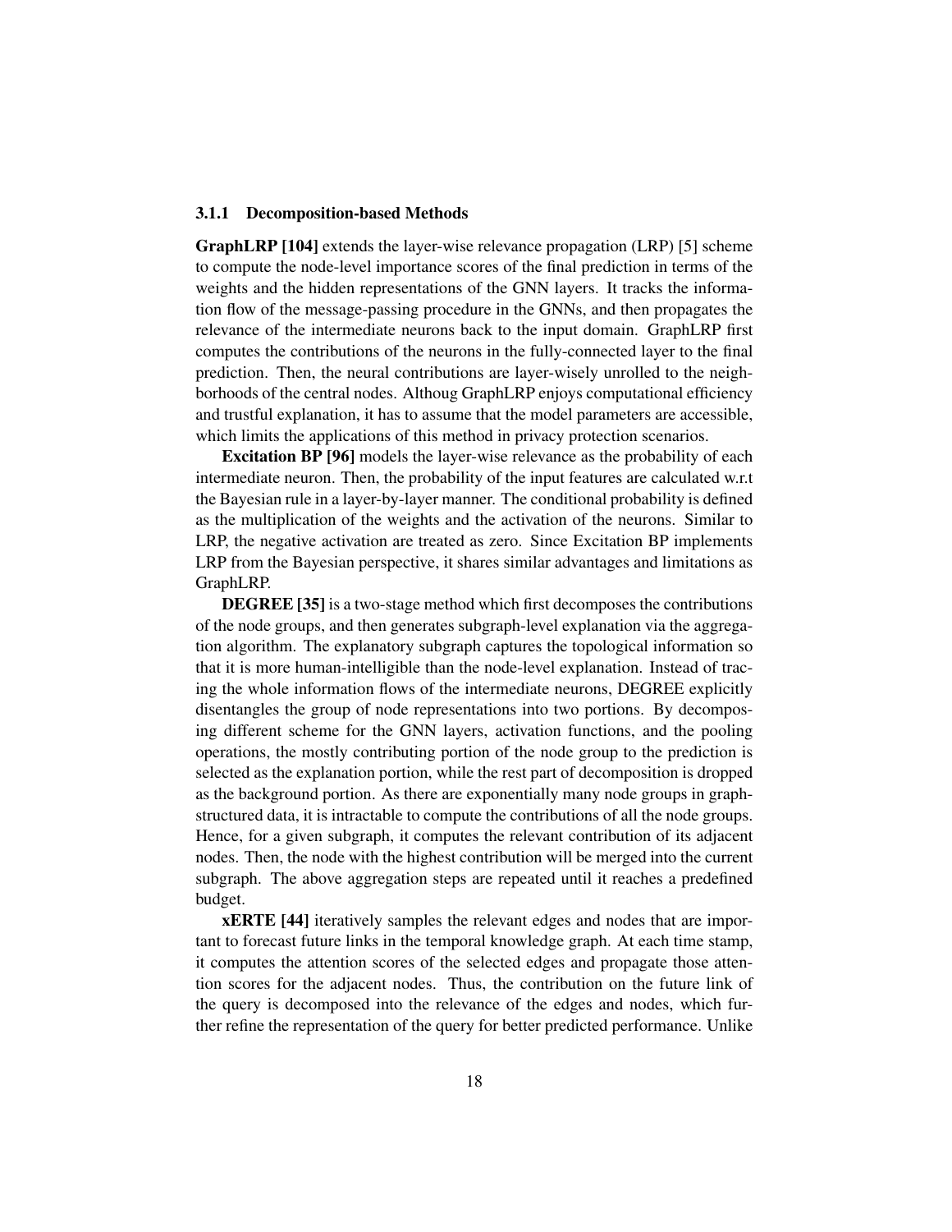### 3.1.1 Decomposition-based Methods

**GraphLRP [104]** extends the layer-wise relevance propagation (LRP) [5] scheme to compute the node-level importance scores of the final prediction in terms of the weights and the hidden representations of the GNN layers. It tracks the information flow of the message-passing procedure in the GNNs, and then propagates the relevance of the intermediate neurons back to the input domain. GraphLRP first computes the contributions of the neurons in the fully-connected layer to the final prediction. Then, the neural contributions are layer-wisely unrolled to the neighborhoods of the central nodes. Althoug GraphLRP enjoys computational efficiency and trustful explanation, it has to assume that the model parameters are accessible, which limits the applications of this method in privacy protection scenarios.

**Excitation BP [96]** models the layer-wise relevance as the probability of each intermediate neuron. Then, the probability of the input features are calculated w.r.t the Bayesian rule in a layer-by-layer manner. The conditional probability is defined as the multiplication of the weights and the activation of the neurons. Similar to LRP, the negative activation are treated as zero. Since Excitation BP implements LRP from the Bayesian perspective, it shares similar advantages and limitations as GraphLRP.

**DEGREE [35]** is a two-stage method which first decomposes the contributions of the node groups, and then generates subgraph-level explanation via the aggregation algorithm. The explanatory subgraph captures the topological information so that it is more human-intelligible than the node-level explanation. Instead of tracing the whole information flows of the intermediate neurons, DEGREE explicitly disentangles the group of node representations into two portions. By decomposing different scheme for the GNN layers, activation functions, and the pooling operations, the mostly contributing portion of the node group to the prediction is selected as the explanation portion, while the rest part of decomposition is dropped as the background portion. As there are exponentially many node groups in graph-structured data, it is intractable to compute the contributions of all the node groups. Hence, for a given subgraph, it computes the relevant contribution of its adjacent nodes. Then, the node with the highest contribution will be merged into the current subgraph. The above aggregation steps are repeated until it reaches a predefined budget.

**xERTE [44]** iteratively samples the relevant edges and nodes that are important to forecast future links in the temporal knowledge graph. At each time stamp, it computes the attention scores of the selected edges and propagate those attention scores for the adjacent nodes. Thus, the contribution on the future link of the query is decomposed into the relevance of the edges and nodes, which further refine the representation of the query for better predicted performance. Unlike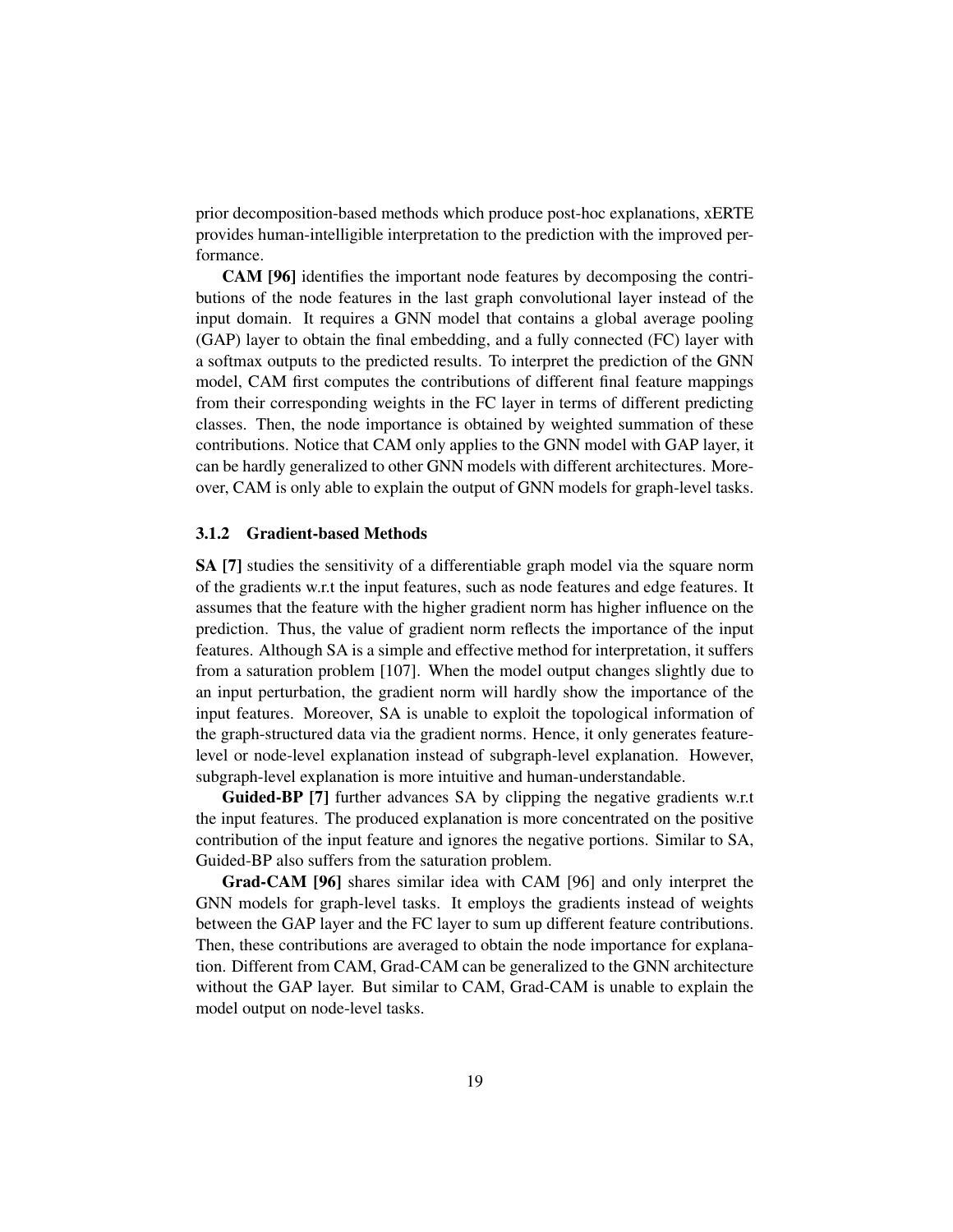prior decomposition-based methods which produce post-hoc explanations, xERTE provides human-intelligible interpretation to the prediction with the improved performance.

**CAM [96]** identifies the important node features by decomposing the contributions of the node features in the last graph convolutional layer instead of the input domain. It requires a GNN model that contains a global average pooling (GAP) layer to obtain the final embedding, and a fully connected (FC) layer with a softmax outputs to the predicted results. To interpret the prediction of the GNN model, CAM first computes the contributions of different final feature mappings from their corresponding weights in the FC layer in terms of different predicting classes. Then, the node importance is obtained by weighted summation of these contributions. Notice that CAM only applies to the GNN model with GAP layer, it can be hardly generalized to other GNN models with different architectures. Moreover, CAM is only able to explain the output of GNN models for graph-level tasks.

### 3.1.2 Gradient-based Methods

**SA [7]** studies the sensitivity of a differentiable graph model via the square norm of the gradients w.r.t the input features, such as node features and edge features. It assumes that the feature with the higher gradient norm has higher influence on the prediction. Thus, the value of gradient norm reflects the importance of the input features. Although SA is a simple and effective method for interpretation, it suffers from a saturation problem [107]. When the model output changes slightly due to an input perturbation, the gradient norm will hardly show the importance of the input features. Moreover, SA is unable to exploit the topological information of the graph-structured data via the gradient norms. Hence, it only generates feature-level or node-level explanation instead of subgraph-level explanation. However, subgraph-level explanation is more intuitive and human-understandable.

**Guided-BP [7]** further advances SA by clipping the negative gradients w.r.t the input features. The produced explanation is more concentrated on the positive contribution of the input feature and ignores the negative portions. Similar to SA, Guided-BP also suffers from the saturation problem.

**Grad-CAM [96]** shares similar idea with CAM [96] and only interpret the GNN models for graph-level tasks. It employs the gradients instead of weights between the GAP layer and the FC layer to sum up different feature contributions. Then, these contributions are averaged to obtain the node importance for explanation. Different from CAM, Grad-CAM can be generalized to the GNN architecture without the GAP layer. But similar to CAM, Grad-CAM is unable to explain the model output on node-level tasks.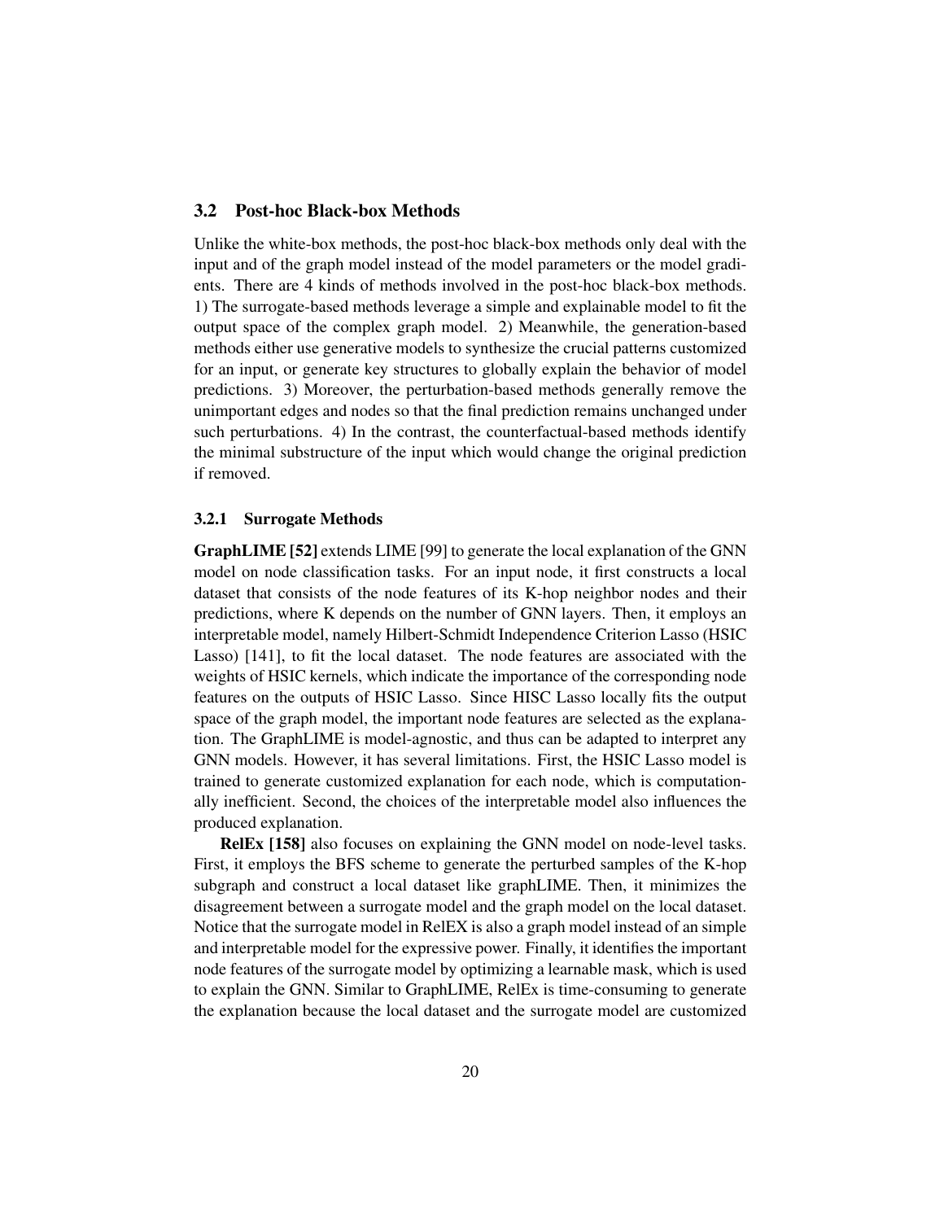### 3.2 Post-hoc Black-box Methods

Unlike the white-box methods, the post-hoc black-box methods only deal with the input and of the graph model instead of the model parameters or the model gradients. There are 4 kinds of methods involved in the post-hoc black-box methods. 1) The surrogate-based methods leverage a simple and explainable model to fit the output space of the complex graph model. 2) Meanwhile, the generation-based methods either use generative models to synthesize the crucial patterns customized for an input, or generate key structures to globally explain the behavior of model predictions. 3) Moreover, the perturbation-based methods generally remove the unimportant edges and nodes so that the final prediction remains unchanged under such perturbations. 4) In the contrast, the counterfactual-based methods identify the minimal substructure of the input which would change the original prediction if removed.

#### 3.2.1 Surrogate Methods

**GraphLIME [52]** extends LIME [99] to generate the local explanation of the GNN model on node classification tasks. For an input node, it first constructs a local dataset that consists of the node features of its K-hop neighbor nodes and their predictions, where K depends on the number of GNN layers. Then, it employs an interpretable model, namely Hilbert-Schmidt Independence Criterion Lasso (HSIC Lasso) [141], to fit the local dataset. The node features are associated with the weights of HSIC kernels, which indicate the importance of the corresponding node features on the outputs of HSIC Lasso. Since HISC Lasso locally fits the output space of the graph model, the important node features are selected as the explanation. The GraphLIME is model-agnostic, and thus can be adapted to interpret any GNN models. However, it has several limitations. First, the HSIC Lasso model is trained to generate customized explanation for each node, which is computationally inefficient. Second, the choices of the interpretable model also influences the produced explanation.

**RelEx [158]** also focuses on explaining the GNN model on node-level tasks. First, it employs the BFS scheme to generate the perturbed samples of the K-hop subgraph and construct a local dataset like graphLIME. Then, it minimizes the disagreement between a surrogate model and the graph model on the local dataset. Notice that the surrogate model in RelEX is also a graph model instead of an simple and interpretable model for the expressive power. Finally, it identifies the important node features of the surrogate model by optimizing a learnable mask, which is used to explain the GNN. Similar to GraphLIME, RelEx is time-consuming to generate the explanation because the local dataset and the surrogate model are customized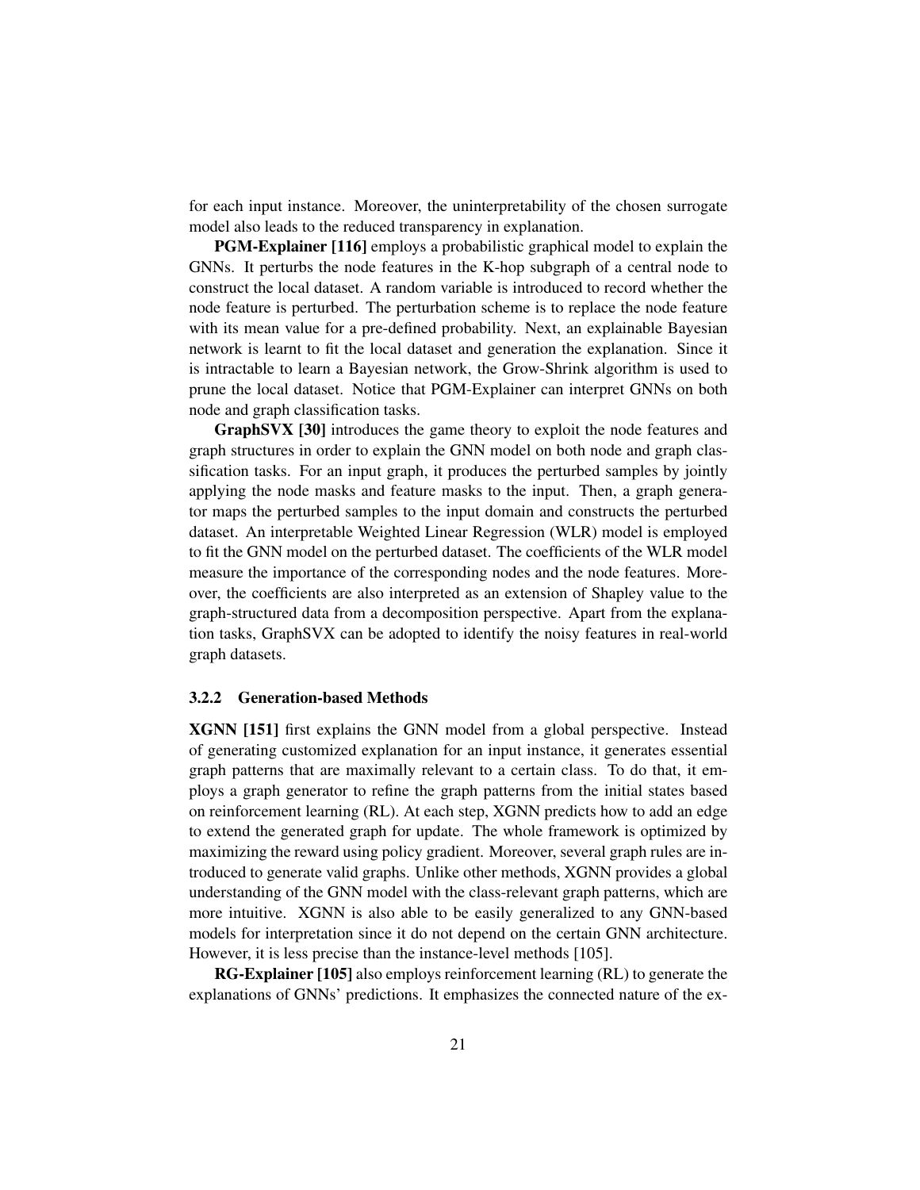for each input instance. Moreover, the uninterpretability of the chosen surrogate model also leads to the reduced transparency in explanation.

**PGM-Explainer [116]** employs a probabilistic graphical model to explain the GNNs. It perturbs the node features in the K-hop subgraph of a central node to construct the local dataset. A random variable is introduced to record whether the node feature is perturbed. The perturbation scheme is to replace the node feature with its mean value for a pre-defined probability. Next, an explainable Bayesian network is learnt to fit the local dataset and generation the explanation. Since it is intractable to learn a Bayesian network, the Grow-Shrink algorithm is used to prune the local dataset. Notice that PGM-Explainer can interpret GNNs on both node and graph classification tasks.

**GraphSVX [30]** introduces the game theory to exploit the node features and graph structures in order to explain the GNN model on both node and graph classification tasks. For an input graph, it produces the perturbed samples by jointly applying the node masks and feature masks to the input. Then, a graph generator maps the perturbed samples to the input domain and constructs the perturbed dataset. An interpretable Weighted Linear Regression (WLR) model is employed to fit the GNN model on the perturbed dataset. The coefficients of the WLR model measure the importance of the corresponding nodes and the node features. Moreover, the coefficients are also interpreted as an extension of Shapley value to the graph-structured data from a decomposition perspective. Apart from the explanation tasks, GraphSVX can be adopted to identify the noisy features in real-world graph datasets.

#### 3.2.2 Generation-based Methods

**XGNN [151]** first explains the GNN model from a global perspective. Instead of generating customized explanation for an input instance, it generates essential graph patterns that are maximally relevant to a certain class. To do that, it employs a graph generator to refine the graph patterns from the initial states based on reinforcement learning (RL). At each step, XGNN predicts how to add an edge to extend the generated graph for update. The whole framework is optimized by maximizing the reward using policy gradient. Moreover, several graph rules are introduced to generate valid graphs. Unlike other methods, XGNN provides a global understanding of the GNN model with the class-relevant graph patterns, which are more intuitive. XGNN is also able to be easily generalized to any GNN-based models for interpretation since it do not depend on the certain GNN architecture. However, it is less precise than the instance-level methods [105].

**RG-Explainer [105]** also employs reinforcement learning (RL) to generate the explanations of GNNs' predictions. It emphasizes the connected nature of the ex-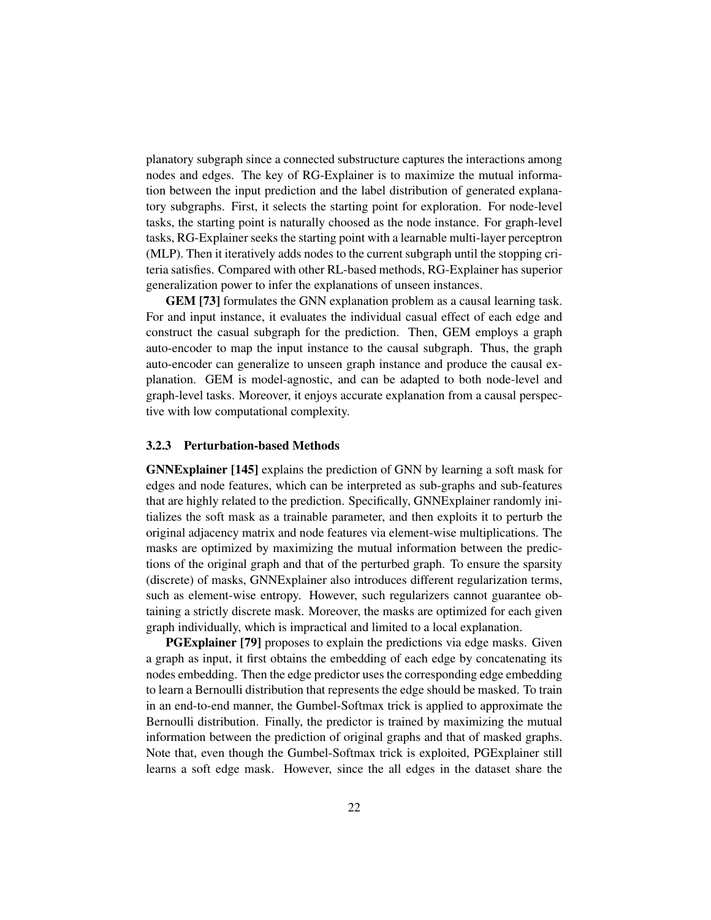planatory subgraph since a connected substructure captures the interactions among nodes and edges. The key of RG-Explainer is to maximize the mutual information between the input prediction and the label distribution of generated explanatory subgraphs. First, it selects the starting point for exploration. For node-level tasks, the starting point is naturally choosed as the node instance. For graph-level tasks, RG-Explainer seeks the starting point with a learnable multi-layer perceptron (MLP). Then it iteratively adds nodes to the current subgraph until the stopping criteria satisfies. Compared with other RL-based methods, RG-Explainer has superior generalization power to infer the explanations of unseen instances.

**GEM [73]** formulates the GNN explanation problem as a causal learning task. For and input instance, it evaluates the individual casual effect of each edge and construct the casual subgraph for the prediction. Then, GEM employs a graph auto-encoder to map the input instance to the causal subgraph. Thus, the graph auto-encoder can generalize to unseen graph instance and produce the causal explanation. GEM is model-agnostic, and can be adapted to both node-level and graph-level tasks. Moreover, it enjoys accurate explanation from a causal perspective with low computational complexity.

### 3.2.3 Perturbation-based Methods

**GNNExplainer [145]** explains the prediction of GNN by learning a soft mask for edges and node features, which can be interpreted as sub-graphs and sub-features that are highly related to the prediction. Specifically, GNNExplainer randomly initializes the soft mask as a trainable parameter, and then exploits it to perturb the original adjacency matrix and node features via element-wise multiplications. The masks are optimized by maximizing the mutual information between the predictions of the original graph and that of the perturbed graph. To ensure the sparsity (discrete) of masks, GNNExplainer also introduces different regularization terms, such as element-wise entropy. However, such regularizers cannot guarantee obtaining a strictly discrete mask. Moreover, the masks are optimized for each given graph individually, which is impractical and limited to a local explanation.

**PGExplainer [79]** proposes to explain the predictions via edge masks. Given a graph as input, it first obtains the embedding of each edge by concatenating its nodes embedding. Then the edge predictor uses the corresponding edge embedding to learn a Bernoulli distribution that represents the edge should be masked. To train in an end-to-end manner, the Gumbel-Softmax trick is applied to approximate the Bernoulli distribution. Finally, the predictor is trained by maximizing the mutual information between the prediction of original graphs and that of masked graphs. Note that, even though the Gumbel-Softmax trick is exploited, PGExplainer still learns a soft edge mask. However, since the all edges in the dataset share the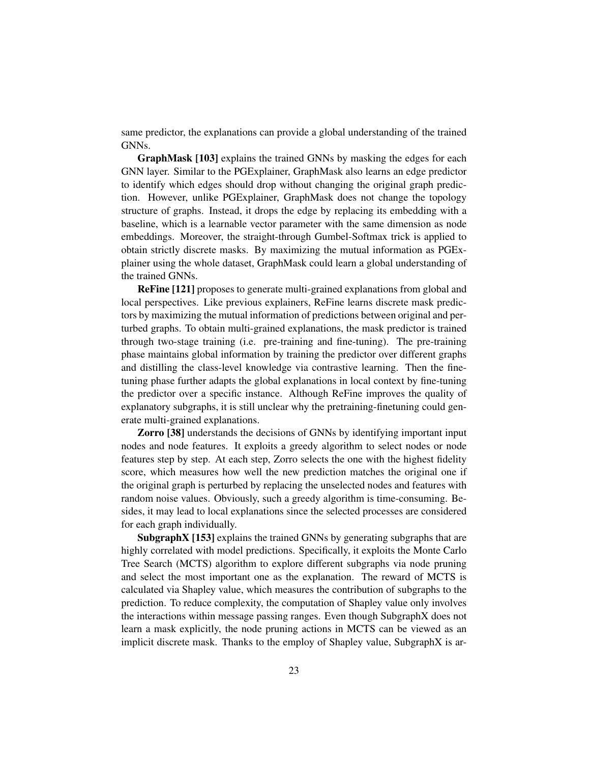same predictor, the explanations can provide a global understanding of the trained GNNs.

**GraphMask [103]** explains the trained GNNs by masking the edges for each GNN layer. Similar to the PGExplainer, GraphMask also learns an edge predictor to identify which edges should drop without changing the original graph prediction. However, unlike PGExplainer, GraphMask does not change the topology structure of graphs. Instead, it drops the edge by replacing its embedding with a baseline, which is a learnable vector parameter with the same dimension as node embeddings. Moreover, the straight-through Gumbel-Softmax trick is applied to obtain strictly discrete masks. By maximizing the mutual information as PGExplainer using the whole dataset, GraphMask could learn a global understanding of the trained GNNs.

**ReFine [121]** proposes to generate multi-grained explanations from global and local perspectives. Like previous explainers, ReFine learns discrete mask predictors by maximizing the mutual information of predictions between original and perturbed graphs. To obtain multi-grained explanations, the mask predictor is trained through two-stage training (i.e. pre-training and fine-tuning). The pre-training phase maintains global information by training the predictor over different graphs and distilling the class-level knowledge via contrastive learning. Then the fine-tuning phase further adapts the global explanations in local context by fine-tuning the predictor over a specific instance. Although ReFine improves the quality of explanatory subgraphs, it is still unclear why the pretraining-finetuning could generate multi-grained explanations.

**Zorro [38]** understands the decisions of GNNs by identifying important input nodes and node features. It exploits a greedy algorithm to select nodes or node features step by step. At each step, Zorro selects the one with the highest fidelity score, which measures how well the new prediction matches the original one if the original graph is perturbed by replacing the unselected nodes and features with random noise values. Obviously, such a greedy algorithm is time-consuming. Besides, it may lead to local explanations since the selected processes are considered for each graph individually.

**SubgraphX [153]** explains the trained GNNs by generating subgraphs that are highly correlated with model predictions. Specifically, it exploits the Monte Carlo Tree Search (MCTS) algorithm to explore different subgraphs via node pruning and select the most important one as the explanation. The reward of MCTS is calculated via Shapley value, which measures the contribution of subgraphs to the prediction. To reduce complexity, the computation of Shapley value only involves the interactions within message passing ranges. Even though SubgraphX does not learn a mask explicitly, the node pruning actions in MCTS can be viewed as an implicit discrete mask. Thanks to the employ of Shapley value, SubgraphX is ar-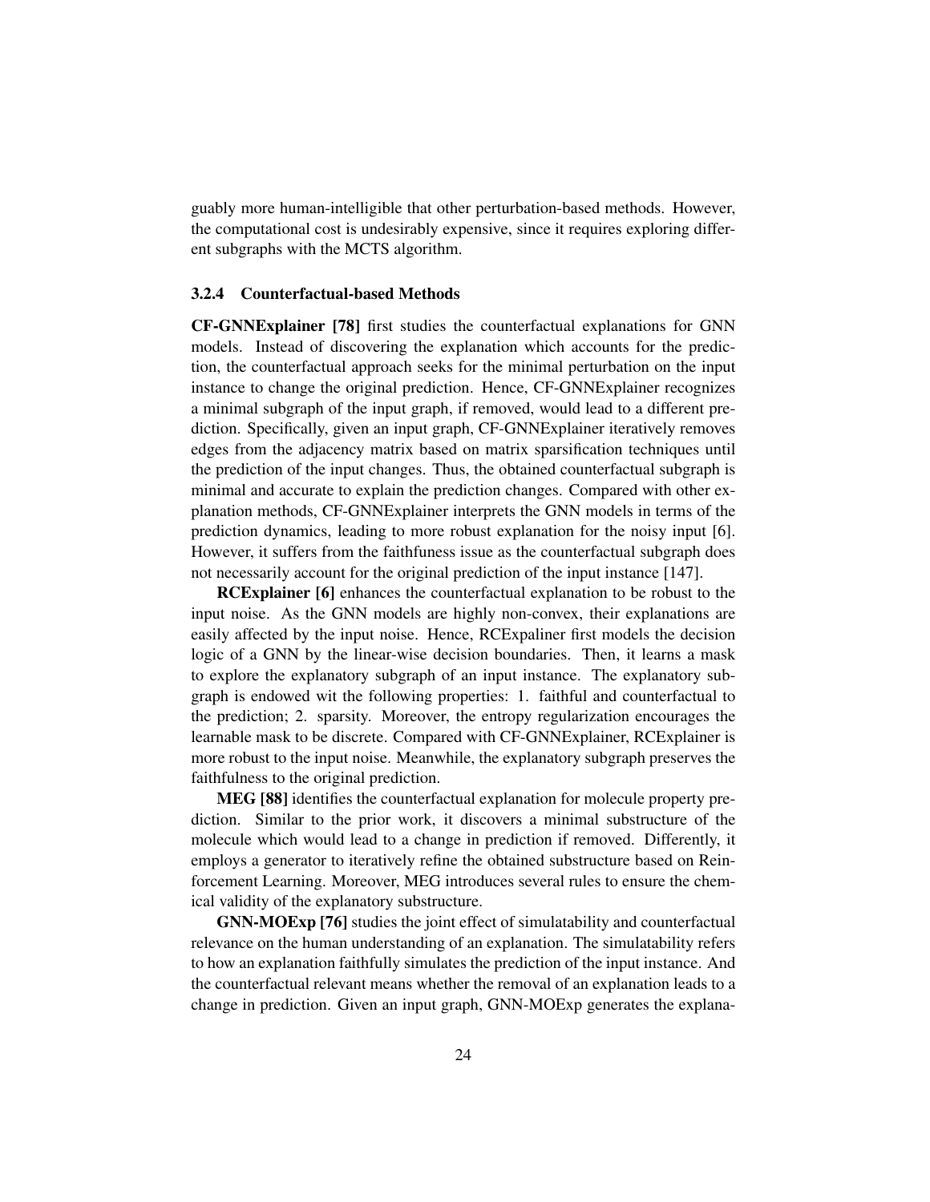guably more human-intelligible that other perturbation-based methods. However, the computational cost is undesirably expensive, since it requires exploring different subgraphs with the MCTS algorithm.

### 3.2.4 Counterfactual-based Methods

**CF-GNNExplainer [78]** first studies the counterfactual explanations for GNN models. Instead of discovering the explanation which accounts for the prediction, the counterfactual approach seeks for the minimal perturbation on the input instance to change the original prediction. Hence, CF-GNNExplainer recognizes a minimal subgraph of the input graph, if removed, would lead to a different prediction. Specifically, given an input graph, CF-GNNExplainer iteratively removes edges from the adjacency matrix based on matrix sparsification techniques until the prediction of the input changes. Thus, the obtained counterfactual subgraph is minimal and accurate to explain the prediction changes. Compared with other explanation methods, CF-GNNExplainer interprets the GNN models in terms of the prediction dynamics, leading to more robust explanation for the noisy input [6]. However, it suffers from the faithfuness issue as the counterfactual subgraph does not necessarily account for the original prediction of the input instance [147].

**RCExplainer [6]** enhances the counterfactual explanation to be robust to the input noise. As the GNN models are highly non-convex, their explanations are easily affected by the input noise. Hence, RCExpaliner first models the decision logic of a GNN by the linear-wise decision boundaries. Then, it learns a mask to explore the explanatory subgraph of an input instance. The explanatory subgraph is endowed wit the following properties: 1. faithful and counterfactual to the prediction; 2. sparsity. Moreover, the entropy regularization encourages the learnable mask to be discrete. Compared with CF-GNNExplainer, RCExplainer is more robust to the input noise. Meanwhile, the explanatory subgraph preserves the faithfulness to the original prediction.

**MEG [88]** identifies the counterfactual explanation for molecule property prediction. Similar to the prior work, it discovers a minimal substructure of the molecule which would lead to a change in prediction if removed. Differently, it employs a generator to iteratively refine the obtained substructure based on Reinforcement Learning. Moreover, MEG introduces several rules to ensure the chemical validity of the explanatory substructure.

**GNN-MOExp [76]** studies the joint effect of simulatability and counterfactual relevance on the human understanding of an explanation. The simulatability refers to how an explanation faithfully simulates the prediction of the input instance. And the counterfactual relevant means whether the removal of an explanation leads to a change in prediction. Given an input graph, GNN-MOExp generates the explana-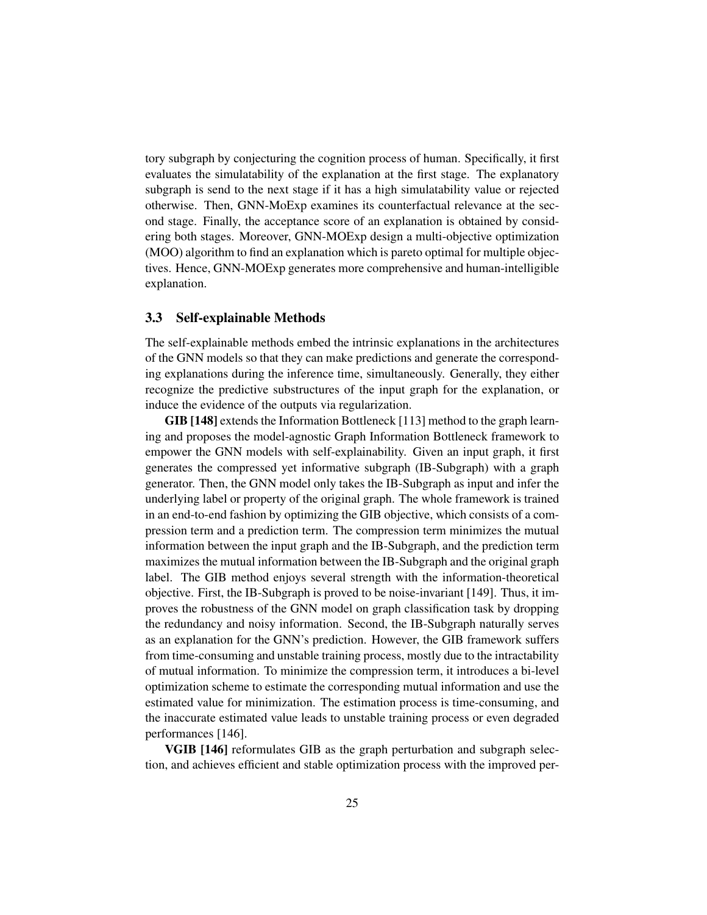tory subgraph by conjecturing the cognition process of human. Specifically, it first evaluates the simulatability of the explanation at the first stage. The explanatory subgraph is send to the next stage if it has a high simulatability value or rejected otherwise. Then, GNN-MoExp examines its counterfactual relevance at the second stage. Finally, the acceptance score of an explanation is obtained by considering both stages. Moreover, GNN-MOExp design a multi-objective optimization (MOO) algorithm to find an explanation which is pareto optimal for multiple objectives. Hence, GNN-MOExp generates more comprehensive and human-intelligible explanation.

### 3.3 Self-explainable Methods

The self-explainable methods embed the intrinsic explanations in the architectures of the GNN models so that they can make predictions and generate the corresponding explanations during the inference time, simultaneously. Generally, they either recognize the predictive substructures of the input graph for the explanation, or induce the evidence of the outputs via regularization.

**GIB [148]** extends the Information Bottleneck [113] method to the graph learning and proposes the model-agnostic Graph Information Bottleneck framework to empower the GNN models with self-explainability. Given an input graph, it first generates the compressed yet informative subgraph (IB-Subgraph) with a graph generator. Then, the GNN model only takes the IB-Subgraph as input and infer the underlying label or property of the original graph. The whole framework is trained in an end-to-end fashion by optimizing the GIB objective, which consists of a compression term and a prediction term. The compression term minimizes the mutual information between the input graph and the IB-Subgraph, and the prediction term maximizes the mutual information between the IB-Subgraph and the original graph label. The GIB method enjoys several strength with the information-theoretical objective. First, the IB-Subgraph is proved to be noise-invariant [149]. Thus, it improves the robustness of the GNN model on graph classification task by dropping the redundancy and noisy information. Second, the IB-Subgraph naturally serves as an explanation for the GNN's prediction. However, the GIB framework suffers from time-consuming and unstable training process, mostly due to the intractability of mutual information. To minimize the compression term, it introduces a bi-level optimization scheme to estimate the corresponding mutual information and use the estimated value for minimization. The estimation process is time-consuming, and the inaccurate estimated value leads to unstable training process or even degraded performances [146].

**VGIB [146]** reformulates GIB as the graph perturbation and subgraph selection, and achieves efficient and stable optimization process with the improved per-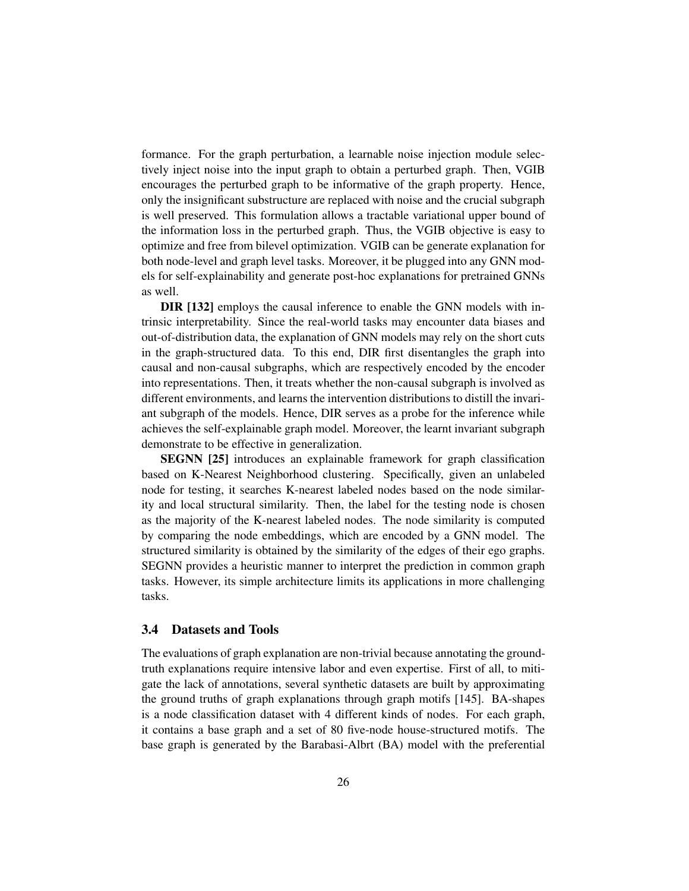formance. For the graph perturbation, a learnable noise injection module selectively inject noise into the input graph to obtain a perturbed graph. Then, VGIB encourages the perturbed graph to be informative of the graph property. Hence, only the insignificant substructure are replaced with noise and the crucial subgraph is well preserved. This formulation allows a tractable variational upper bound of the information loss in the perturbed graph. Thus, the VGIB objective is easy to optimize and free from bilevel optimization. VGIB can be generate explanation for both node-level and graph level tasks. Moreover, it be plugged into any GNN models for self-explainability and generate post-hoc explanations for pretrained GNNs as well.

**DIR [132]** employs the causal inference to enable the GNN models with intrinsic interpretability. Since the real-world tasks may encounter data biases and out-of-distribution data, the explanation of GNN models may rely on the short cuts in the graph-structured data. To this end, DIR first disentangles the graph into causal and non-causal subgraphs, which are respectively encoded by the encoder into representations. Then, it treats whether the non-causal subgraph is involved as different environments, and learns the intervention distributions to distill the invariant subgraph of the models. Hence, DIR serves as a probe for the inference while achieves the self-explainable graph model. Moreover, the learnt invariant subgraph demonstrate to be effective in generalization.

**SEGNN [25]** introduces an explainable framework for graph classification based on K-Nearest Neighborhood clustering. Specifically, given an unlabeled node for testing, it searches K-nearest labeled nodes based on the node similarity and local structural similarity. Then, the label for the testing node is chosen as the majority of the K-nearest labeled nodes. The node similarity is computed by comparing the node embeddings, which are encoded by a GNN model. The structured similarity is obtained by the similarity of the edges of their ego graphs. SEGNN provides a heuristic manner to interpret the prediction in common graph tasks. However, its simple architecture limits its applications in more challenging tasks.

### 3.4 Datasets and Tools

The evaluations of graph explanation are non-trivial because annotating the ground-truth explanations require intensive labor and even expertise. First of all, to mitigate the lack of annotations, several synthetic datasets are built by approximating the ground truths of graph explanations through graph motifs [145]. BA-shapes is a node classification dataset with 4 different kinds of nodes. For each graph, it contains a base graph and a set of 80 five-node house-structured motifs. The base graph is generated by the Barabasi-Albrt (BA) model with the preferential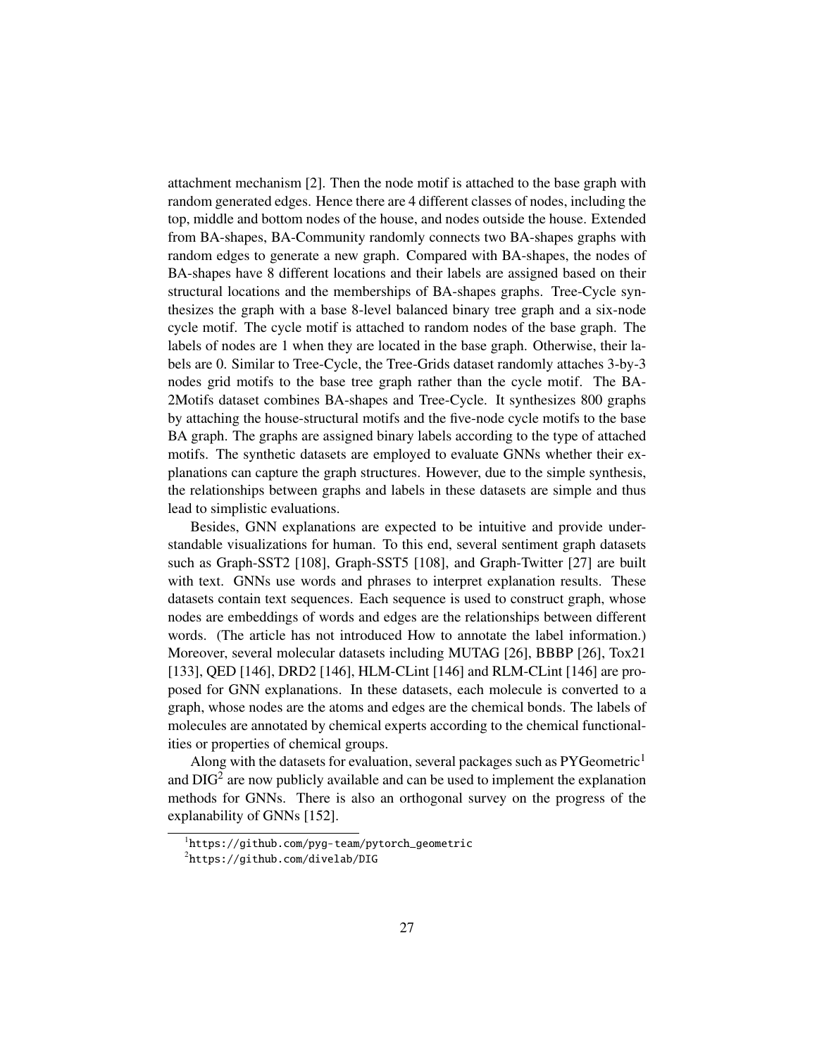attachment mechanism [2]. Then the node motif is attached to the base graph with random generated edges. Hence there are 4 different classes of nodes, including the top, middle and bottom nodes of the house, and nodes outside the house. Extended from BA-shapes, BA-Community randomly connects two BA-shapes graphs with random edges to generate a new graph. Compared with BA-shapes, the nodes of BA-shapes have 8 different locations and their labels are assigned based on their structural locations and the memberships of BA-shapes graphs. Tree-Cycle synthesizes the graph with a base 8-level balanced binary tree graph and a six-node cycle motif. The cycle motif is attached to random nodes of the base graph. The labels of nodes are 1 when they are located in the base graph. Otherwise, their labels are 0. Similar to Tree-Cycle, the Tree-Grids dataset randomly attaches 3-by-3 nodes grid motifs to the base tree graph rather than the cycle motif. The BA-2Motifs dataset combines BA-shapes and Tree-Cycle. It synthesizes 800 graphs by attaching the house-structural motifs and the five-node cycle motifs to the base BA graph. The graphs are assigned binary labels according to the type of attached motifs. The synthetic datasets are employed to evaluate GNNs whether their explanations can capture the graph structures. However, due to the simple synthesis, the relationships between graphs and labels in these datasets are simple and thus lead to simplistic evaluations.

Besides, GNN explanations are expected to be intuitive and provide understandable visualizations for human. To this end, several sentiment graph datasets such as Graph-SST2 [108], Graph-SST5 [108], and Graph-Twitter [27] are built with text. GNNs use words and phrases to interpret explanation results. These datasets contain text sequences. Each sequence is used to construct graph, whose nodes are embeddings of words and edges are the relationships between different words. (The article has not introduced How to annotate the label information.) Moreover, several molecular datasets including MUTAG [26], BBBP [26], Tox21 [133], QED [146], DRD2 [146], HLM-CLint [146] and RLM-CLint [146] are proposed for GNN explanations. In these datasets, each molecule is converted to a graph, whose nodes are the atoms and edges are the chemical bonds. The labels of molecules are annotated by chemical experts according to the chemical functionalities or properties of chemical groups.

Along with the datasets for evaluation, several packages such as PYGeometric[1] and DIG[2] are now publicly available and can be used to implement the explanation methods for GNNs. There is also an orthogonal survey on the progress of the explanability of GNNs [152].

[1] https://github.com/pyg-team/pytorch_geometric

[2] https://github.com/divelab/DIG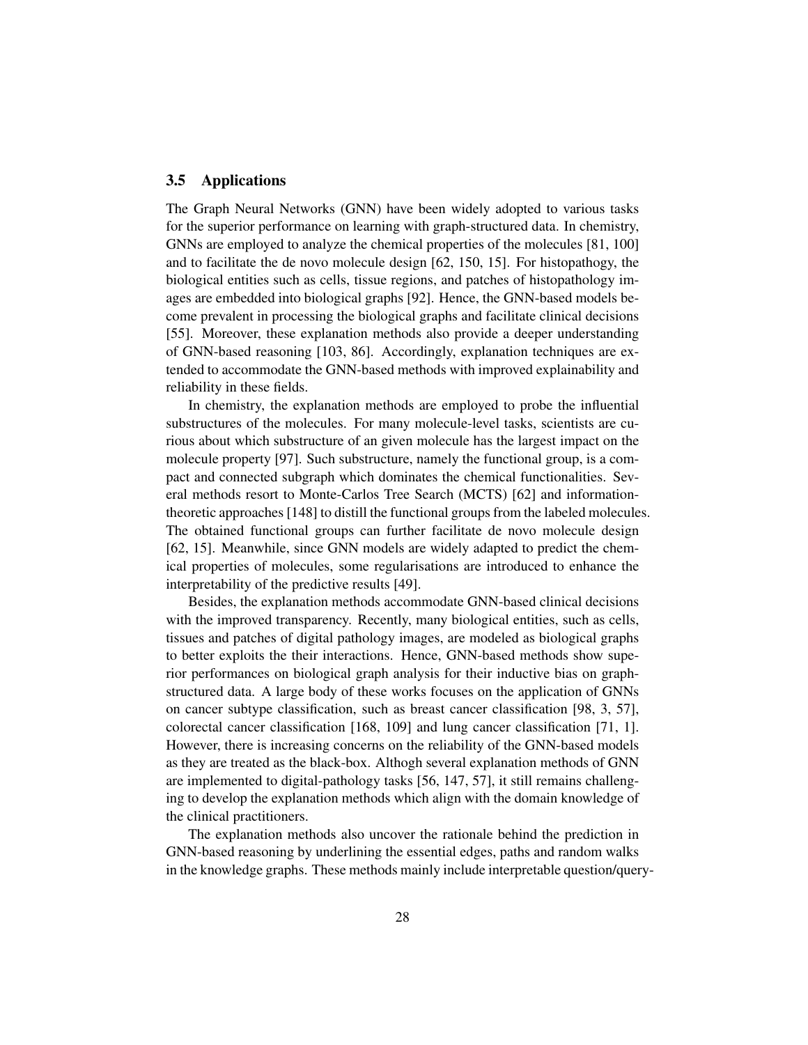### 3.5 Applications

The Graph Neural Networks (GNN) have been widely adopted to various tasks for the superior performance on learning with graph-structured data. In chemistry, GNNs are employed to analyze the chemical properties of the molecules [81, 100] and to facilitate the de novo molecule design [62, 150, 15]. For histopathy, the biological entities such as cells, tissue regions, and patches of histopathology images are embedded into biological graphs [92]. Hence, the GNN-based models become prevalent in processing the biological graphs and facilitate clinical decisions [55]. Moreover, these explanation methods also provide a deeper understanding of GNN-based reasoning [103, 86]. Accordingly, explanation techniques are extended to accommodate the GNN-based methods with improved explainability and reliability in these fields.

In chemistry, the explanation methods are employed to probe the influential substructures of the molecules. For many molecule-level tasks, scientists are curious about which substructure of an given molecule has the largest impact on the molecule property [97]. Such substructure, namely the functional group, is a compact and connected subgraph which dominates the chemical functionalities. Several methods resort to Monte-Carlos Tree Search (MCTS) [62] and information-theoretic approaches [148] to distill the functional groups from the labeled molecules. The obtained functional groups can further facilitate de novo molecule design [62, 15]. Meanwhile, since GNN models are widely adapted to predict the chemical properties of molecules, some regularisations are introduced to enhance the interpretability of the predictive results [49].

Besides, the explanation methods accommodate GNN-based clinical decisions with the improved transparency. Recently, many biological entities, such as cells, tissues and patches of digital pathology images, are modeled as biological graphs to better exploits the their interactions. Hence, GNN-based methods show superior performances on biological graph analysis for their inductive bias on graph-structured data. A large body of these works focuses on the application of GNNs on cancer subtype classification, such as breast cancer classification [98, 3, 57], colorectal cancer classification [168, 109] and lung cancer classification [71, 1]. However, there is increasing concerns on the reliability of the GNN-based models as they are treated as the black-box. Althogh several explanation methods of GNN are implemented to digital-pathology tasks [56, 147, 57], it still remains challenging to develop the explanation methods which align with the domain knowledge of the clinical practitioners.

The explanation methods also uncover the rationale behind the prediction in GNN-based reasoning by underlining the essential edges, paths and random walks in the knowledge graphs. These methods mainly include interpretable question/query-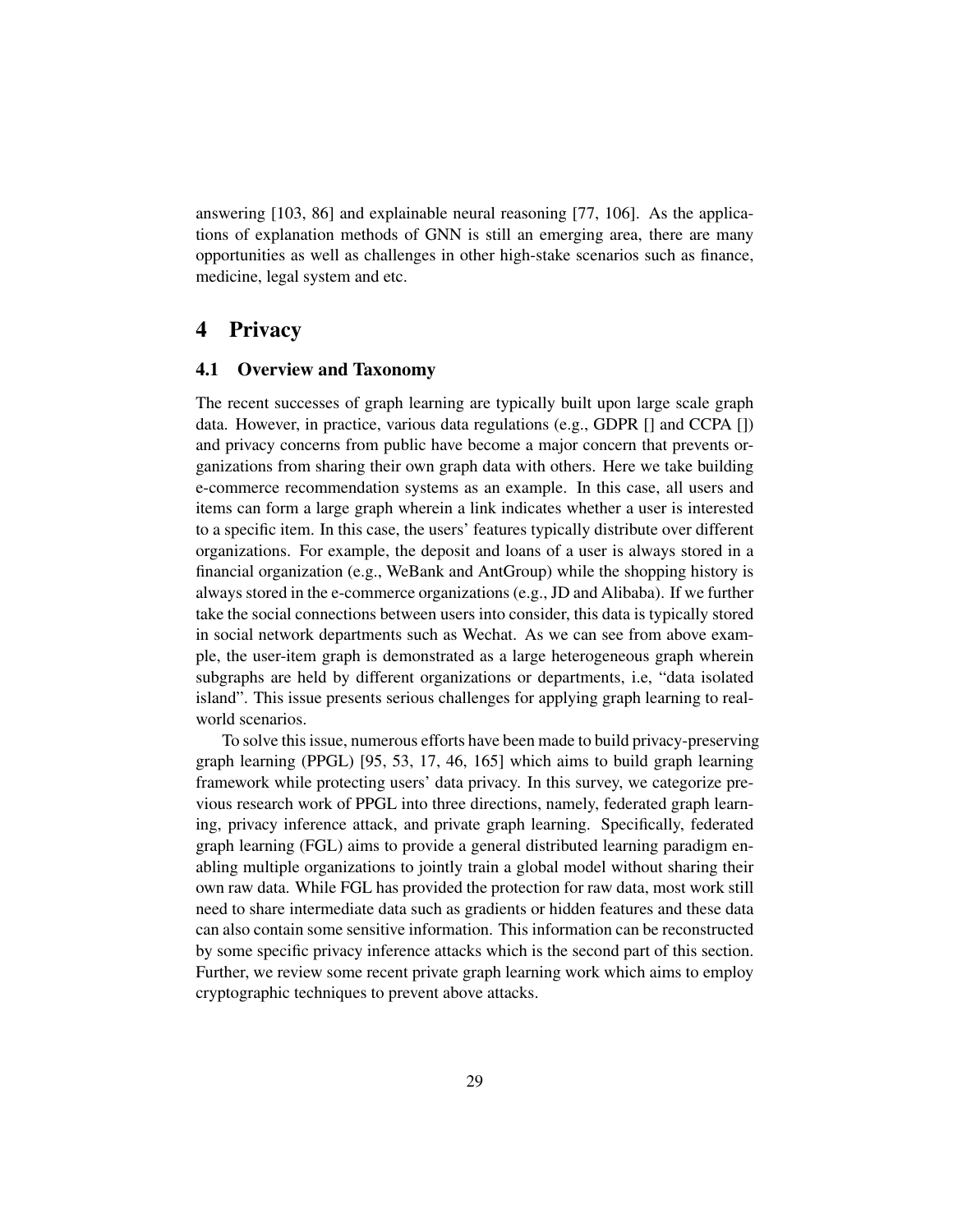answering [103, 86] and explainable neural reasoning [77, 106]. As the applications of explanation methods of GNN is still an emerging area, there are many opportunities as well as challenges in other high-stake scenarios such as finance, medicine, legal system and etc.

# 4 Privacy

## 4.1 Overview and Taxonomy

The recent successes of graph learning are typically built upon large scale graph data. However, in practice, various data regulations (e.g., GDPR [] and CCPA []) and privacy concerns from public have become a major concern that prevents organizations from sharing their own graph data with others. Here we take building e-commerce recommendation systems as an example. In this case, all users and items can form a large graph wherein a link indicates whether a user is interested to a specific item. In this case, the users' features typically distribute over different organizations. For example, the deposit and loans of a user is always stored in a financial organization (e.g., WeBank and AntGroup) while the shopping history is always stored in the e-commerce organizations (e.g., JD and Alibaba). If we further take the social connections between users into consider, this data is typically stored in social network departments such as Wechat. As we can see from above example, the user-item graph is demonstrated as a large heterogeneous graph wherein subgraphs are held by different organizations or departments, i.e, "data isolated island". This issue presents serious challenges for applying graph learning to real-world scenarios.

To solve this issue, numerous efforts have been made to build privacy-preserving graph learning (PPGL) [95, 53, 17, 46, 165] which aims to build graph learning framework while protecting users' data privacy. In this survey, we categorize previous research work of PPGL into three directions, namely, federated graph learning, privacy inference attack, and private graph learning. Specifically, federated graph learning (FGL) aims to provide a general distributed learning paradigm enabling multiple organizations to jointly train a global model without sharing their own raw data. While FGL has provided the protection for raw data, most work still need to share intermediate data such as gradients or hidden features and these data can also contain some sensitive information. This information can be reconstructed by some specific privacy inference attacks which is the second part of this section. Further, we review some recent private graph learning work which aims to employ cryptographic techniques to prevent above attacks.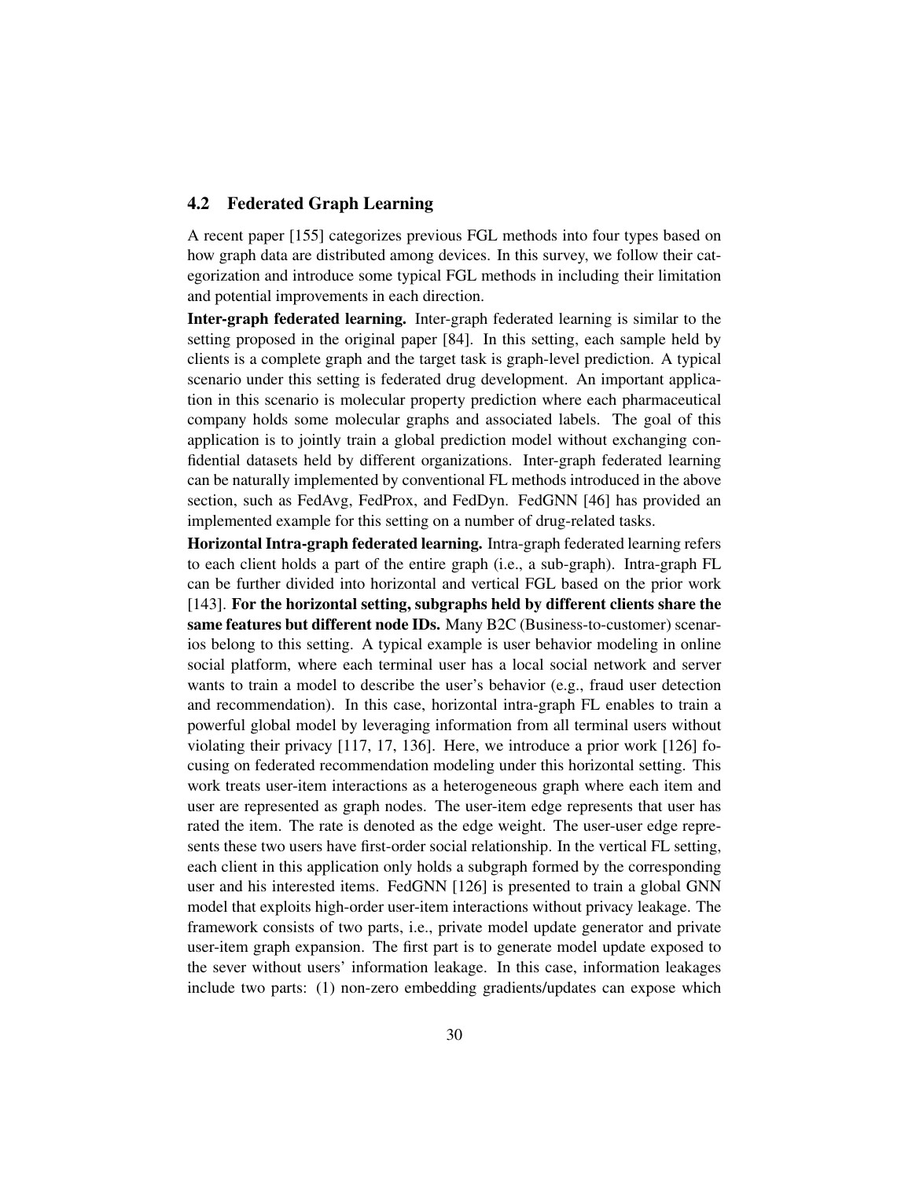## 4.2 Federated Graph Learning

A recent paper [155] categorizes previous FGL methods into four types based on how graph data are distributed among devices. In this survey, we follow their categorization and introduce some typical FGL methods in including their limitation and potential improvements in each direction.

**Inter-graph federated learning.** Inter-graph federated learning is similar to the setting proposed in the original paper [84]. In this setting, each sample held by clients is a complete graph and the target task is graph-level prediction. A typical scenario under this setting is federated drug development. An important application in this scenario is molecular property prediction where each pharmaceutical company holds some molecular graphs and associated labels. The goal of this application is to jointly train a global prediction model without exchanging confidential datasets held by different organizations. Inter-graph federated learning can be naturally implemented by conventional FL methods introduced in the above section, such as FedAvg, FedProx, and FedDyn. FedGNN [46] has provided an implemented example for this setting on a number of drug-related tasks.

**Horizontal Intra-graph federated learning.** Intra-graph federated learning refers to each client holds a part of the entire graph (i.e., a sub-graph). Intra-graph FL can be further divided into horizontal and vertical FGL based on the prior work [143]. **For the horizontal setting, subgraphs held by different clients share the same features but different node IDs.** Many B2C (Business-to-customer) scenarios belong to this setting. A typical example is user behavior modeling in online social platform, where each terminal user has a local social network and server wants to train a model to describe the user's behavior (e.g., fraud user detection and recommendation). In this case, horizontal intra-graph FL enables to train a powerful global model by leveraging information from all terminal users without violating their privacy [117, 17, 136]. Here, we introduce a prior work [126] focusing on federated recommendation modeling under this horizontal setting. This work treats user-item interactions as a heterogeneous graph where each item and user are represented as graph nodes. The user-item edge represents that user has rated the item. The rate is denoted as the edge weight. The user-user edge represents these two users have first-order social relationship. In the vertical FL setting, each client in this application only holds a subgraph formed by the corresponding user and his interested items. FedGNN [126] is presented to train a global GNN model that exploits high-order user-item interactions without privacy leakage. The framework consists of two parts, i.e., private model update generator and private user-item graph expansion. The first part is to generate model update exposed to the sever without users' information leakage. In this case, information leakages include two parts: (1) non-zero embedding gradients/updates can expose which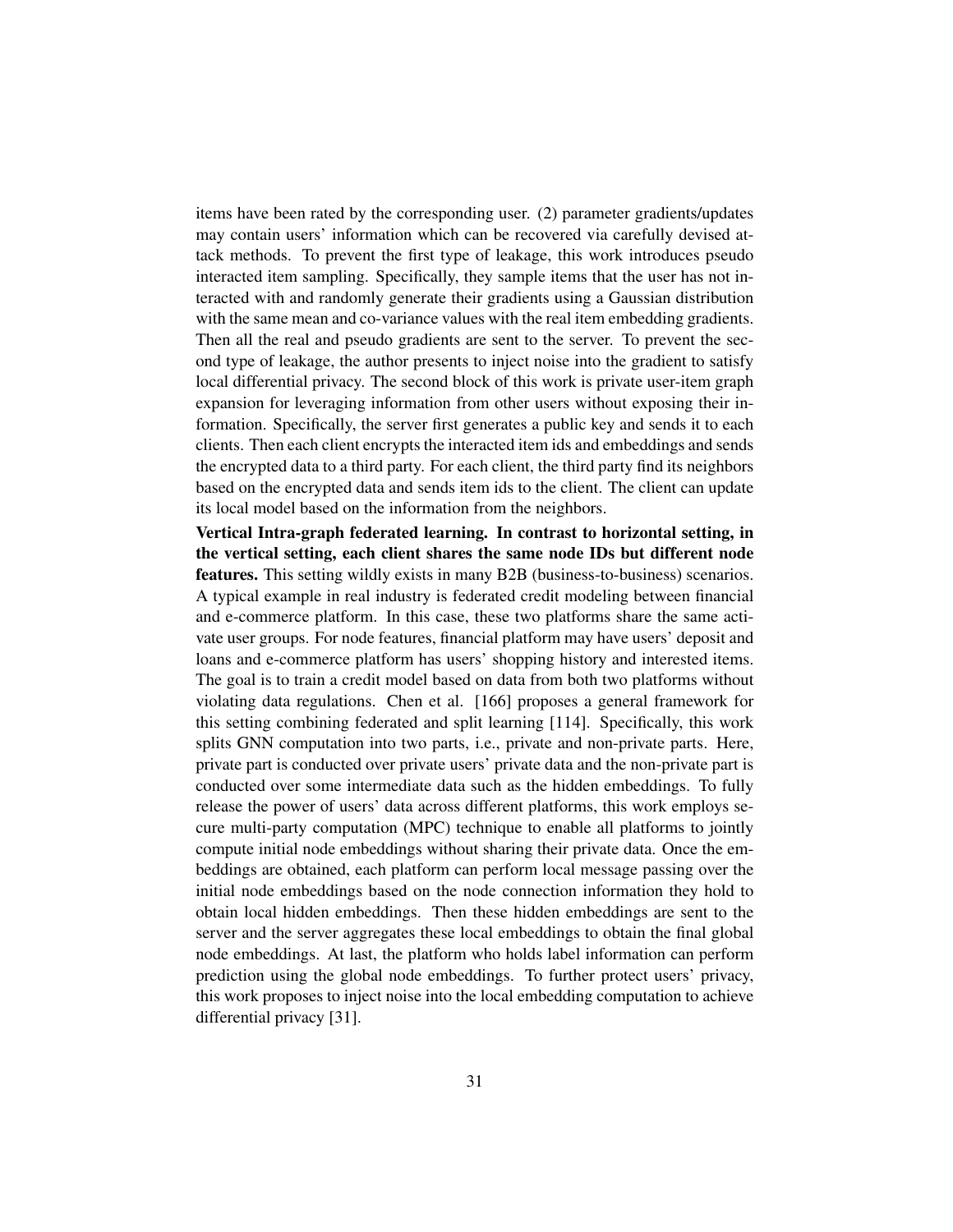items have been rated by the corresponding user. (2) parameter gradients/updates may contain users' information which can be recovered via carefully devised attack methods. To prevent the first type of leakage, this work introduces pseudo interacted item sampling. Specifically, they sample items that the user has not interacted with and randomly generate their gradients using a Gaussian distribution with the same mean and co-variance values with the real item embedding gradients. Then all the real and pseudo gradients are sent to the server. To prevent the second type of leakage, the author presents to inject noise into the gradient to satisfy local differential privacy. The second block of this work is private user-item graph expansion for leveraging information from other users without exposing their information. Specifically, the server first generates a public key and sends it to each clients. Then each client encrypts the interacted item ids and embeddings and sends the encrypted data to a third party. For each client, the third party find its neighbors based on the encrypted data and sends item ids to the client. The client can update its local model based on the information from the neighbors.

**Vertical Intra-graph federated learning. In contrast to horizontal setting, in the vertical setting, each client shares the same node IDs but different node features.** This setting wildly exists in many B2B (business-to-business) scenarios. A typical example in real industry is federated credit modeling between financial and e-commerce platform. In this case, these two platforms share the same activate user groups. For node features, financial platform may have users' deposit and loans and e-commerce platform has users' shopping history and interested items. The goal is to train a credit model based on data from both two platforms without violating data regulations. Chen et al. [166] proposes a general framework for this setting combining federated and split learning [114]. Specifically, this work splits GNN computation into two parts, i.e., private and non-private parts. Here, private part is conducted over private users' private data and the non-private part is conducted over some intermediate data such as the hidden embeddings. To fully release the power of users' data across different platforms, this work employs secure multi-party computation (MPC) technique to enable all platforms to jointly compute initial node embeddings without sharing their private data. Once the embeddings are obtained, each platform can perform local message passing over the initial node embeddings based on the node connection information they hold to obtain local hidden embeddings. Then these hidden embeddings are sent to the server and the server aggregates these local embeddings to obtain the final global node embeddings. At last, the platform who holds label information can perform prediction using the global node embeddings. To further protect users' privacy, this work proposes to inject noise into the local embedding computation to achieve differential privacy [31].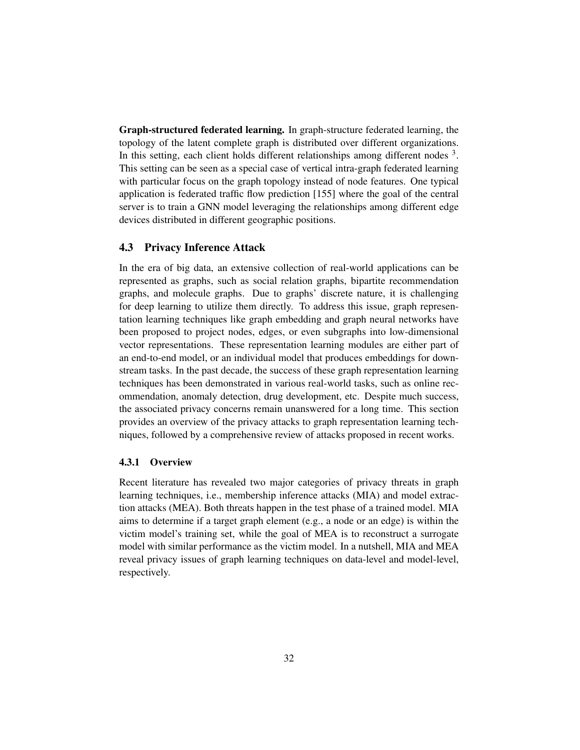**Graph-structured federated learning.** In graph-structure federated learning, the topology of the latent complete graph is distributed over different organizations. In this setting, each client holds different relationships among different nodes [3]. This setting can be seen as a special case of vertical intra-graph federated learning with particular focus on the graph topology instead of node features. One typical application is federated traffic flow prediction [155] where the goal of the central server is to train a GNN model leveraging the relationships among different edge devices distributed in different geographic positions.

## 4.3 Privacy Inference Attack

In the era of big data, an extensive collection of real-world applications can be represented as graphs, such as social relation graphs, bipartite recommendation graphs, and molecule graphs. Due to graphs' discrete nature, it is challenging for deep learning to utilize them directly. To address this issue, graph representation learning techniques like graph embedding and graph neural networks have been proposed to project nodes, edges, or even subgraphs into low-dimensional vector representations. These representation learning modules are either part of an end-to-end model, or an individual model that produces embeddings for downstream tasks. In the past decade, the success of these graph representation learning techniques has been demonstrated in various real-world tasks, such as online recommendation, anomaly detection, drug development, etc. Despite much success, the associated privacy concerns remain unanswered for a long time. This section provides an overview of the privacy attacks to graph representation learning techniques, followed by a comprehensive review of attacks proposed in recent works.

### 4.3.1 Overview

Recent literature has revealed two major categories of privacy threats in graph learning techniques, i.e., membership inference attacks (MIA) and model extraction attacks (MEA). Both threats happen in the test phase of a trained model. MIA aims to determine if a target graph element (e.g., a node or an edge) is within the victim model's training set, while the goal of MEA is to reconstruct a surrogate model with similar performance as the victim model. In a nutshell, MIA and MEA reveal privacy issues of graph learning techniques on data-level and model-level, respectively.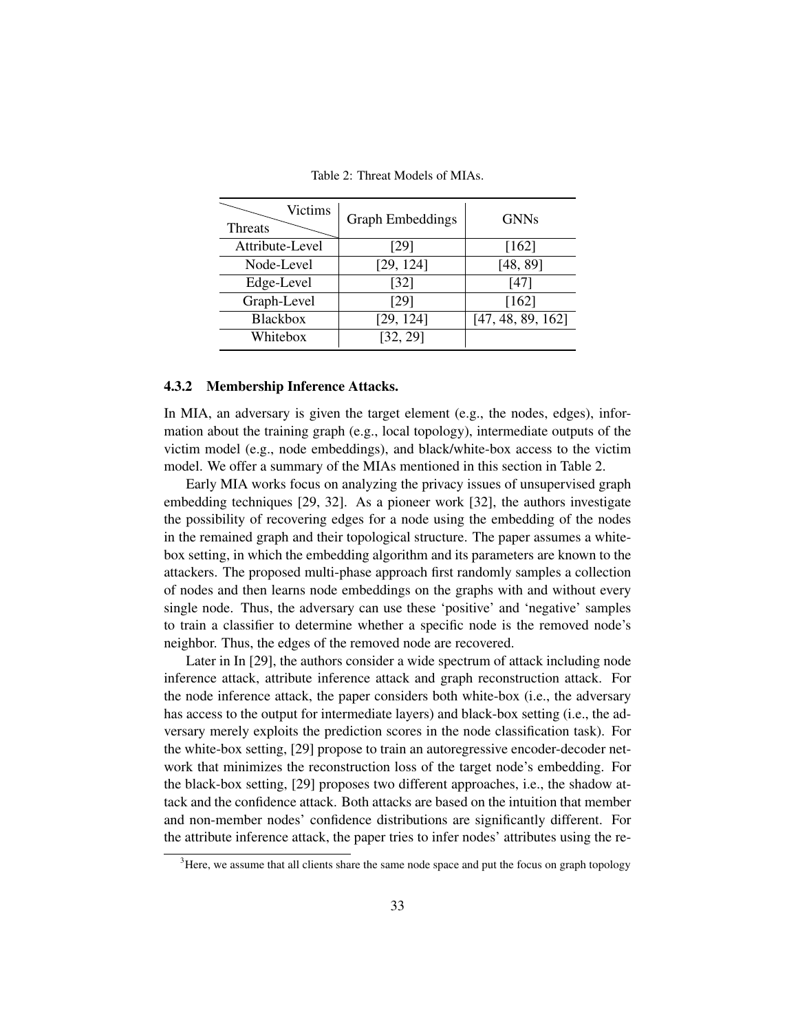Table 2: Threat Models of MIAs.

| Threats \ Victims | Graph Embeddings | GNNs |
|---|---|---|
| Attribute-Level | [29] | [162] |
| Node-Level | [29, 124] | [48, 89] |
| Edge-Level | [32] | [47] |
| Graph-Level | [29] | [162] |
| Blackbox | [29, 124] | [47, 48, 89, 162] |
| Whitebox | [32, 29] | |

### 4.3.2 Membership Inference Attacks.

In MIA, an adversary is given the target element (e.g., the nodes, edges), information about the training graph (e.g., local topology), intermediate outputs of the victim model (e.g., node embeddings), and black/white-box access to the victim model. We offer a summary of the MIAs mentioned in this section in Table 2.

Early MIA works focus on analyzing the privacy issues of unsupervised graph embedding techniques [29, 32]. As a pioneer work [32], the authors investigate the possibility of recovering edges for a node using the embedding of the nodes in the remained graph and their topological structure. The paper assumes a white-box setting, in which the embedding algorithm and its parameters are known to the attackers. The proposed multi-phase approach first randomly samples a collection of nodes and then learns node embeddings on the graphs with and without every single node. Thus, the adversary can use these 'positive' and 'negative' samples to train a classifier to determine whether a specific node is the removed node's neighbor. Thus, the edges of the removed node are recovered.

Later in In [29], the authors consider a wide spectrum of attack including node inference attack, attribute inference attack and graph reconstruction attack. For the node inference attack, the paper considers both white-box (i.e., the adversary has access to the output for intermediate layers) and black-box setting (i.e., the adversary merely exploits the prediction scores in the node classification task). For the white-box setting, [29] propose to train an autoregressive encoder-decoder network that minimizes the reconstruction loss of the target node's embedding. For the black-box setting, [29] proposes two different approaches, i.e., the shadow attack and the confidence attack. Both attacks are based on the intuition that member and non-member nodes' confidence distributions are significantly different. For the attribute inference attack, the paper tries to infer nodes' attributes using the re-

[3] Here, we assume that all clients share the same node space and put the focus on graph topology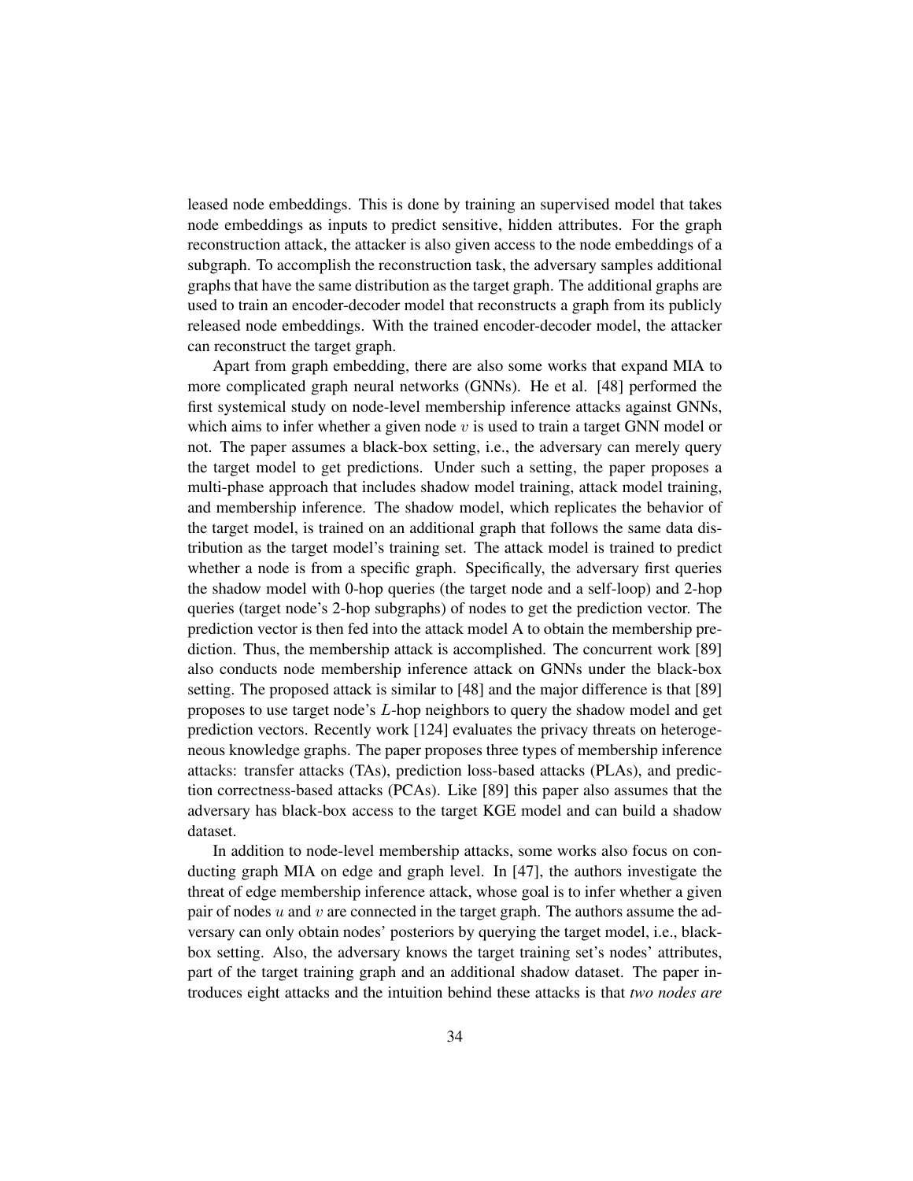leased node embeddings. This is done by training an supervised model that takes node embeddings as inputs to predict sensitive, hidden attributes. For the graph reconstruction attack, the attacker is also given access to the node embeddings of a subgraph. To accomplish the reconstruction task, the adversary samples additional graphs that have the same distribution as the target graph. The additional graphs are used to train an encoder-decoder model that reconstructs a graph from its publicly released node embeddings. With the trained encoder-decoder model, the attacker can reconstruct the target graph.

Apart from graph embedding, there are also some works that expand MIA to more complicated graph neural networks (GNNs). He et al. [48] performed the first systemical study on node-level membership inference attacks against GNNs, which aims to infer whether a given node $v$ is used to train a target GNN model or not. The paper assumes a black-box setting, i.e., the adversary can merely query the target model to get predictions. Under such a setting, the paper proposes a multi-phase approach that includes shadow model training, attack model training, and membership inference. The shadow model, which replicates the behavior of the target model, is trained on an additional graph that follows the same data distribution as the target model's training set. The attack model is trained to predict whether a node is from a specific graph. Specifically, the adversary first queries the shadow model with 0-hop queries (the target node and a self-loop) and 2-hop queries (target node's 2-hop subgraphs) of nodes to get the prediction vector. The prediction vector is then fed into the attack model A to obtain the membership prediction. Thus, the membership attack is accomplished. The concurrent work [89] also conducts node membership inference attack on GNNs under the black-box setting. The proposed attack is similar to [48] and the major difference is that [89] proposes to use target node's $L$-hop neighbors to query the shadow model and get prediction vectors. Recently work [124] evaluates the privacy threats on heterogeneous knowledge graphs. The paper proposes three types of membership inference attacks: transfer attacks (TAs), prediction loss-based attacks (PLAs), and prediction correctness-based attacks (PCAs). Like [89] this paper also assumes that the adversary has black-box access to the target KGE model and can build a shadow dataset.

In addition to node-level membership attacks, some works also focus on conducting graph MIA on edge and graph level. In [47], the authors investigate the threat of edge membership inference attack, whose goal is to infer whether a given pair of nodes $u$ and $v$ are connected in the target graph. The authors assume the adversary can only obtain nodes' posteriors by querying the target model, i.e., black-box setting. Also, the adversary knows the target training set's nodes' attributes, part of the target training graph and an additional shadow dataset. The paper introduces eight attacks and the intuition behind these attacks is that *two nodes are*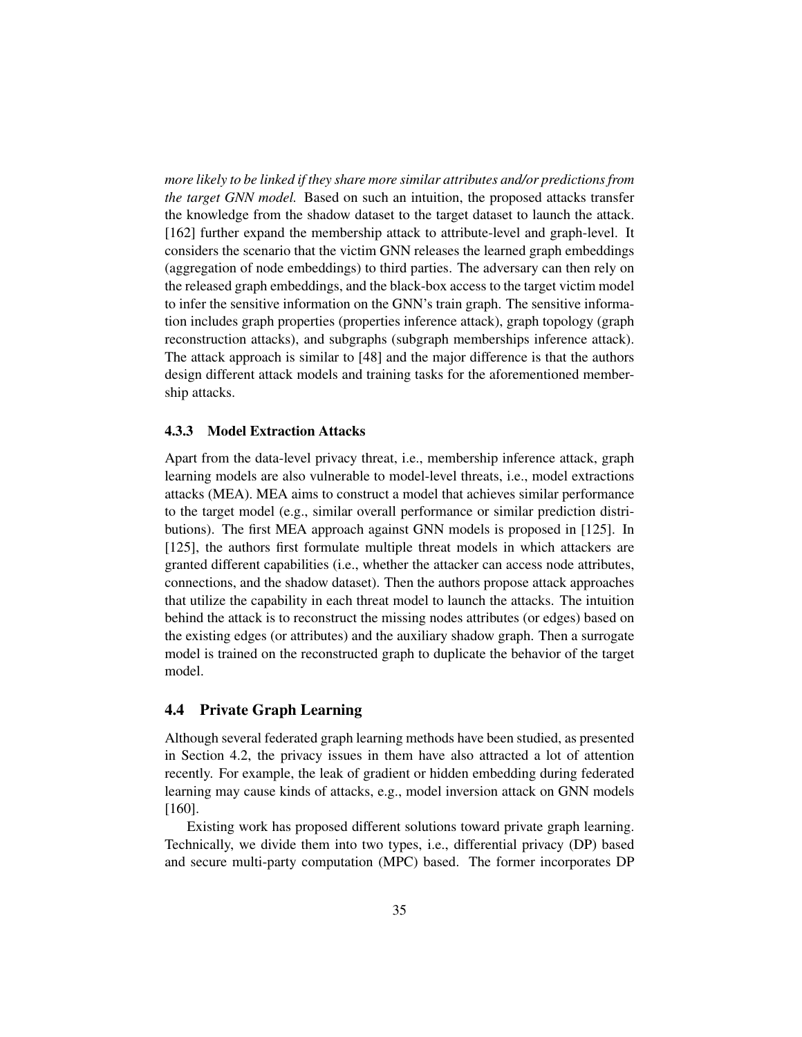*more likely to be linked if they share more similar attributes and/or predictions from the target GNN model.* Based on such an intuition, the proposed attacks transfer the knowledge from the shadow dataset to the target dataset to launch the attack. [162] further expand the membership attack to attribute-level and graph-level. It considers the scenario that the victim GNN releases the learned graph embeddings (aggregation of node embeddings) to third parties. The adversary can then rely on the released graph embeddings, and the black-box access to the target victim model to infer the sensitive information on the GNN's train graph. The sensitive information includes graph properties (properties inference attack), graph topology (graph reconstruction attacks), and subgraphs (subgraph memberships inference attack). The attack approach is similar to [48] and the major difference is that the authors design different attack models and training tasks for the aforementioned membership attacks.

### 4.3.3 Model Extraction Attacks

Apart from the data-level privacy threat, i.e., membership inference attack, graph learning models are also vulnerable to model-level threats, i.e., model extractions attacks (MEA). MEA aims to construct a model that achieves similar performance to the target model (e.g., similar overall performance or similar prediction distributions). The first MEA approach against GNN models is proposed in [125]. In [125], the authors first formulate multiple threat models in which attackers are granted different capabilities (i.e., whether the attacker can access node attributes, connections, and the shadow dataset). Then the authors propose attack approaches that utilize the capability in each threat model to launch the attacks. The intuition behind the attack is to reconstruct the missing nodes attributes (or edges) based on the existing edges (or attributes) and the auxiliary shadow graph. Then a surrogate model is trained on the reconstructed graph to duplicate the behavior of the target model.

## 4.4 Private Graph Learning

Although several federated graph learning methods have been studied, as presented in Section 4.2, the privacy issues in them have also attracted a lot of attention recently. For example, the leak of gradient or hidden embedding during federated learning may cause kinds of attacks, e.g., model inversion attack on GNN models [160].

Existing work has proposed different solutions toward private graph learning. Technically, we divide them into two types, i.e., differential privacy (DP) based and secure multi-party computation (MPC) based. The former incorporates DP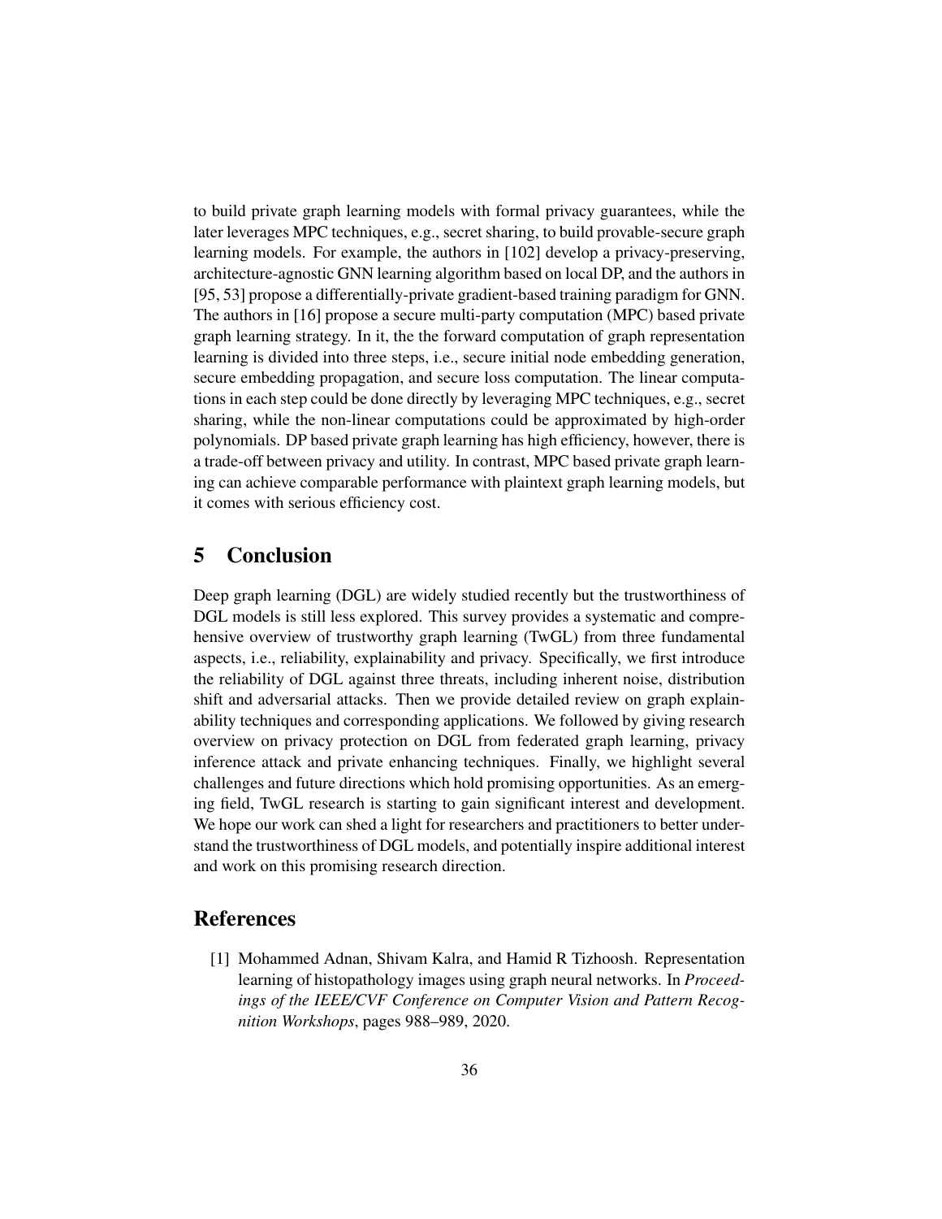to build private graph learning models with formal privacy guarantees, while the later leverages MPC techniques, e.g., secret sharing, to build provable-secure graph learning models. For example, the authors in [102] develop a privacy-preserving, architecture-agnostic GNN learning algorithm based on local DP, and the authors in [95, 53] propose a differentially-private gradient-based training paradigm for GNN. The authors in [16] propose a secure multi-party computation (MPC) based private graph learning strategy. In it, the the forward computation of graph representation learning is divided into three steps, i.e., secure initial node embedding generation, secure embedding propagation, and secure loss computation. The linear computations in each step could be done directly by leveraging MPC techniques, e.g., secret sharing, while the non-linear computations could be approximated by high-order polynomials. DP based private graph learning has high efficiency, however, there is a trade-off between privacy and utility. In contrast, MPC based private graph learning can achieve comparable performance with plaintext graph learning models, but it comes with serious efficiency cost.

## 5 Conclusion

Deep graph learning (DGL) are widely studied recently but the trustworthiness of DGL models is still less explored. This survey provides a systematic and comprehensive overview of trustworthy graph learning (TwGL) from three fundamental aspects, i.e., reliability, explainability and privacy. Specifically, we first introduce the reliability of DGL against three threats, including inherent noise, distribution shift and adversarial attacks. Then we provide detailed review on graph explainability techniques and corresponding applications. We followed by giving research overview on privacy protection on DGL from federated graph learning, privacy inference attack and private enhancing techniques. Finally, we highlight several challenges and future directions which hold promising opportunities. As an emerging field, TwGL research is starting to gain significant interest and development. We hope our work can shed a light for researchers and practitioners to better understand the trustworthiness of DGL models, and potentially inspire additional interest and work on this promising research direction.

## References

[1] Mohammed Adnan, Shivam Kalra, and Hamid R Tizhoosh. Representation learning of histopathology images using graph neural networks. In *Proceedings of the IEEE/CVF Conference on Computer Vision and Pattern Recognition Workshops*, pages 988–989, 2020.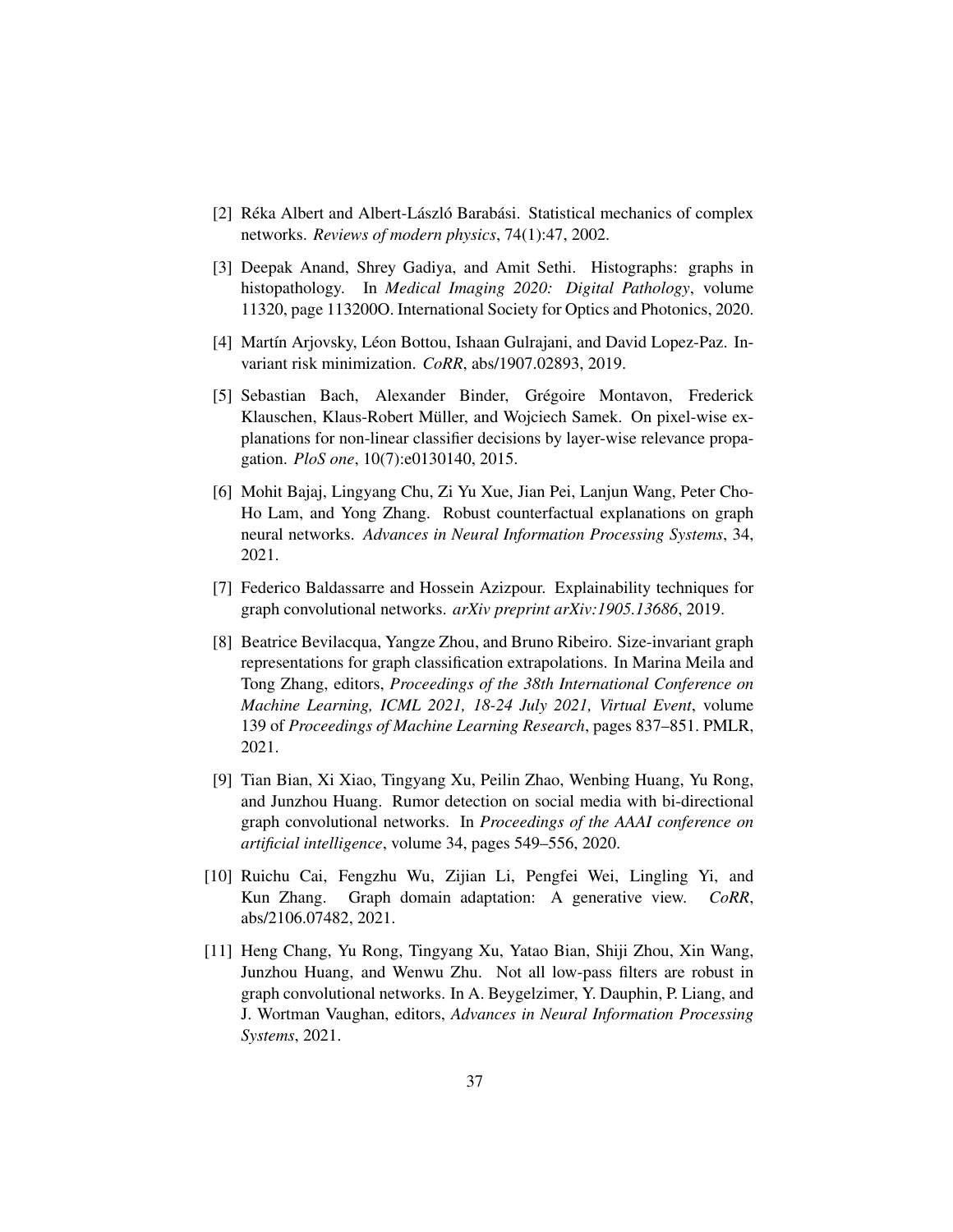[2] Réka Albert and Albert-László Barabási. Statistical mechanics of complex networks. *Reviews of modern physics*, 74(1):47, 2002.

[3] Deepak Anand, Shrey Gadiya, and Amit Sethi. Histographs: graphs in histopathology. In *Medical Imaging 2020: Digital Pathology*, volume 11320, page 113200O. International Society for Optics and Photonics, 2020.

[4] Martín Arjovsky, Léon Bottou, Ishaan Gulrajani, and David Lopez-Paz. Invariant risk minimization. *CoRR*, abs/1907.02893, 2019.

[5] Sebastian Bach, Alexander Binder, Grégoire Montavon, Frederick Klauschen, Klaus-Robert Müller, and Wojciech Samek. On pixel-wise explanations for non-linear classifier decisions by layer-wise relevance propagation. *PloS one*, 10(7):e0130140, 2015.

[6] Mohit Bajaj, Lingyang Chu, Zi Yu Xue, Jian Pei, Lanjun Wang, Peter Cho-Ho Lam, and Yong Zhang. Robust counterfactual explanations on graph neural networks. *Advances in Neural Information Processing Systems*, 34, 2021.

[7] Federico Baldassarre and Hossein Azizpour. Explainability techniques for graph convolutional networks. *arXiv preprint arXiv:1905.13686*, 2019.

[8] Beatrice Bevilacqua, Yangze Zhou, and Bruno Ribeiro. Size-invariant graph representations for graph classification extrapolations. In Marina Meila and Tong Zhang, editors, *Proceedings of the 38th International Conference on Machine Learning, ICML 2021, 18-24 July 2021, Virtual Event*, volume 139 of *Proceedings of Machine Learning Research*, pages 837–851. PMLR, 2021.

[9] Tian Bian, Xi Xiao, Tingyang Xu, Peilin Zhao, Wenbing Huang, Yu Rong, and Junzhou Huang. Rumor detection on social media with bi-directional graph convolutional networks. In *Proceedings of the AAAI conference on artificial intelligence*, volume 34, pages 549–556, 2020.

[10] Ruichu Cai, Fengzhu Wu, Zijian Li, Pengfei Wei, Lingling Yi, and Kun Zhang. Graph domain adaptation: A generative view. *CoRR*, abs/2106.07482, 2021.

[11] Heng Chang, Yu Rong, Tingyang Xu, Yatao Bian, Shiji Zhou, Xin Wang, Junzhou Huang, and Wenwu Zhu. Not all low-pass filters are robust in graph convolutional networks. In A. Beygelzimer, Y. Dauphin, P. Liang, and J. Wortman Vaughan, editors, *Advances in Neural Information Processing Systems*, 2021.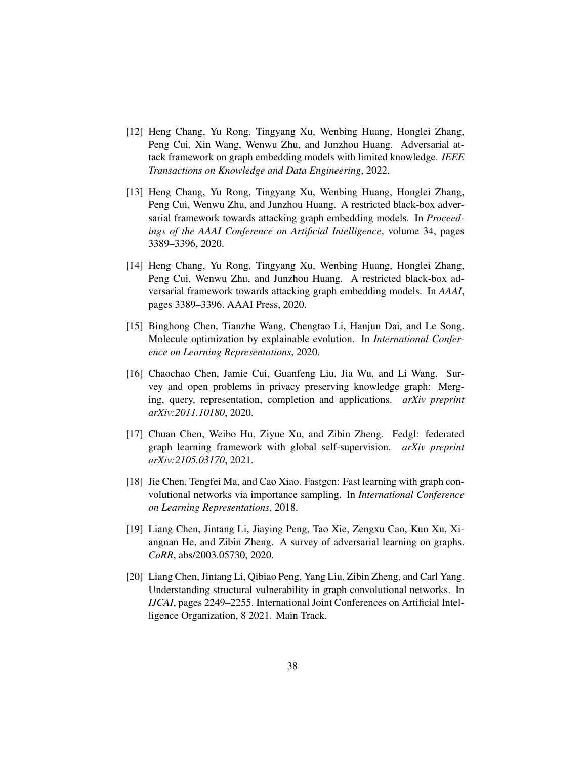[12] Heng Chang, Yu Rong, Tingyang Xu, Wenbing Huang, Honglei Zhang, Peng Cui, Xin Wang, Wenwu Zhu, and Junzhou Huang. Adversarial attack framework on graph embedding models with limited knowledge. *IEEE Transactions on Knowledge and Data Engineering*, 2022.

[13] Heng Chang, Yu Rong, Tingyang Xu, Wenbing Huang, Honglei Zhang, Peng Cui, Wenwu Zhu, and Junzhou Huang. A restricted black-box adversarial framework towards attacking graph embedding models. In *Proceedings of the AAAI Conference on Artificial Intelligence*, volume 34, pages 3389–3396, 2020.

[14] Heng Chang, Yu Rong, Tingyang Xu, Wenbing Huang, Honglei Zhang, Peng Cui, Wenwu Zhu, and Junzhou Huang. A restricted black-box adversarial framework towards attacking graph embedding models. In *AAAI*, pages 3389–3396. AAAI Press, 2020.

[15] Binghong Chen, Tianzhe Wang, Chengtao Li, Hanjun Dai, and Le Song. Molecule optimization by explainable evolution. In *International Conference on Learning Representations*, 2020.

[16] Chaochao Chen, Jamie Cui, Guanfeng Liu, Jia Wu, and Li Wang. Survey and open problems in privacy preserving knowledge graph: Merging, query, representation, completion and applications. *arXiv preprint arXiv:2011.10180*, 2020.

[17] Chuan Chen, Weibo Hu, Ziyue Xu, and Zibin Zheng. Fedgl: federated graph learning framework with global self-supervision. *arXiv preprint arXiv:2105.03170*, 2021.

[18] Jie Chen, Tengfei Ma, and Cao Xiao. Fastgcn: Fast learning with graph convolutional networks via importance sampling. In *International Conference on Learning Representations*, 2018.

[19] Liang Chen, Jintang Li, Jiaying Peng, Tao Xie, Zengxu Cao, Kun Xu, Xiangnan He, and Zibin Zheng. A survey of adversarial learning on graphs. *CoRR*, abs/2003.05730, 2020.

[20] Liang Chen, Jintang Li, Qibiao Peng, Yang Liu, Zibin Zheng, and Carl Yang. Understanding structural vulnerability in graph convolutional networks. In *IJCAI*, pages 2249–2255. International Joint Conferences on Artificial Intelligence Organization, 8 2021. Main Track.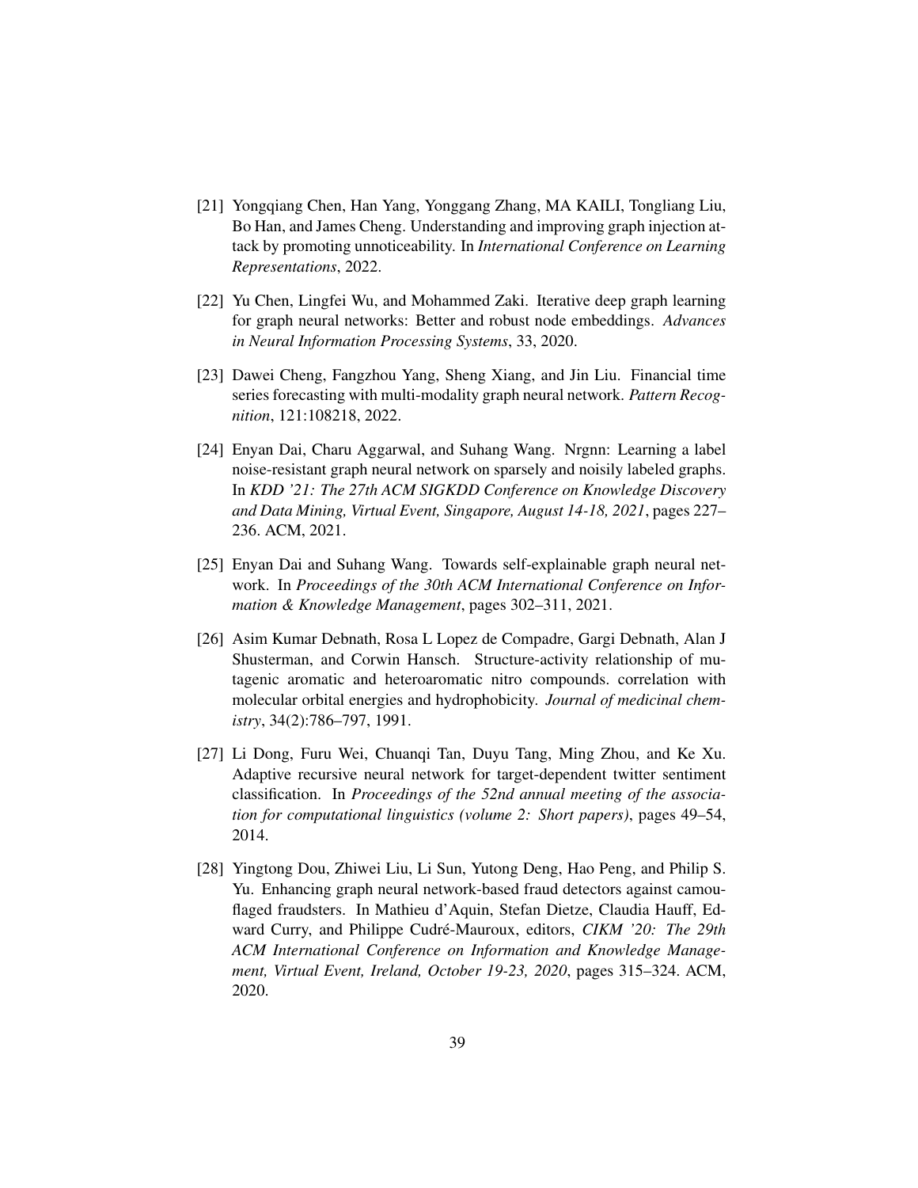[21] Yongqiang Chen, Han Yang, Yonggang Zhang, MA KAILI, Tongliang Liu, Bo Han, and James Cheng. Understanding and improving graph injection attack by promoting unnoticeability. In *International Conference on Learning Representations*, 2022.

[22] Yu Chen, Lingfei Wu, and Mohammed Zaki. Iterative deep graph learning for graph neural networks: Better and robust node embeddings. *Advances in Neural Information Processing Systems*, 33, 2020.

[23] Dawei Cheng, Fangzhou Yang, Sheng Xiang, and Jin Liu. Financial time series forecasting with multi-modality graph neural network. *Pattern Recognition*, 121:108218, 2022.

[24] Enyan Dai, Charu Aggarwal, and Suhang Wang. Nrgnn: Learning a label noise-resistant graph neural network on sparsely and noisily labeled graphs. In *KDD '21: The 27th ACM SIGKDD Conference on Knowledge Discovery and Data Mining, Virtual Event, Singapore, August 14-18, 2021*, pages 227–236. ACM, 2021.

[25] Enyan Dai and Suhang Wang. Towards self-explainable graph neural network. In *Proceedings of the 30th ACM International Conference on Information & Knowledge Management*, pages 302–311, 2021.

[26] Asim Kumar Debnath, Rosa L Lopez de Compadre, Gargi Debnath, Alan J Shusterman, and Corwin Hansch. Structure-activity relationship of mutagenic aromatic and heteroaromatic nitro compounds. correlation with molecular orbital energies and hydrophobicity. *Journal of medicinal chemistry*, 34(2):786–797, 1991.

[27] Li Dong, Furu Wei, Chuanqi Tan, Duyu Tang, Ming Zhou, and Ke Xu. Adaptive recursive neural network for target-dependent twitter sentiment classification. In *Proceedings of the 52nd annual meeting of the association for computational linguistics (volume 2: Short papers)*, pages 49–54, 2014.

[28] Yingtong Dou, Zhiwei Liu, Li Sun, Yutong Deng, Hao Peng, and Philip S. Yu. Enhancing graph neural network-based fraud detectors against camouflaged fraudsters. In Mathieu d'Aquin, Stefan Dietze, Claudia Hauff, Edward Curry, and Philippe Cudré-Mauroux, editors, *CIKM '20: The 29th ACM International Conference on Information and Knowledge Management, Virtual Event, Ireland, October 19-23, 2020*, pages 315–324. ACM, 2020.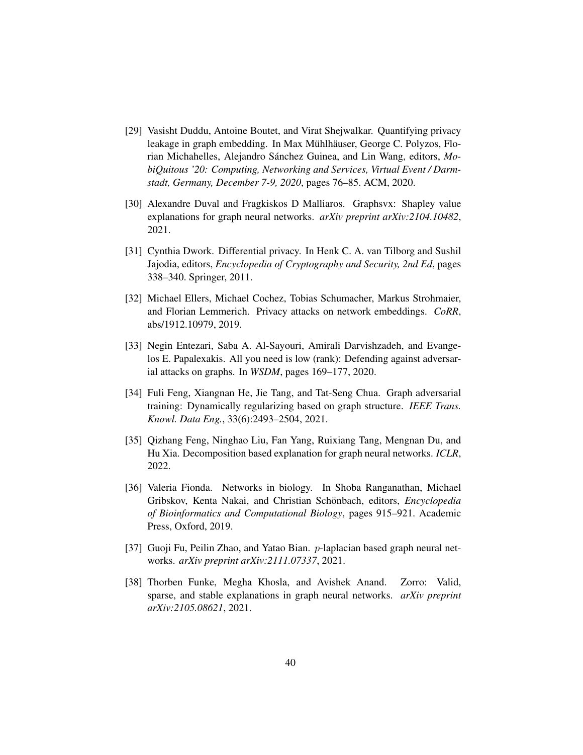[29] Vasisht Duddu, Antoine Boutet, and Virat Shejwalkar. Quantifying privacy leakage in graph embedding. In Max Mühlhäuser, George C. Polyzos, Florian Michahelles, Alejandro Sánchez Guinea, and Lin Wang, editors, *MobiQuitous '20: Computing, Networking and Services, Virtual Event / Darmstadt, Germany, December 7-9, 2020*, pages 76–85. ACM, 2020.

[30] Alexandre Duval and Fragkiskos D Malliaros. Graphsvx: Shapley value explanations for graph neural networks. *arXiv preprint arXiv:2104.10482*, 2021.

[31] Cynthia Dwork. Differential privacy. In Henk C. A. van Tilborg and Sushil Jajodia, editors, *Encyclopedia of Cryptography and Security, 2nd Ed*, pages 338–340. Springer, 2011.

[32] Michael Ellers, Michael Cochez, Tobias Schumacher, Markus Strohmaier, and Florian Lemmerich. Privacy attacks on network embeddings. *CoRR*, abs/1912.10979, 2019.

[33] Negin Entezari, Saba A. Al-Sayouri, Amirali Darvishzadeh, and Evangelos E. Papalexakis. All you need is low (rank): Defending against adversarial attacks on graphs. In *WSDM*, pages 169–177, 2020.

[34] Fuli Feng, Xiangnan He, Jie Tang, and Tat-Seng Chua. Graph adversarial training: Dynamically regularizing based on graph structure. *IEEE Trans. Knowl. Data Eng.*, 33(6):2493–2504, 2021.

[35] Qizhang Feng, Ninghao Liu, Fan Yang, Ruixiang Tang, Mengnan Du, and Hu Xia. Decomposition based explanation for graph neural networks. *ICLR*, 2022.

[36] Valeria Fionda. Networks in biology. In Shoba Ranganathan, Michael Gribskov, Kenta Nakai, and Christian Schönbach, editors, *Encyclopedia of Bioinformatics and Computational Biology*, pages 915–921. Academic Press, Oxford, 2019.

[37] Guoji Fu, Peilin Zhao, and Yatao Bian. $p$-laplacian based graph neural networks. *arXiv preprint arXiv:2111.07337*, 2021.

[38] Thorben Funke, Megha Khosla, and Avishek Anand. Zorro: Valid, sparse, and stable explanations in graph neural networks. *arXiv preprint arXiv:2105.08621*, 2021.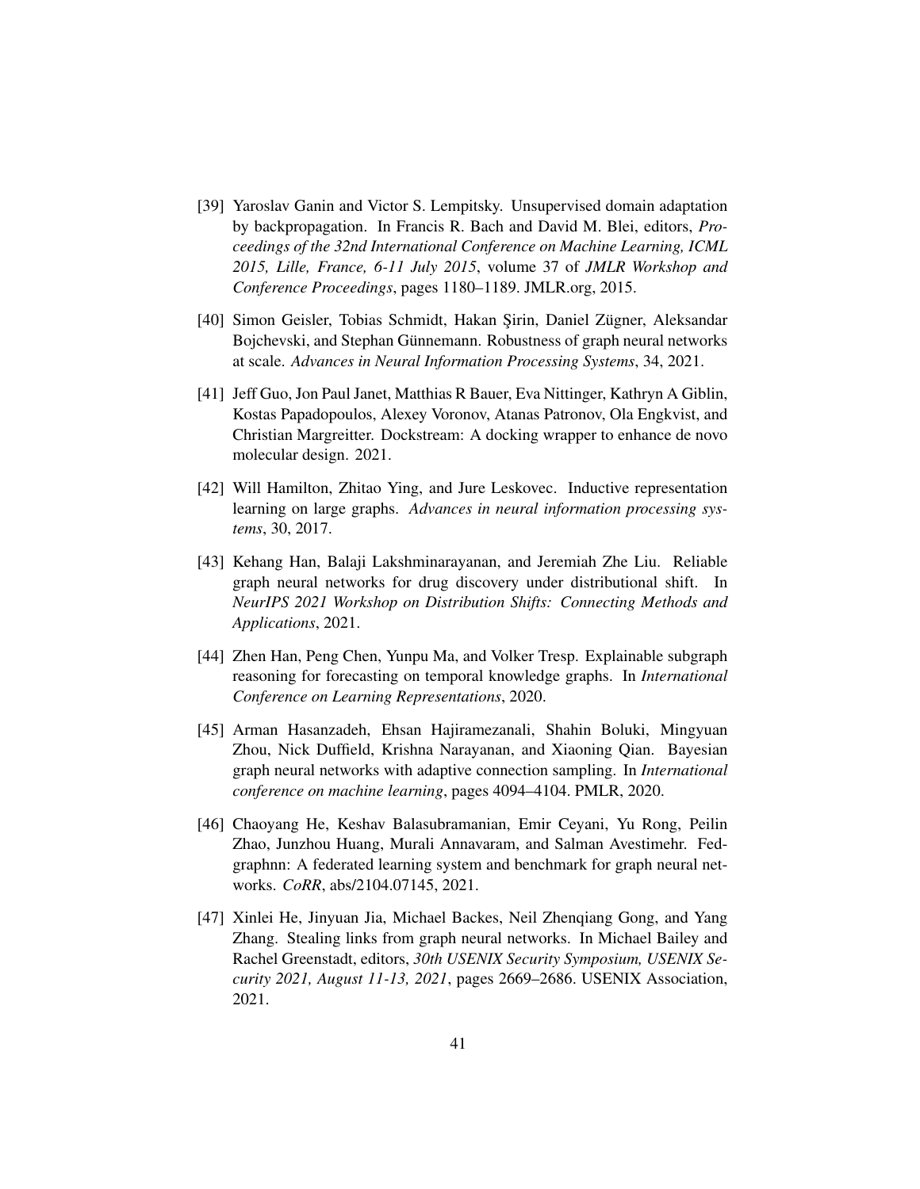[39] Yaroslav Ganin and Victor S. Lempitsky. Unsupervised domain adaptation by backpropagation. In Francis R. Bach and David M. Blei, editors, *Proceedings of the 32nd International Conference on Machine Learning, ICML 2015, Lille, France, 6-11 July 2015*, volume 37 of *JMLR Workshop and Conference Proceedings*, pages 1180–1189. JMLR.org, 2015.

[40] Simon Geisler, Tobias Schmidt, Hakan Şirin, Daniel Zügner, Aleksandar Bojchevski, and Stephan Günnemann. Robustness of graph neural networks at scale. *Advances in Neural Information Processing Systems*, 34, 2021.

[41] Jeff Guo, Jon Paul Janet, Matthias R Bauer, Eva Nittinger, Kathryn A Giblin, Kostas Papadopoulos, Alexey Voronov, Atanas Patronov, Ola Engkvist, and Christian Margreitter. Dockstream: A docking wrapper to enhance de novo molecular design. 2021.

[42] Will Hamilton, Zhitao Ying, and Jure Leskovec. Inductive representation learning on large graphs. *Advances in neural information processing systems*, 30, 2017.

[43] Kehang Han, Balaji Lakshminarayanan, and Jeremiah Zhe Liu. Reliable graph neural networks for drug discovery under distributional shift. In *NeurIPS 2021 Workshop on Distribution Shifts: Connecting Methods and Applications*, 2021.

[44] Zhen Han, Peng Chen, Yunpu Ma, and Volker Tresp. Explainable subgraph reasoning for forecasting on temporal knowledge graphs. In *International Conference on Learning Representations*, 2020.

[45] Arman Hasanzadeh, Ehsan Hajiramezanali, Shahin Boluki, Mingyuan Zhou, Nick Duffield, Krishna Narayanan, and Xiaoning Qian. Bayesian graph neural networks with adaptive connection sampling. In *International conference on machine learning*, pages 4094–4104. PMLR, 2020.

[46] Chaoyang He, Keshav Balasubramanian, Emir Ceyani, Yu Rong, Peilin Zhao, Junzhou Huang, Murali Annavaram, and Salman Avestimehr. Fedgraphnn: A federated learning system and benchmark for graph neural networks. *CoRR*, abs/2104.07145, 2021.

[47] Xinlei He, Jinyuan Jia, Michael Backes, Neil Zhenqiang Gong, and Yang Zhang. Stealing links from graph neural networks. In Michael Bailey and Rachel Greenstadt, editors, *30th USENIX Security Symposium, USENIX Security 2021, August 11-13, 2021*, pages 2669–2686. USENIX Association, 2021.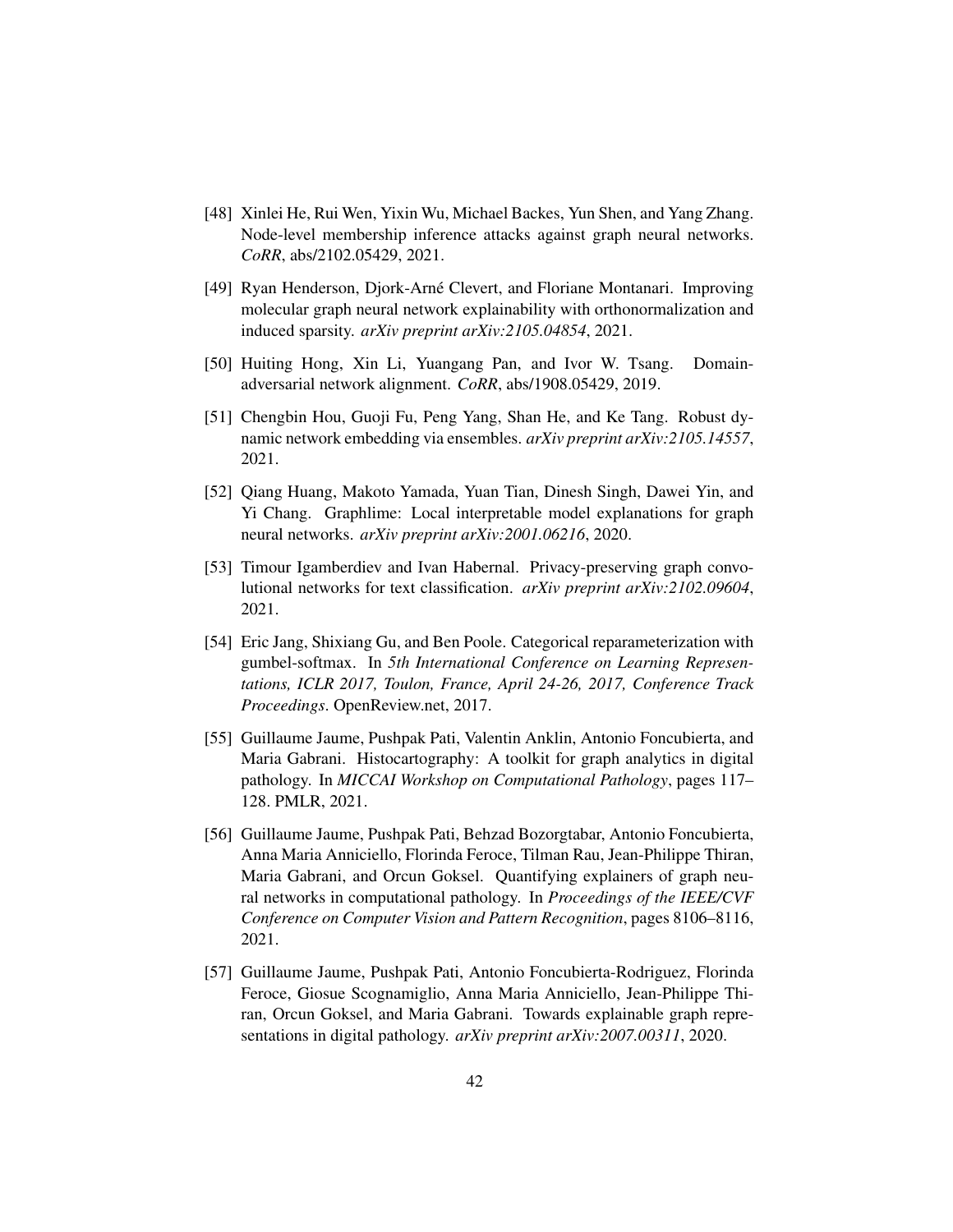[48] Xinlei He, Rui Wen, Yixin Wu, Michael Backes, Yun Shen, and Yang Zhang. Node-level membership inference attacks against graph neural networks. *CoRR*, abs/2102.05429, 2021.

[49] Ryan Henderson, Djork-Arné Clevert, and Floriane Montanari. Improving molecular graph neural network explainability with orthonormalization and induced sparsity. *arXiv preprint arXiv:2105.04854*, 2021.

[50] Huiting Hong, Xin Li, Yuangang Pan, and Ivor W. Tsang. Domain-adversarial network alignment. *CoRR*, abs/1908.05429, 2019.

[51] Chengbin Hou, Guoji Fu, Peng Yang, Shan He, and Ke Tang. Robust dynamic network embedding via ensembles. *arXiv preprint arXiv:2105.14557*, 2021.

[52] Qiang Huang, Makoto Yamada, Yuan Tian, Dinesh Singh, Dawei Yin, and Yi Chang. Graphlime: Local interpretable model explanations for graph neural networks. *arXiv preprint arXiv:2001.06216*, 2020.

[53] Timour Igamberdiev and Ivan Habernal. Privacy-preserving graph convolutional networks for text classification. *arXiv preprint arXiv:2102.09604*, 2021.

[54] Eric Jang, Shixiang Gu, and Ben Poole. Categorical reparameterization with gumbel-softmax. In *5th International Conference on Learning Representations, ICLR 2017, Toulon, France, April 24-26, 2017, Conference Track Proceedings*. OpenReview.net, 2017.

[55] Guillaume Jaume, Pushpak Pati, Valentin Anklin, Antonio Foncubierta, and Maria Gabrani. Histocartography: A toolkit for graph analytics in digital pathology. In *MICCAI Workshop on Computational Pathology*, pages 117–128. PMLR, 2021.

[56] Guillaume Jaume, Pushpak Pati, Behzad Bozorgtabar, Antonio Foncubierta, Anna Maria Anniciello, Florinda Feroce, Tilman Rau, Jean-Philippe Thiran, Maria Gabrani, and Orcun Goksel. Quantifying explainers of graph neural networks in computational pathology. In *Proceedings of the IEEE/CVF Conference on Computer Vision and Pattern Recognition*, pages 8106–8116, 2021.

[57] Guillaume Jaume, Pushpak Pati, Antonio Foncubierta-Rodriguez, Florinda Feroce, Giosue Scognamiglio, Anna Maria Anniciello, Jean-Philippe Thiran, Orcun Goksel, and Maria Gabrani. Towards explainable graph representations in digital pathology. *arXiv preprint arXiv:2007.00311*, 2020.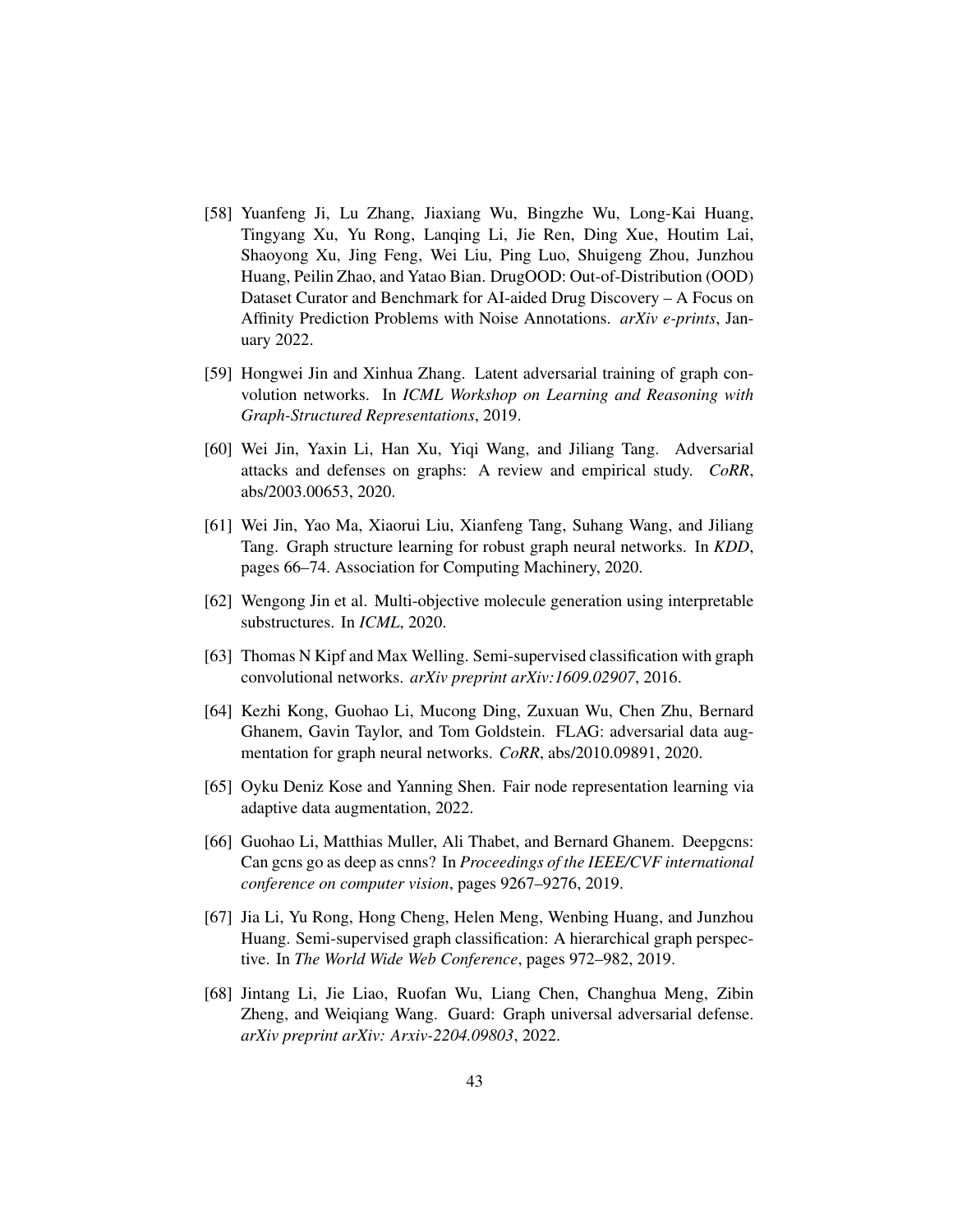[58] Yuanfeng Ji, Lu Zhang, Jiaxiang Wu, Bingzhe Wu, Long-Kai Huang, Tingyang Xu, Yu Rong, Lanqing Li, Jie Ren, Ding Xue, Houtim Lai, Shaoyong Xu, Jing Feng, Wei Liu, Ping Luo, Shuigeng Zhou, Junzhou Huang, Peilin Zhao, and Yatao Bian. DrugOOD: Out-of-Distribution (OOD) Dataset Curator and Benchmark for AI-aided Drug Discovery – A Focus on Affinity Prediction Problems with Noise Annotations. *arXiv e-prints*, January 2022.

[59] Hongwei Jin and Xinhua Zhang. Latent adversarial training of graph convolution networks. In *ICML Workshop on Learning and Reasoning with Graph-Structured Representations*, 2019.

[60] Wei Jin, Yaxin Li, Han Xu, Yiqi Wang, and Jiliang Tang. Adversarial attacks and defenses on graphs: A review and empirical study. *CoRR*, abs/2003.00653, 2020.

[61] Wei Jin, Yao Ma, Xiaorui Liu, Xianfeng Tang, Suhang Wang, and Jiliang Tang. Graph structure learning for robust graph neural networks. In *KDD*, pages 66–74. Association for Computing Machinery, 2020.

[62] Wengong Jin et al. Multi-objective molecule generation using interpretable substructures. In *ICML*, 2020.

[63] Thomas N Kipf and Max Welling. Semi-supervised classification with graph convolutional networks. *arXiv preprint arXiv:1609.02907*, 2016.

[64] Kezhi Kong, Guohao Li, Mucong Ding, Zuxuan Wu, Chen Zhu, Bernard Ghanem, Gavin Taylor, and Tom Goldstein. FLAG: adversarial data augmentation for graph neural networks. *CoRR*, abs/2010.09891, 2020.

[65] Oyku Deniz Kose and Yanning Shen. Fair node representation learning via adaptive data augmentation, 2022.

[66] Guohao Li, Matthias Muller, Ali Thabet, and Bernard Ghanem. Deepgcns: Can gcns go as deep as cnns? In *Proceedings of the IEEE/CVF international conference on computer vision*, pages 9267–9276, 2019.

[67] Jia Li, Yu Rong, Hong Cheng, Helen Meng, Wenbing Huang, and Junzhou Huang. Semi-supervised graph classification: A hierarchical graph perspective. In *The World Wide Web Conference*, pages 972–982, 2019.

[68] Jintang Li, Jie Liao, Ruofan Wu, Liang Chen, Changhua Meng, Zibin Zheng, and Weiqiang Wang. Guard: Graph universal adversarial defense. *arXiv preprint arXiv: Arxiv-2204.09803*, 2022.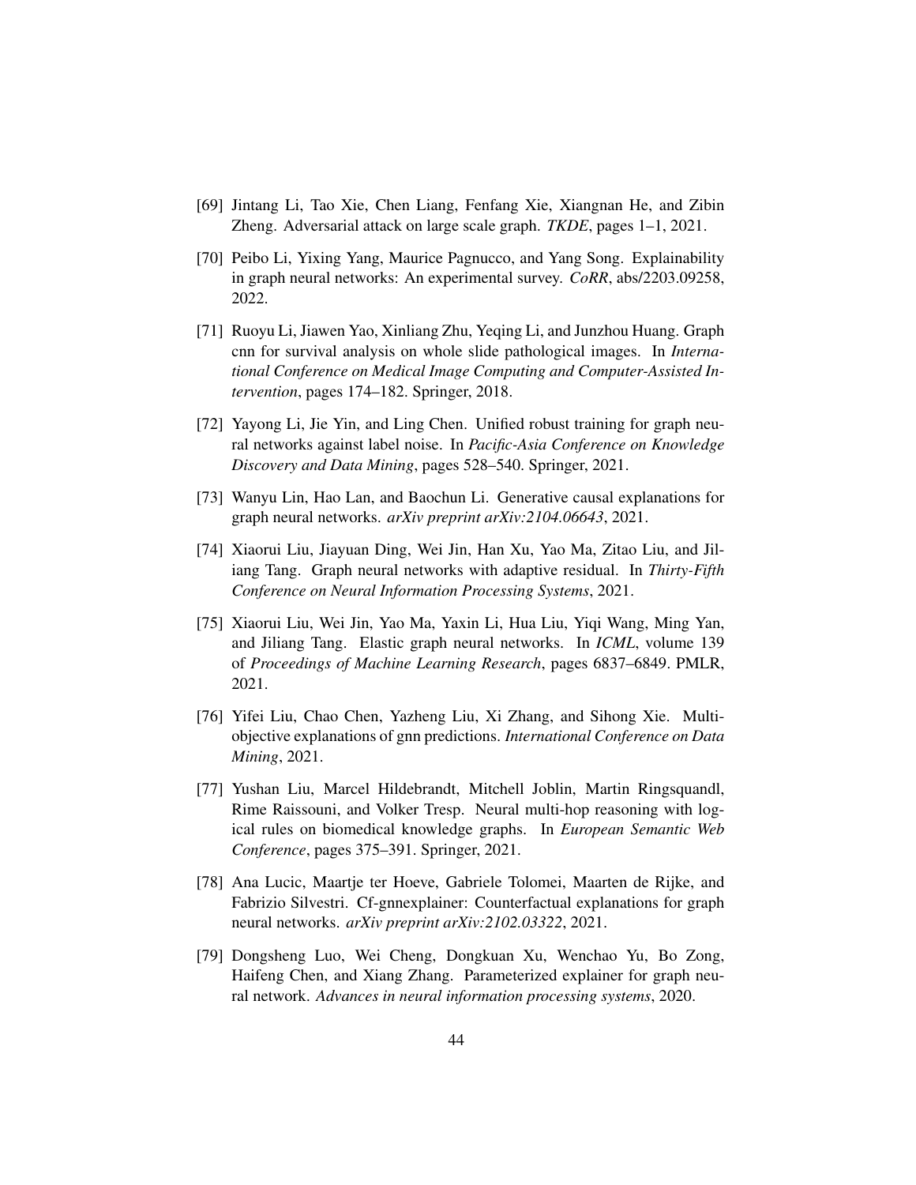[69] Jintang Li, Tao Xie, Chen Liang, Fenfang Xie, Xiangnan He, and Zibin Zheng. Adversarial attack on large scale graph. *TKDE*, pages 1–1, 2021.

[70] Peibo Li, Yixing Yang, Maurice Pagnucco, and Yang Song. Explainability in graph neural networks: An experimental survey. *CoRR*, abs/2203.09258, 2022.

[71] Ruoyu Li, Jiawen Yao, Xinliang Zhu, Yeqing Li, and Junzhou Huang. Graph cnn for survival analysis on whole slide pathological images. In *International Conference on Medical Image Computing and Computer-Assisted Intervention*, pages 174–182. Springer, 2018.

[72] Yayong Li, Jie Yin, and Ling Chen. Unified robust training for graph neural networks against label noise. In *Pacific-Asia Conference on Knowledge Discovery and Data Mining*, pages 528–540. Springer, 2021.

[73] Wanyu Lin, Hao Lan, and Baochun Li. Generative causal explanations for graph neural networks. *arXiv preprint arXiv:2104.06643*, 2021.

[74] Xiaorui Liu, Jiayuan Ding, Wei Jin, Han Xu, Yao Ma, Zitao Liu, and Jiliang Tang. Graph neural networks with adaptive residual. In *Thirty-Fifth Conference on Neural Information Processing Systems*, 2021.

[75] Xiaorui Liu, Wei Jin, Yao Ma, Yaxin Li, Hua Liu, Yiqi Wang, Ming Yan, and Jiliang Tang. Elastic graph neural networks. In *ICML*, volume 139 of *Proceedings of Machine Learning Research*, pages 6837–6849. PMLR, 2021.

[76] Yifei Liu, Chao Chen, Yazheng Liu, Xi Zhang, and Sihong Xie. Multi-objective explanations of gnn predictions. *International Conference on Data Mining*, 2021.

[77] Yushan Liu, Marcel Hildebrandt, Mitchell Joblin, Martin Ringsquandl, Rime Raissouni, and Volker Tresp. Neural multi-hop reasoning with logical rules on biomedical knowledge graphs. In *European Semantic Web Conference*, pages 375–391. Springer, 2021.

[78] Ana Lucic, Maartje ter Hoeve, Gabriele Tolomei, Maarten de Rijke, and Fabrizio Silvestri. Cf-gnnexplainer: Counterfactual explanations for graph neural networks. *arXiv preprint arXiv:2102.03322*, 2021.

[79] Dongsheng Luo, Wei Cheng, Dongkuan Xu, Wenchao Yu, Bo Zong, Haifeng Chen, and Xiang Zhang. Parameterized explainer for graph neural network. *Advances in neural information processing systems*, 2020.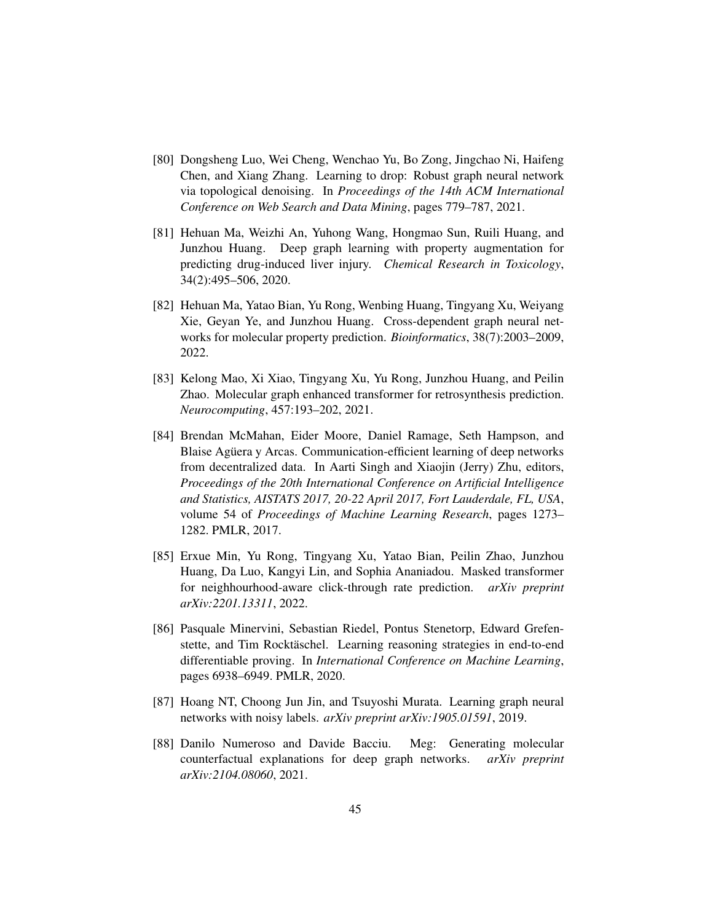[80] Dongsheng Luo, Wei Cheng, Wenchao Yu, Bo Zong, Jingchao Ni, Haifeng Chen, and Xiang Zhang. Learning to drop: Robust graph neural network via topological denoising. In *Proceedings of the 14th ACM International Conference on Web Search and Data Mining*, pages 779–787, 2021.

[81] Hehuan Ma, Weizhi An, Yuhong Wang, Hongmao Sun, Ruili Huang, and Junzhou Huang. Deep graph learning with property augmentation for predicting drug-induced liver injury. *Chemical Research in Toxicology*, 34(2):495–506, 2020.

[82] Hehuan Ma, Yatao Bian, Yu Rong, Wenbing Huang, Tingyang Xu, Weiyang Xie, Geyan Ye, and Junzhou Huang. Cross-dependent graph neural networks for molecular property prediction. *Bioinformatics*, 38(7):2003–2009, 2022.

[83] Kelong Mao, Xi Xiao, Tingyang Xu, Yu Rong, Junzhou Huang, and Peilin Zhao. Molecular graph enhanced transformer for retrosynthesis prediction. *Neurocomputing*, 457:193–202, 2021.

[84] Brendan McMahan, Eider Moore, Daniel Ramage, Seth Hampson, and Blaise Agüera y Arcas. Communication-efficient learning of deep networks from decentralized data. In Aarti Singh and Xiaojin (Jerry) Zhu, editors, *Proceedings of the 20th International Conference on Artificial Intelligence and Statistics, AISTATS 2017, 20-22 April 2017, Fort Lauderdale, FL, USA*, volume 54 of *Proceedings of Machine Learning Research*, pages 1273–1282. PMLR, 2017.

[85] Erxue Min, Yu Rong, Tingyang Xu, Yatao Bian, Peilin Zhao, Junzhou Huang, Da Luo, Kangyi Lin, and Sophia Ananiadou. Masked transformer for neighhourhood-aware click-through rate prediction. *arXiv preprint arXiv:2201.13311*, 2022.

[86] Pasquale Minervini, Sebastian Riedel, Pontus Stenetorp, Edward Grefenstette, and Tim Rocktäschel. Learning reasoning strategies in end-to-end differentiable proving. In *International Conference on Machine Learning*, pages 6938–6949. PMLR, 2020.

[87] Hoang NT, Choong Jun Jin, and Tsuyoshi Murata. Learning graph neural networks with noisy labels. *arXiv preprint arXiv:1905.01591*, 2019.

[88] Danilo Numeroso and Davide Bacciu. Meg: Generating molecular counterfactual explanations for deep graph networks. *arXiv preprint arXiv:2104.08060*, 2021.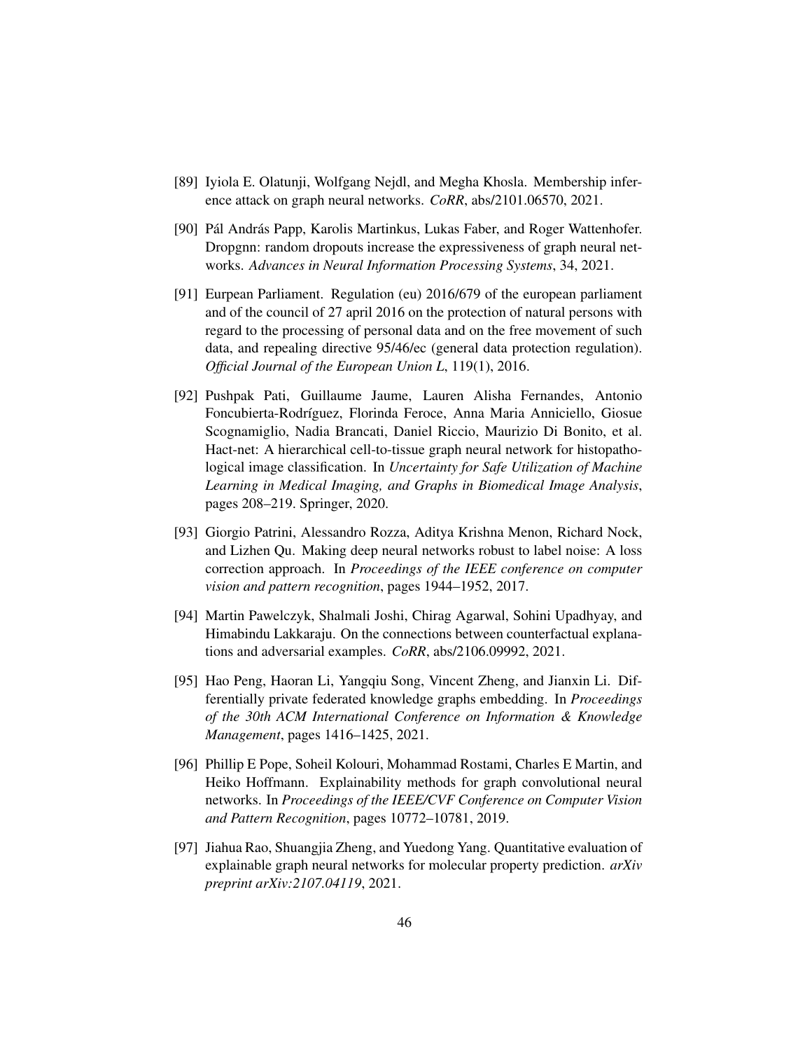[89] Iyiola E. Olatunji, Wolfgang Nejdl, and Megha Khosla. Membership inference attack on graph neural networks. *CoRR*, abs/2101.06570, 2021.

[90] Pál András Papp, Karolis Martinkus, Lukas Faber, and Roger Wattenhofer. Dropgnn: random dropouts increase the expressiveness of graph neural networks. *Advances in Neural Information Processing Systems*, 34, 2021.

[91] Eurpean Parliament. Regulation (eu) 2016/679 of the european parliament and of the council of 27 april 2016 on the protection of natural persons with regard to the processing of personal data and on the free movement of such data, and repealing directive 95/46/ec (general data protection regulation). *Official Journal of the European Union L*, 119(1), 2016.

[92] Pushpak Pati, Guillaume Jaume, Lauren Alisha Fernandes, Antonio Foncubierta-Rodríguez, Florinda Feroce, Anna Maria Anniciello, Giosue Scognamiglio, Nadia Brancati, Daniel Riccio, Maurizio Di Bonito, et al. Hact-net: A hierarchical cell-to-tissue graph neural network for histopathological image classification. In *Uncertainty for Safe Utilization of Machine Learning in Medical Imaging, and Graphs in Biomedical Image Analysis*, pages 208–219. Springer, 2020.

[93] Giorgio Patrini, Alessandro Rozza, Aditya Krishna Menon, Richard Nock, and Lizhen Qu. Making deep neural networks robust to label noise: A loss correction approach. In *Proceedings of the IEEE conference on computer vision and pattern recognition*, pages 1944–1952, 2017.

[94] Martin Pawelczyk, Shalmali Joshi, Chirag Agarwal, Sohini Upadhyay, and Himabindu Lakkaraju. On the connections between counterfactual explanations and adversarial examples. *CoRR*, abs/2106.09992, 2021.

[95] Hao Peng, Haoran Li, Yangqiu Song, Vincent Zheng, and Jianxin Li. Differentially private federated knowledge graphs embedding. In *Proceedings of the 30th ACM International Conference on Information & Knowledge Management*, pages 1416–1425, 2021.

[96] Phillip E Pope, Soheil Kolouri, Mohammad Rostami, Charles E Martin, and Heiko Hoffmann. Explainability methods for graph convolutional neural networks. In *Proceedings of the IEEE/CVF Conference on Computer Vision and Pattern Recognition*, pages 10772–10781, 2019.

[97] Jiahua Rao, Shuangjia Zheng, and Yuedong Yang. Quantitative evaluation of explainable graph neural networks for molecular property prediction. *arXiv preprint arXiv:2107.04119*, 2021.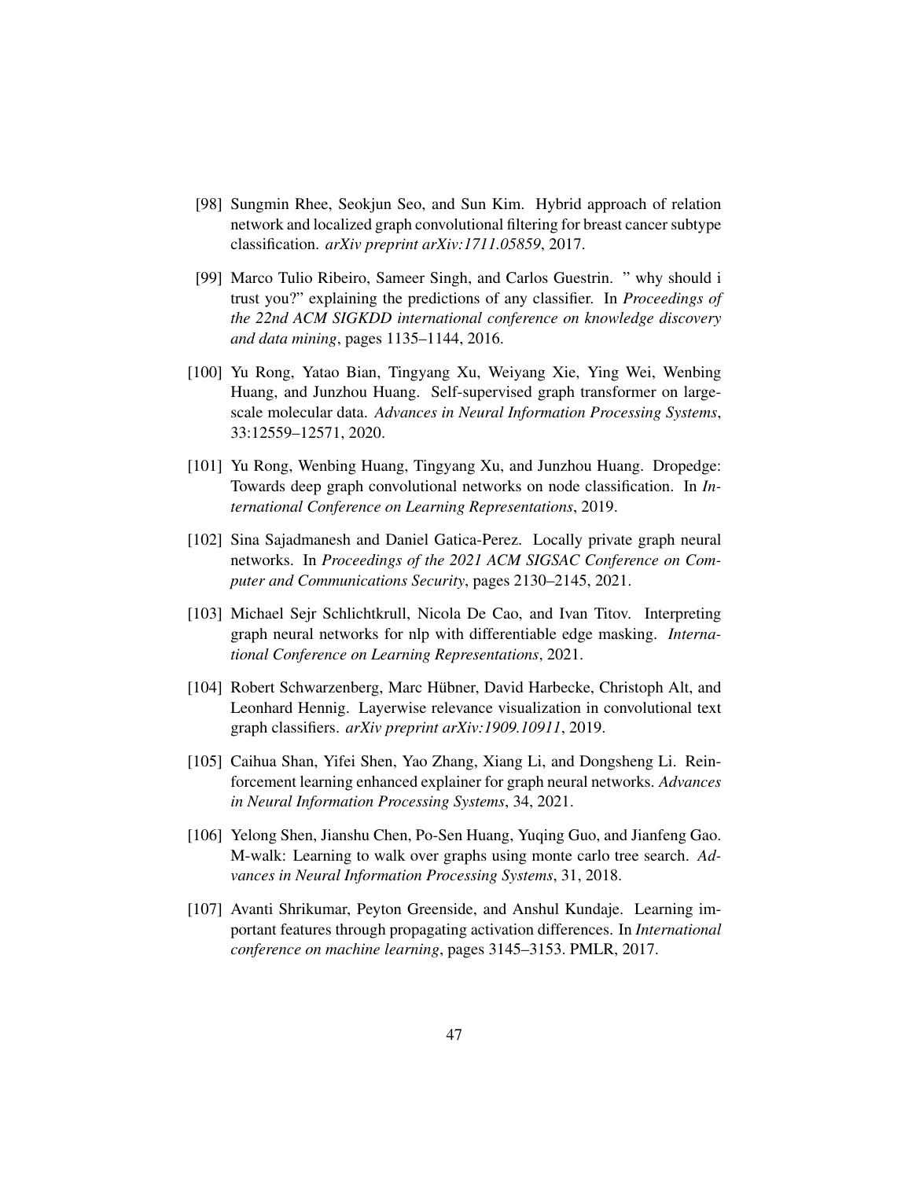[98] Sungmin Rhee, Seokjun Seo, and Sun Kim. Hybrid approach of relation network and localized graph convolutional filtering for breast cancer subtype classification. *arXiv preprint arXiv:1711.05859*, 2017.

[99] Marco Tulio Ribeiro, Sameer Singh, and Carlos Guestrin. " why should i trust you?" explaining the predictions of any classifier. In *Proceedings of the 22nd ACM SIGKDD international conference on knowledge discovery and data mining*, pages 1135–1144, 2016.

[100] Yu Rong, Yatao Bian, Tingyang Xu, Weiyang Xie, Ying Wei, Wenbing Huang, and Junzhou Huang. Self-supervised graph transformer on large-scale molecular data. *Advances in Neural Information Processing Systems*, 33:12559–12571, 2020.

[101] Yu Rong, Wenbing Huang, Tingyang Xu, and Junzhou Huang. Dropedge: Towards deep graph convolutional networks on node classification. In *International Conference on Learning Representations*, 2019.

[102] Sina Sajadmanesh and Daniel Gatica-Perez. Locally private graph neural networks. In *Proceedings of the 2021 ACM SIGSAC Conference on Computer and Communications Security*, pages 2130–2145, 2021.

[103] Michael Sejr Schlichtkrull, Nicola De Cao, and Ivan Titov. Interpreting graph neural networks for nlp with differentiable edge masking. *International Conference on Learning Representations*, 2021.

[104] Robert Schwarzenberg, Marc Hübner, David Harbecke, Christoph Alt, and Leonhard Hennig. Layerwise relevance visualization in convolutional text graph classifiers. *arXiv preprint arXiv:1909.10911*, 2019.

[105] Caihua Shan, Yifei Shen, Yao Zhang, Xiang Li, and Dongsheng Li. Reinforcement learning enhanced explainer for graph neural networks. *Advances in Neural Information Processing Systems*, 34, 2021.

[106] Yelong Shen, Jianshu Chen, Po-Sen Huang, Yuqing Guo, and Jianfeng Gao. M-walk: Learning to walk over graphs using monte carlo tree search. *Advances in Neural Information Processing Systems*, 31, 2018.

[107] Avanti Shrikumar, Peyton Greenside, and Anshul Kundaje. Learning important features through propagating activation differences. In *International conference on machine learning*, pages 3145–3153. PMLR, 2017.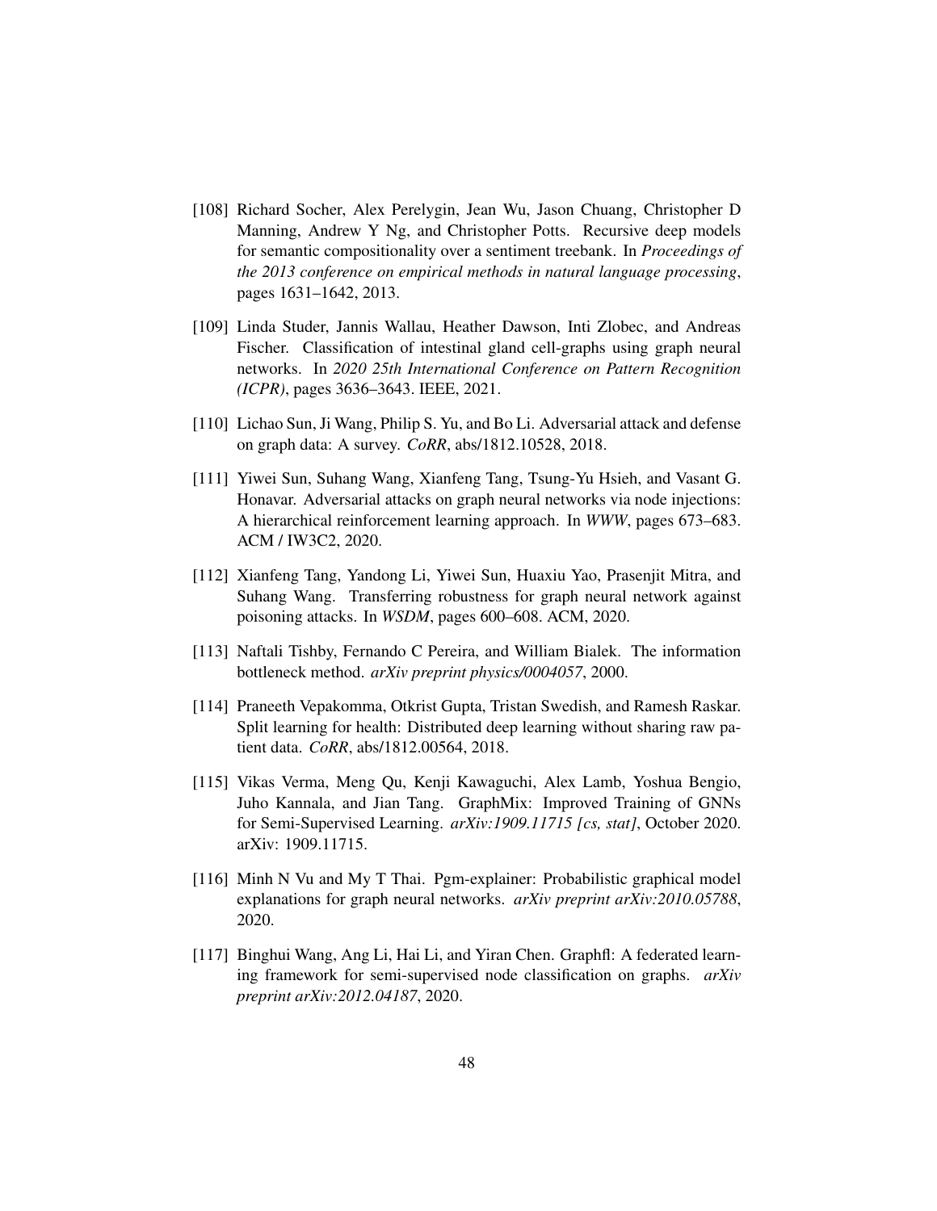[108] Richard Socher, Alex Perelygin, Jean Wu, Jason Chuang, Christopher D Manning, Andrew Y Ng, and Christopher Potts. Recursive deep models for semantic compositionality over a sentiment treebank. In *Proceedings of the 2013 conference on empirical methods in natural language processing*, pages 1631–1642, 2013.

[109] Linda Studer, Jannis Wallau, Heather Dawson, Inti Zlobec, and Andreas Fischer. Classification of intestinal gland cell-graphs using graph neural networks. In *2020 25th International Conference on Pattern Recognition (ICPR)*, pages 3636–3643. IEEE, 2021.

[110] Lichao Sun, Ji Wang, Philip S. Yu, and Bo Li. Adversarial attack and defense on graph data: A survey. *CoRR*, abs/1812.10528, 2018.

[111] Yiwei Sun, Suhang Wang, Xianfeng Tang, Tsung-Yu Hsieh, and Vasant G. Honavar. Adversarial attacks on graph neural networks via node injections: A hierarchical reinforcement learning approach. In *WWW*, pages 673–683. ACM / IW3C2, 2020.

[112] Xianfeng Tang, Yandong Li, Yiwei Sun, Huaxiu Yao, Prasenjit Mitra, and Suhang Wang. Transferring robustness for graph neural network against poisoning attacks. In *WSDM*, pages 600–608. ACM, 2020.

[113] Naftali Tishby, Fernando C Pereira, and William Bialek. The information bottleneck method. *arXiv preprint physics/0004057*, 2000.

[114] Praneeth Vepakomma, Otkrist Gupta, Tristan Swedish, and Ramesh Raskar. Split learning for health: Distributed deep learning without sharing raw patient data. *CoRR*, abs/1812.00564, 2018.

[115] Vikas Verma, Meng Qu, Kenji Kawaguchi, Alex Lamb, Yoshua Bengio, Juho Kannala, and Jian Tang. GraphMix: Improved Training of GNNs for Semi-Supervised Learning. *arXiv:1909.11715 [cs, stat]*, October 2020. arXiv: 1909.11715.

[116] Minh N Vu and My T Thai. Pgm-explainer: Probabilistic graphical model explanations for graph neural networks. *arXiv preprint arXiv:2010.05788*, 2020.

[117] Binghui Wang, Ang Li, Hai Li, and Yiran Chen. Graphfl: A federated learning framework for semi-supervised node classification on graphs. *arXiv preprint arXiv:2012.04187*, 2020.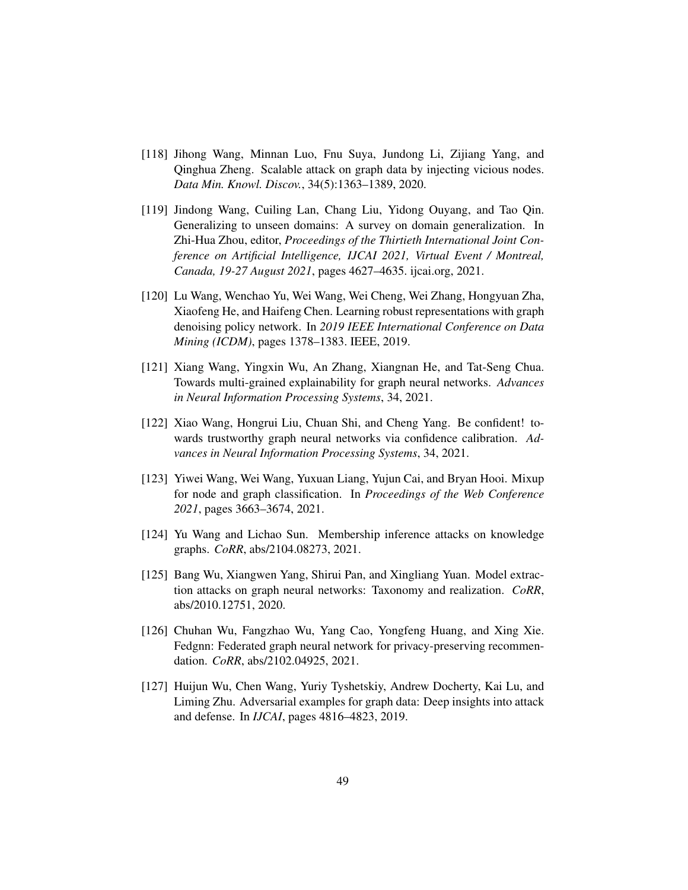[118] Jihong Wang, Minnan Luo, Fnu Suya, Jundong Li, Zijiang Yang, and Qinghua Zheng. Scalable attack on graph data by injecting vicious nodes. *Data Min. Knowl. Discov.*, 34(5):1363–1389, 2020.

[119] Jindong Wang, Cuiling Lan, Chang Liu, Yidong Ouyang, and Tao Qin. Generalizing to unseen domains: A survey on domain generalization. In Zhi-Hua Zhou, editor, *Proceedings of the Thirtieth International Joint Conference on Artificial Intelligence, IJCAI 2021, Virtual Event / Montreal, Canada, 19-27 August 2021*, pages 4627–4635. ijcai.org, 2021.

[120] Lu Wang, Wenchao Yu, Wei Wang, Wei Cheng, Wei Zhang, Hongyuan Zha, Xiaofeng He, and Haifeng Chen. Learning robust representations with graph denoising policy network. In *2019 IEEE International Conference on Data Mining (ICDM)*, pages 1378–1383. IEEE, 2019.

[121] Xiang Wang, Yingxin Wu, An Zhang, Xiangnan He, and Tat-Seng Chua. Towards multi-grained explainability for graph neural networks. *Advances in Neural Information Processing Systems*, 34, 2021.

[122] Xiao Wang, Hongrui Liu, Chuan Shi, and Cheng Yang. Be confident! towards trustworthy graph neural networks via confidence calibration. *Advances in Neural Information Processing Systems*, 34, 2021.

[123] Yiwei Wang, Wei Wang, Yuxuan Liang, Yujun Cai, and Bryan Hooi. Mixup for node and graph classification. In *Proceedings of the Web Conference 2021*, pages 3663–3674, 2021.

[124] Yu Wang and Lichao Sun. Membership inference attacks on knowledge graphs. *CoRR*, abs/2104.08273, 2021.

[125] Bang Wu, Xiangwen Yang, Shirui Pan, and Xingliang Yuan. Model extraction attacks on graph neural networks: Taxonomy and realization. *CoRR*, abs/2010.12751, 2020.

[126] Chuhan Wu, Fangzhao Wu, Yang Cao, Yongfeng Huang, and Xing Xie. Fedgnn: Federated graph neural network for privacy-preserving recommendation. *CoRR*, abs/2102.04925, 2021.

[127] Huijun Wu, Chen Wang, Yuriy Tyshetskiy, Andrew Docherty, Kai Lu, and Liming Zhu. Adversarial examples for graph data: Deep insights into attack and defense. In *IJCAI*, pages 4816–4823, 2019.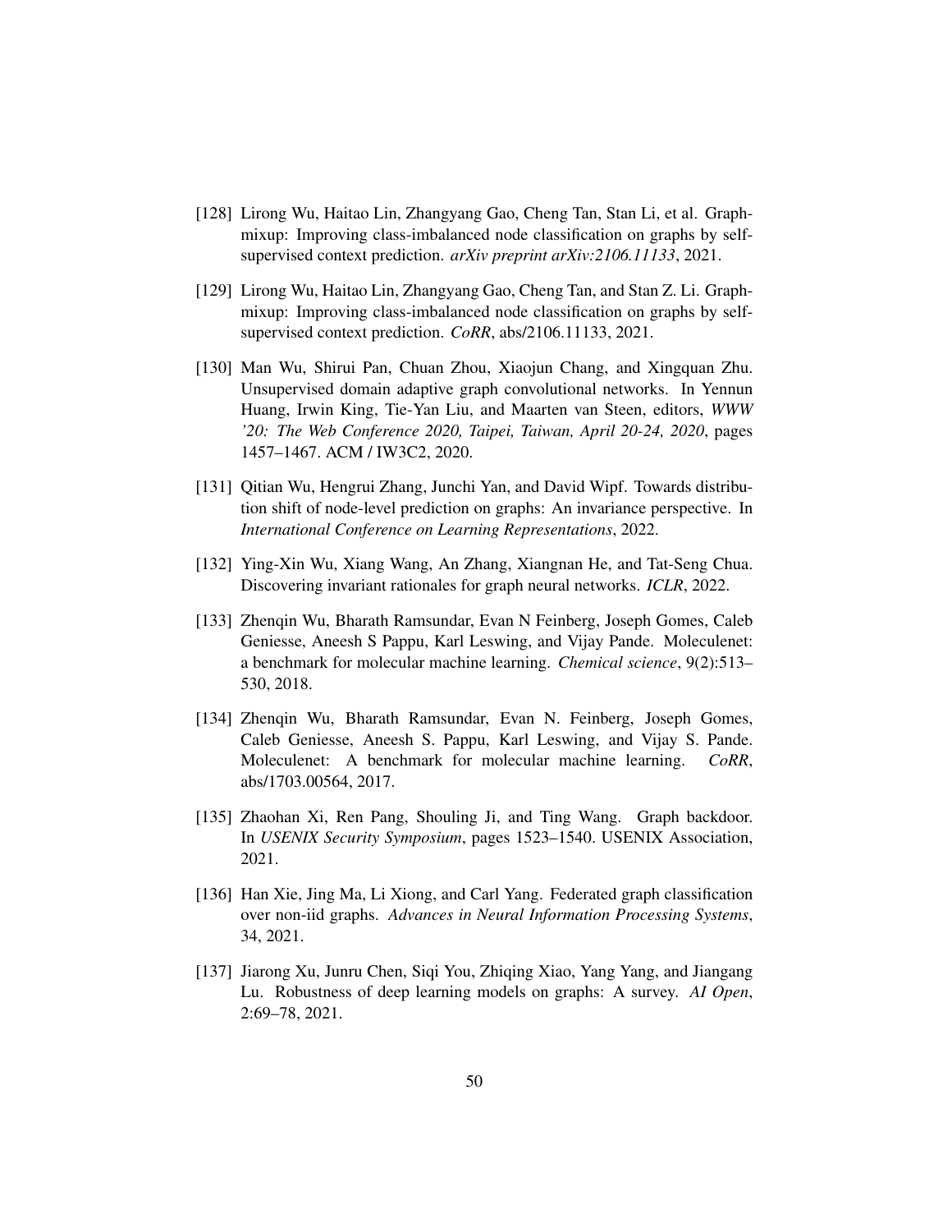[128] Lirong Wu, Haitao Lin, Zhangyang Gao, Cheng Tan, Stan Li, et al. Graphmixup: Improving class-imbalanced node classification on graphs by self-supervised context prediction. *arXiv preprint arXiv:2106.11133*, 2021.

[129] Lirong Wu, Haitao Lin, Zhangyang Gao, Cheng Tan, and Stan Z. Li. Graphmixup: Improving class-imbalanced node classification on graphs by self-supervised context prediction. *CoRR*, abs/2106.11133, 2021.

[130] Man Wu, Shirui Pan, Chuan Zhou, Xiaojun Chang, and Xingquan Zhu. Unsupervised domain adaptive graph convolutional networks. In Yennun Huang, Irwin King, Tie-Yan Liu, and Maarten van Steen, editors, *WWW '20: The Web Conference 2020, Taipei, Taiwan, April 20-24, 2020*, pages 1457–1467. ACM / IW3C2, 2020.

[131] Qitian Wu, Hengrui Zhang, Junchi Yan, and David Wipf. Towards distribution shift of node-level prediction on graphs: An invariance perspective. In *International Conference on Learning Representations*, 2022.

[132] Ying-Xin Wu, Xiang Wang, An Zhang, Xiangnan He, and Tat-Seng Chua. Discovering invariant rationales for graph neural networks. *ICLR*, 2022.

[133] Zhenqin Wu, Bharath Ramsundar, Evan N Feinberg, Joseph Gomes, Caleb Geniesse, Aneesh S Pappu, Karl Leswing, and Vijay Pande. Moleculenet: a benchmark for molecular machine learning. *Chemical science*, 9(2):513–530, 2018.

[134] Zhenqin Wu, Bharath Ramsundar, Evan N. Feinberg, Joseph Gomes, Caleb Geniesse, Aneesh S. Pappu, Karl Leswing, and Vijay S. Pande. Moleculenet: A benchmark for molecular machine learning. *CoRR*, abs/1703.00564, 2017.

[135] Zhaohan Xi, Ren Pang, Shouling Ji, and Ting Wang. Graph backdoor. In *USENIX Security Symposium*, pages 1523–1540. USENIX Association, 2021.

[136] Han Xie, Jing Ma, Li Xiong, and Carl Yang. Federated graph classification over non-iid graphs. *Advances in Neural Information Processing Systems*, 34, 2021.

[137] Jiarong Xu, Junru Chen, Siqi You, Zhiqing Xiao, Yang Yang, and Jiangang Lu. Robustness of deep learning models on graphs: A survey. *AI Open*, 2:69–78, 2021.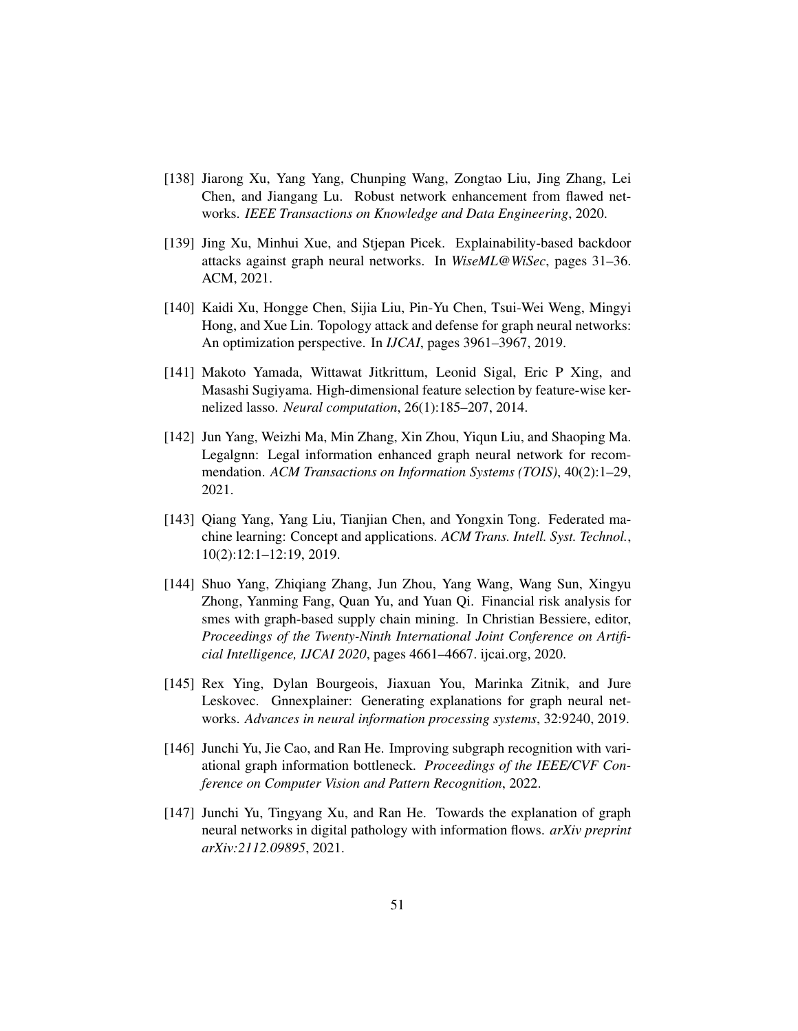[138] Jiarong Xu, Yang Yang, Chunping Wang, Zongtao Liu, Jing Zhang, Lei Chen, and Jiangang Lu. Robust network enhancement from flawed networks. *IEEE Transactions on Knowledge and Data Engineering*, 2020.

[139] Jing Xu, Minhui Xue, and Stjepan Picek. Explainability-based backdoor attacks against graph neural networks. In *WiseML@WiSec*, pages 31–36. ACM, 2021.

[140] Kaidi Xu, Hongge Chen, Sijia Liu, Pin-Yu Chen, Tsui-Wei Weng, Mingyi Hong, and Xue Lin. Topology attack and defense for graph neural networks: An optimization perspective. In *IJCAI*, pages 3961–3967, 2019.

[141] Makoto Yamada, Wittawat Jitkrittum, Leonid Sigal, Eric P Xing, and Masashi Sugiyama. High-dimensional feature selection by feature-wise kernelized lasso. *Neural computation*, 26(1):185–207, 2014.

[142] Jun Yang, Weizhi Ma, Min Zhang, Xin Zhou, Yiqun Liu, and Shaoping Ma. Legalgnn: Legal information enhanced graph neural network for recommendation. *ACM Transactions on Information Systems (TOIS)*, 40(2):1–29, 2021.

[143] Qiang Yang, Yang Liu, Tianjian Chen, and Yongxin Tong. Federated machine learning: Concept and applications. *ACM Trans. Intell. Syst. Technol.*, 10(2):12:1–12:19, 2019.

[144] Shuo Yang, Zhiqiang Zhang, Jun Zhou, Yang Wang, Wang Sun, Xingyu Zhong, Yanming Fang, Quan Yu, and Yuan Qi. Financial risk analysis for smes with graph-based supply chain mining. In Christian Bessiere, editor, *Proceedings of the Twenty-Ninth International Joint Conference on Artificial Intelligence, IJCAI 2020*, pages 4661–4667. ijcai.org, 2020.

[145] Rex Ying, Dylan Bourgeois, Jiaxuan You, Marinka Zitnik, and Jure Leskovec. Gnnexplainer: Generating explanations for graph neural networks. *Advances in neural information processing systems*, 32:9240, 2019.

[146] Junchi Yu, Jie Cao, and Ran He. Improving subgraph recognition with variational graph information bottleneck. *Proceedings of the IEEE/CVF Conference on Computer Vision and Pattern Recognition*, 2022.

[147] Junchi Yu, Tingyang Xu, and Ran He. Towards the explanation of graph neural networks in digital pathology with information flows. *arXiv preprint arXiv:2112.09895*, 2021.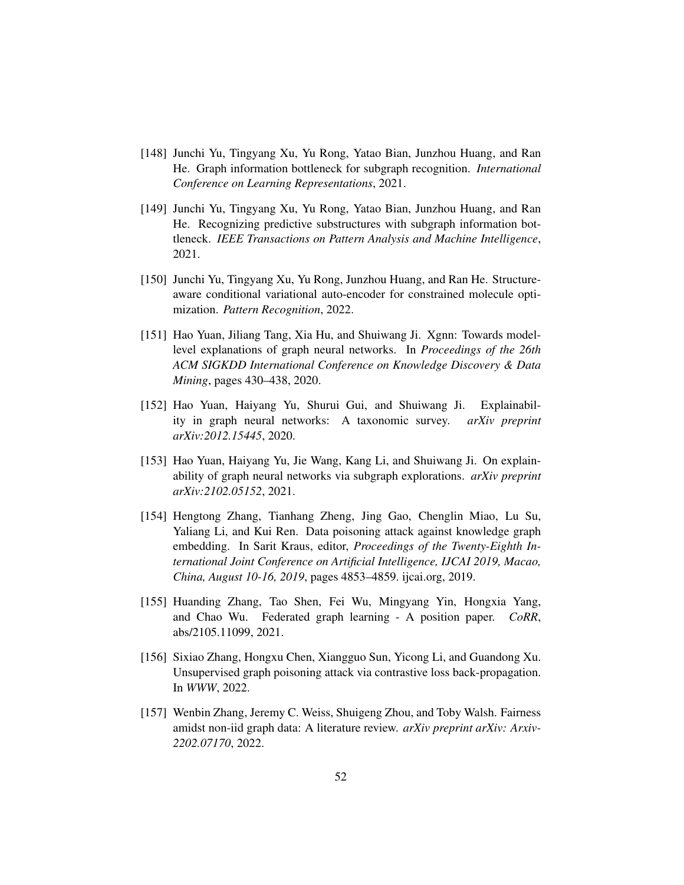[148] Junchi Yu, Tingyang Xu, Yu Rong, Yatao Bian, Junzhou Huang, and Ran He. Graph information bottleneck for subgraph recognition. *International Conference on Learning Representations*, 2021.

[149] Junchi Yu, Tingyang Xu, Yu Rong, Yatao Bian, Junzhou Huang, and Ran He. Recognizing predictive substructures with subgraph information bottleneck. *IEEE Transactions on Pattern Analysis and Machine Intelligence*, 2021.

[150] Junchi Yu, Tingyang Xu, Yu Rong, Junzhou Huang, and Ran He. Structure-aware conditional variational auto-encoder for constrained molecule optimization. *Pattern Recognition*, 2022.

[151] Hao Yuan, Jiliang Tang, Xia Hu, and Shuiwang Ji. Xgnn: Towards model-level explanations of graph neural networks. In *Proceedings of the 26th ACM SIGKDD International Conference on Knowledge Discovery & Data Mining*, pages 430–438, 2020.

[152] Hao Yuan, Haiyang Yu, Shurui Gui, and Shuiwang Ji. Explainability in graph neural networks: A taxonomic survey. *arXiv preprint arXiv:2012.15445*, 2020.

[153] Hao Yuan, Haiyang Yu, Jie Wang, Kang Li, and Shuiwang Ji. On explainability of graph neural networks via subgraph explorations. *arXiv preprint arXiv:2102.05152*, 2021.

[154] Hengtong Zhang, Tianhang Zheng, Jing Gao, Chenglin Miao, Lu Su, Yaliang Li, and Kui Ren. Data poisoning attack against knowledge graph embedding. In Sarit Kraus, editor, *Proceedings of the Twenty-Eighth International Joint Conference on Artificial Intelligence, IJCAI 2019, Macao, China, August 10-16, 2019*, pages 4853–4859. ijcai.org, 2019.

[155] Huanding Zhang, Tao Shen, Fei Wu, Mingyang Yin, Hongxia Yang, and Chao Wu. Federated graph learning - A position paper. *CoRR*, abs/2105.11099, 2021.

[156] Sixiao Zhang, Hongxu Chen, Xiangguo Sun, Yicong Li, and Guandong Xu. Unsupervised graph poisoning attack via contrastive loss back-propagation. In *WWW*, 2022.

[157] Wenbin Zhang, Jeremy C. Weiss, Shuigeng Zhou, and Toby Walsh. Fairness amidst non-iid graph data: A literature review. *arXiv preprint arXiv: Arxiv-2202.07170*, 2022.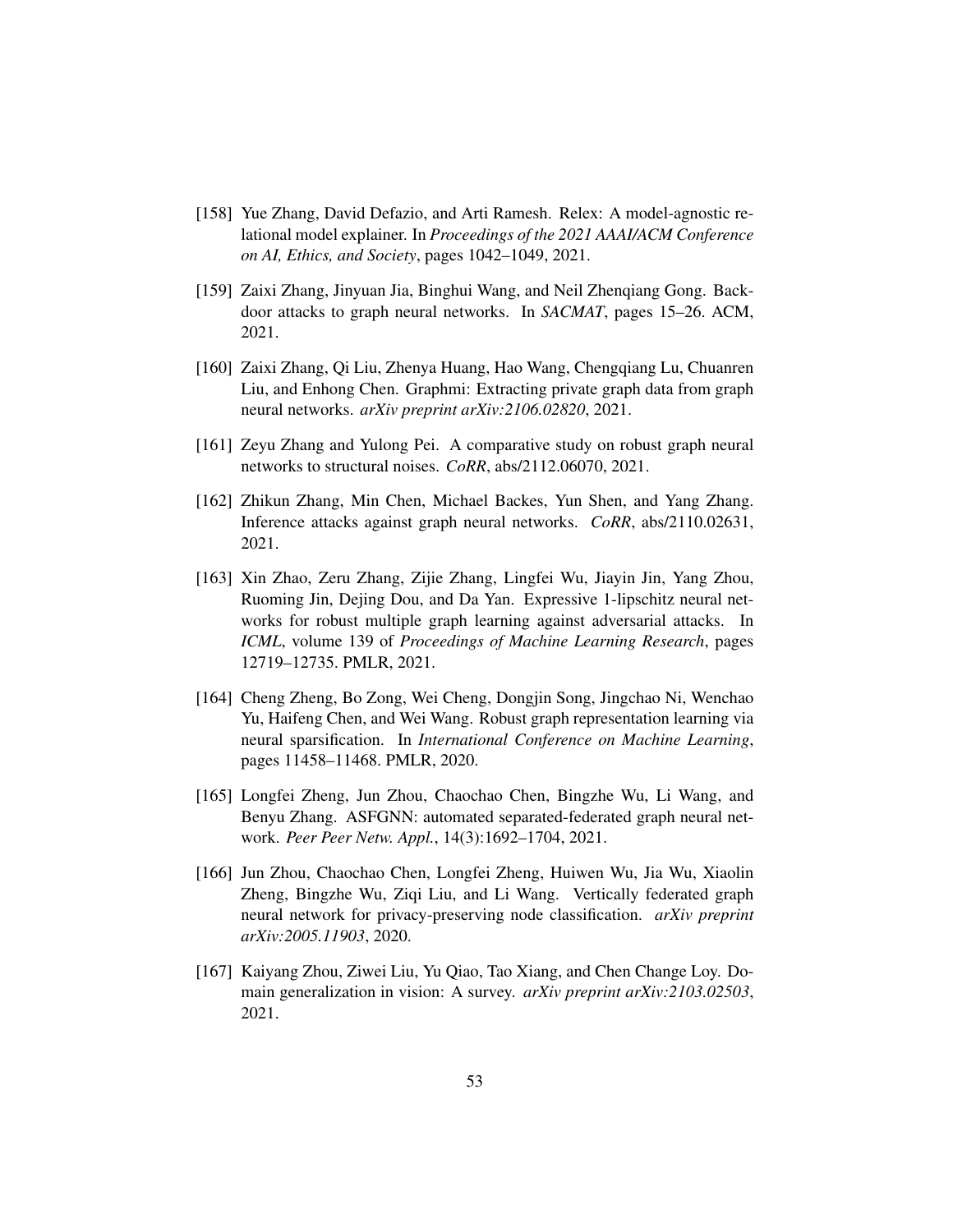[158] Yue Zhang, David Defazio, and Arti Ramesh. Relex: A model-agnostic relational model explainer. In *Proceedings of the 2021 AAAI/ACM Conference on AI, Ethics, and Society*, pages 1042–1049, 2021.

[159] Zaixi Zhang, Jinyuan Jia, Binghui Wang, and Neil Zhenqiang Gong. Backdoor attacks to graph neural networks. In *SACMAT*, pages 15–26. ACM, 2021.

[160] Zaixi Zhang, Qi Liu, Zhenya Huang, Hao Wang, Chengqiang Lu, Chuanren Liu, and Enhong Chen. Graphmi: Extracting private graph data from graph neural networks. *arXiv preprint arXiv:2106.02820*, 2021.

[161] Zeyu Zhang and Yulong Pei. A comparative study on robust graph neural networks to structural noises. *CoRR*, abs/2112.06070, 2021.

[162] Zhikun Zhang, Min Chen, Michael Backes, Yun Shen, and Yang Zhang. Inference attacks against graph neural networks. *CoRR*, abs/2110.02631, 2021.

[163] Xin Zhao, Zeru Zhang, Zijie Zhang, Lingfei Wu, Jiayin Jin, Yang Zhou, Ruoming Jin, Dejing Dou, and Da Yan. Expressive 1-lipschitz neural networks for robust multiple graph learning against adversarial attacks. In *ICML*, volume 139 of *Proceedings of Machine Learning Research*, pages 12719–12735. PMLR, 2021.

[164] Cheng Zheng, Bo Zong, Wei Cheng, Dongjin Song, Jingchao Ni, Wenchao Yu, Haifeng Chen, and Wei Wang. Robust graph representation learning via neural sparsification. In *International Conference on Machine Learning*, pages 11458–11468. PMLR, 2020.

[165] Longfei Zheng, Jun Zhou, Chaochao Chen, Bingzhe Wu, Li Wang, and Benyu Zhang. ASFGNN: automated separated-federated graph neural network. *Peer Peer Netw. Appl.*, 14(3):1692–1704, 2021.

[166] Jun Zhou, Chaochao Chen, Longfei Zheng, Huiwen Wu, Jia Wu, Xiaolin Zheng, Bingzhe Wu, Ziqi Liu, and Li Wang. Vertically federated graph neural network for privacy-preserving node classification. *arXiv preprint arXiv:2005.11903*, 2020.

[167] Kaiyang Zhou, Ziwei Liu, Yu Qiao, Tao Xiang, and Chen Change Loy. Domain generalization in vision: A survey. *arXiv preprint arXiv:2103.02503*, 2021.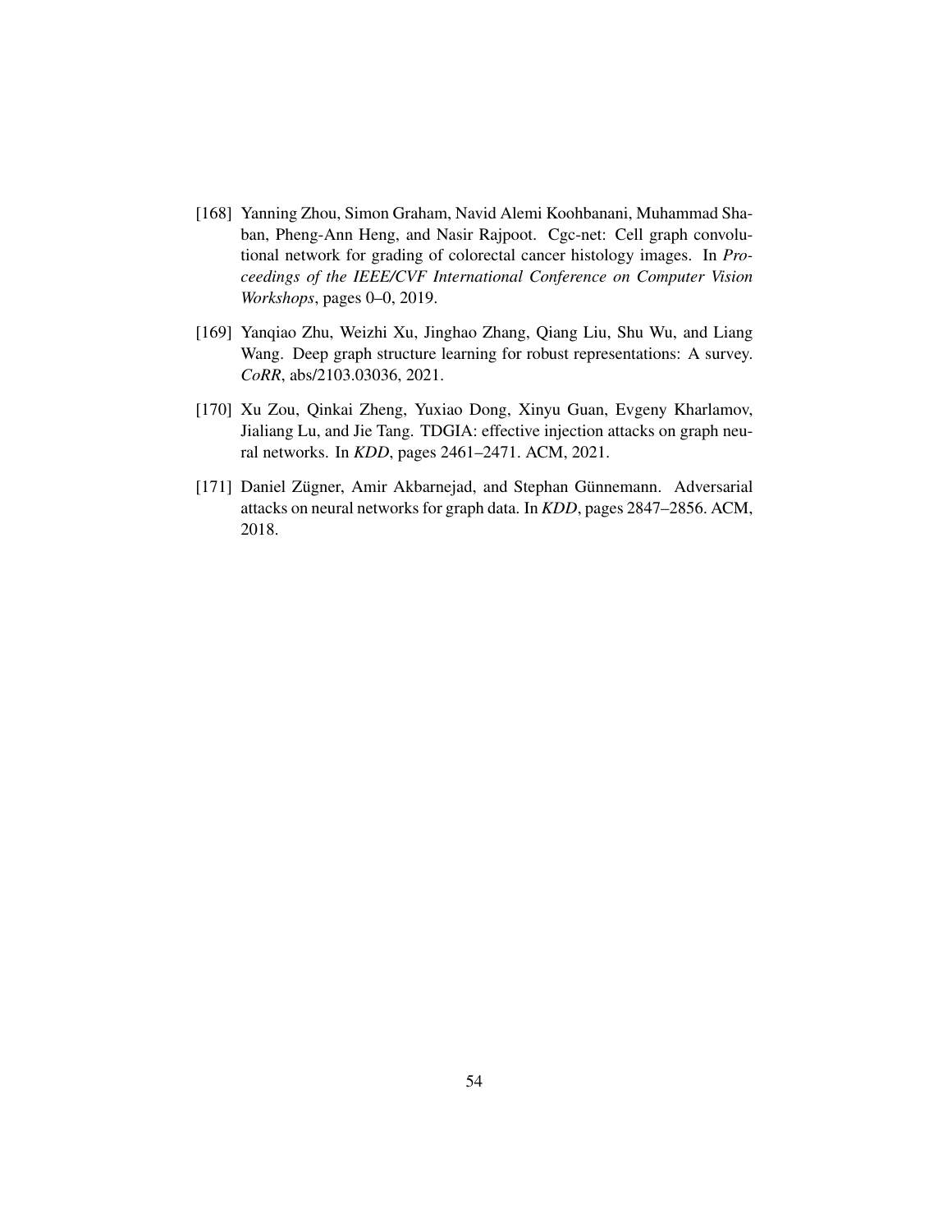[168] Yanning Zhou, Simon Graham, Navid Alemi Koohbanani, Muhammad Shaban, Pheng-Ann Heng, and Nasir Rajpoot. Cgc-net: Cell graph convolutional network for grading of colorectal cancer histology images. In *Proceedings of the IEEE/CVF International Conference on Computer Vision Workshops*, pages 0–0, 2019.

[169] Yanqiao Zhu, Weizhi Xu, Jinghao Zhang, Qiang Liu, Shu Wu, and Liang Wang. Deep graph structure learning for robust representations: A survey. *CoRR*, abs/2103.03036, 2021.

[170] Xu Zou, Qinkai Zheng, Yuxiao Dong, Xinyu Guan, Evgeny Kharlamov, Jialiang Lu, and Jie Tang. TDGIA: effective injection attacks on graph neural networks. In *KDD*, pages 2461–2471. ACM, 2021.

[171] Daniel Zügner, Amir Akbarnejad, and Stephan Günnemann. Adversarial attacks on neural networks for graph data. In *KDD*, pages 2847–2856. ACM, 2018.